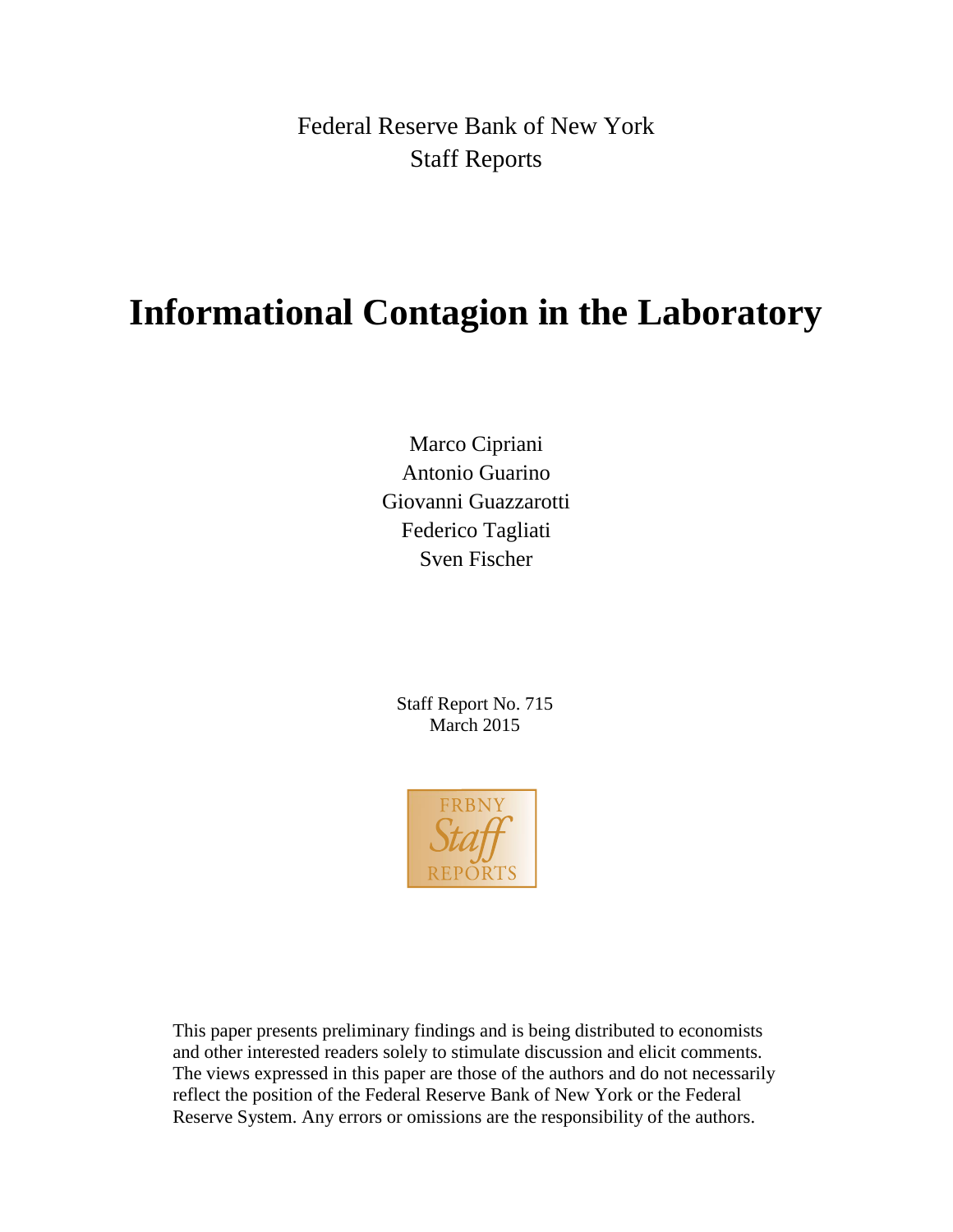Federal Reserve Bank of New York
Staff Reports

# Informational Contagion in the Laboratory

Marco Cipriani
Antonio Guarino
Giovanni Guazzarotti
Federico Tagliati
Sven Fischer

Staff Report No. 715
March 2015

FRBNY
Staff
REPORTS

This paper presents preliminary findings and is being distributed to economists and other interested readers solely to stimulate discussion and elicit comments. The views expressed in this paper are those of the authors and do not necessarily reflect the position of the Federal Reserve Bank of New York or the Federal Reserve System. Any errors or omissions are the responsibility of the authors.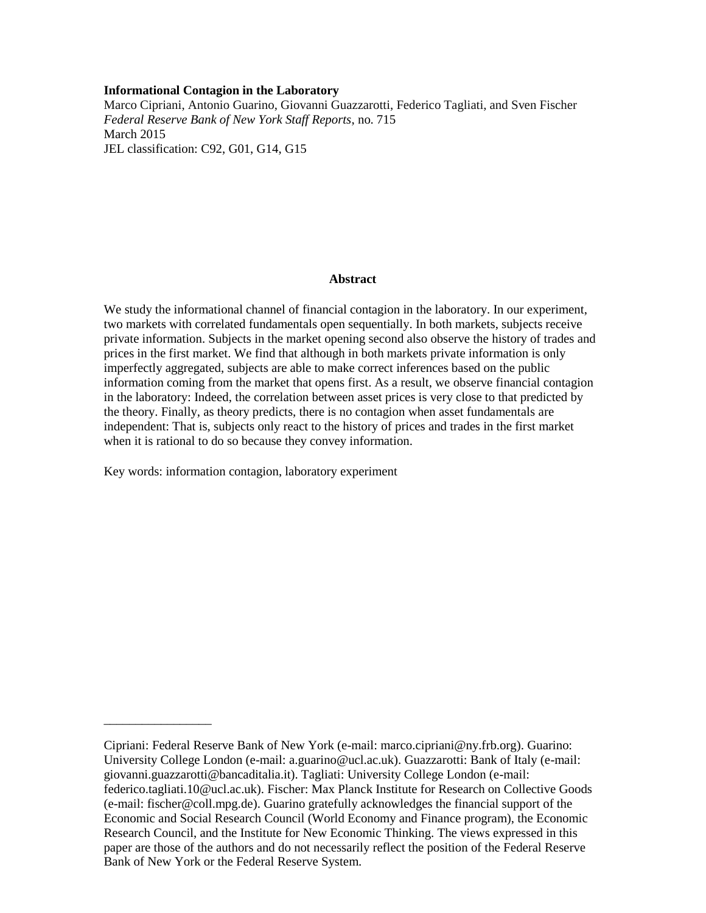**Informational Contagion in the Laboratory**
Marco Cipriani, Antonio Guarino, Giovanni Guazzarotti, Federico Tagliati, and Sven Fischer
*Federal Reserve Bank of New York Staff Reports*, no. 715
March 2015
JEL classification: C92, G01, G14, G15

## Abstract

We study the informational channel of financial contagion in the laboratory. In our experiment, two markets with correlated fundamentals open sequentially. In both markets, subjects receive private information. Subjects in the market opening second also observe the history of trades and prices in the first market. We find that although in both markets private information is only imperfectly aggregated, subjects are able to make correct inferences based on the public information coming from the market that opens first. As a result, we observe financial contagion in the laboratory: Indeed, the correlation between asset prices is very close to that predicted by the theory. Finally, as theory predicts, there is no contagion when asset fundamentals are independent: That is, subjects only react to the history of prices and trades in the first market when it is rational to do so because they convey information.

Key words: information contagion, laboratory experiment

---

Cipriani: Federal Reserve Bank of New York (e-mail: marco.cipriani@ny.frb.org). Guarino: University College London (e-mail: a.guarino@ucl.ac.uk). Guazzarotti: Bank of Italy (e-mail: giovanni.guazzarotti@bancaditalia.it). Tagliati: University College London (e-mail: federico.tagliati.10@ucl.ac.uk). Fischer: Max Planck Institute for Research on Collective Goods (e-mail: fischer@coll.mpg.de). Guarino gratefully acknowledges the financial support of the Economic and Social Research Council (World Economy and Finance program), the Economic Research Council, and the Institute for New Economic Thinking. The views expressed in this paper are those of the authors and do not necessarily reflect the position of the Federal Reserve Bank of New York or the Federal Reserve System.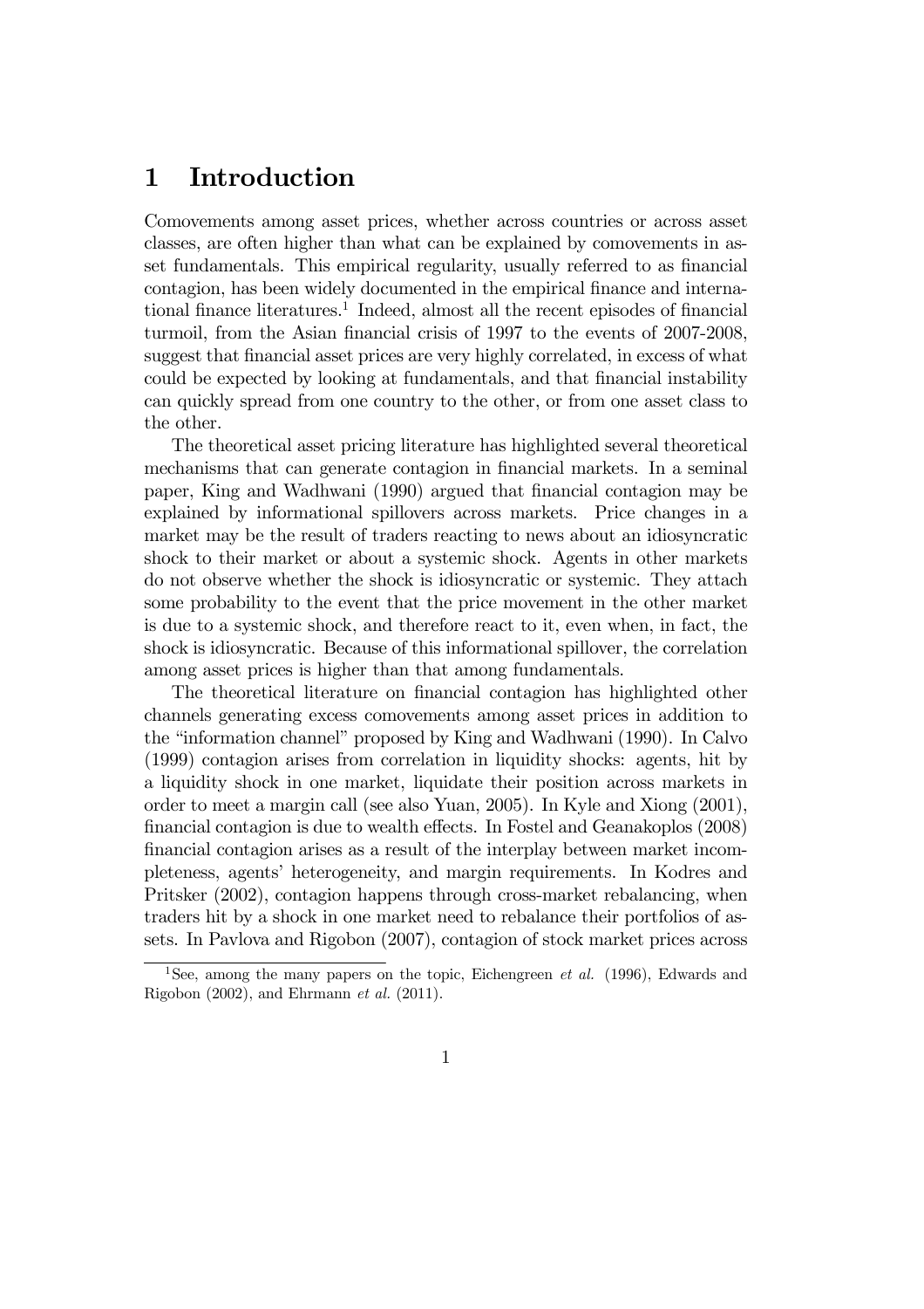# 1 Introduction

Comovements among asset prices, whether across countries or across asset classes, are often higher than what can be explained by comovements in asset fundamentals. This empirical regularity, usually referred to as financial contagion, has been widely documented in the empirical finance and international finance literatures.[1] Indeed, almost all the recent episodes of financial turmoil, from the Asian financial crisis of 1997 to the events of 2007-2008, suggest that financial asset prices are very highly correlated, in excess of what could be expected by looking at fundamentals, and that financial instability can quickly spread from one country to the other, or from one asset class to the other.

The theoretical asset pricing literature has highlighted several theoretical mechanisms that can generate contagion in financial markets. In a seminal paper, King and Wadhwani (1990) argued that financial contagion may be explained by informational spillovers across markets. Price changes in a market may be the result of traders reacting to news about an idiosyncratic shock to their market or about a systemic shock. Agents in other markets do not observe whether the shock is idiosyncratic or systemic. They attach some probability to the event that the price movement in the other market is due to a systemic shock, and therefore react to it, even when, in fact, the shock is idiosyncratic. Because of this informational spillover, the correlation among asset prices is higher than that among fundamentals.

The theoretical literature on financial contagion has highlighted other channels generating excess comovements among asset prices in addition to the "information channel" proposed by King and Wadhwani (1990). In Calvo (1999) contagion arises from correlation in liquidity shocks: agents, hit by a liquidity shock in one market, liquidate their position across markets in order to meet a margin call (see also Yuan, 2005). In Kyle and Xiong (2001), financial contagion is due to wealth effects. In Fostel and Geanakoplos (2008) financial contagion arises as a result of the interplay between market incompleteness, agents' heterogeneity, and margin requirements. In Kodres and Pritsker (2002), contagion happens through cross-market rebalancing, when traders hit by a shock in one market need to rebalance their portfolios of assets. In Pavlova and Rigobon (2007), contagion of stock market prices across

[1] See, among the many papers on the topic, Eichengreen *et al.* (1996), Edwards and Rigobon (2002), and Ehrmann *et al.* (2011).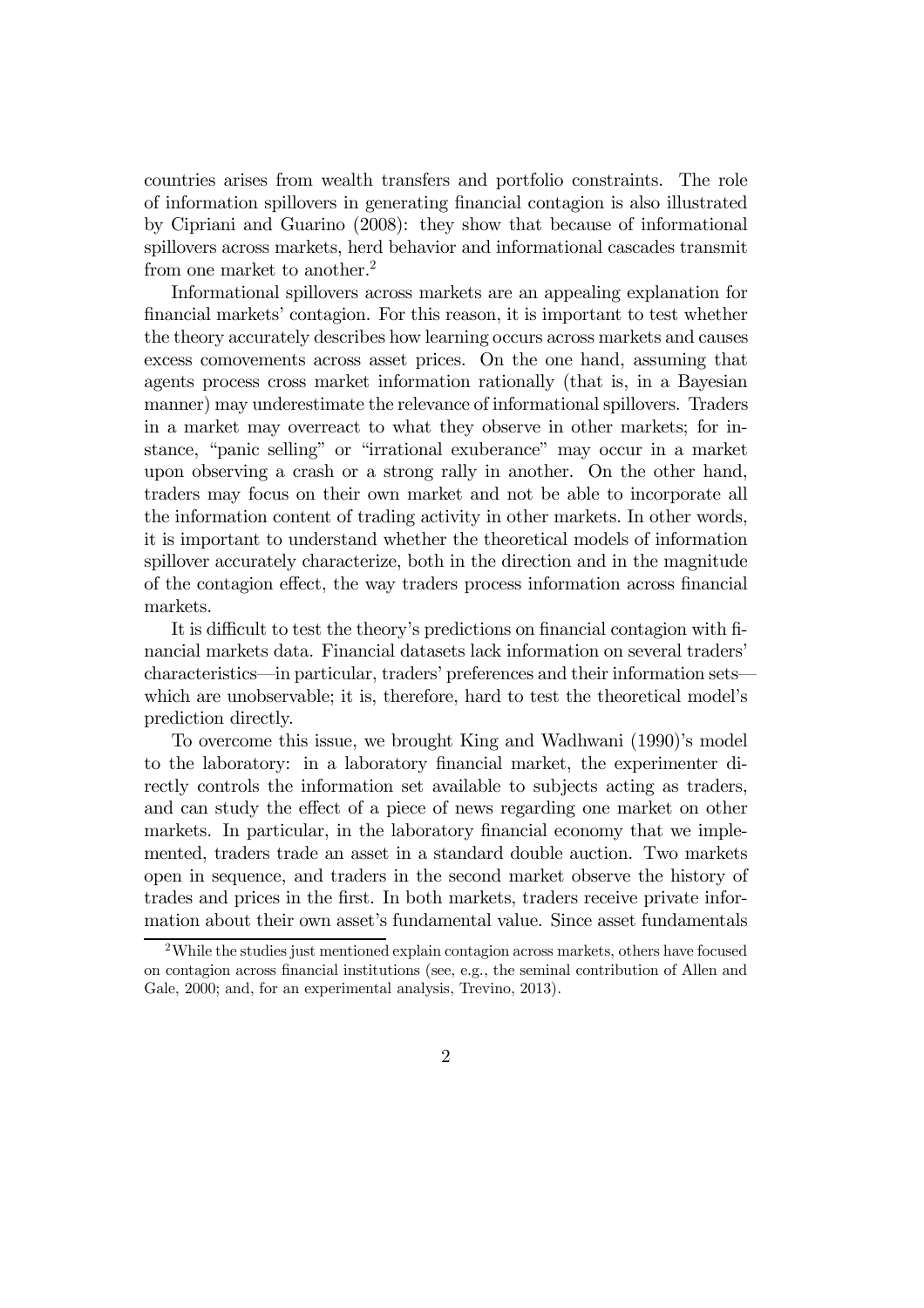countries arises from wealth transfers and portfolio constraints. The role of information spillovers in generating financial contagion is also illustrated by Cipriani and Guarino (2008): they show that because of informational spillovers across markets, herd behavior and informational cascades transmit from one market to another.[2]

Informational spillovers across markets are an appealing explanation for financial markets' contagion. For this reason, it is important to test whether the theory accurately describes how learning occurs across markets and causes excess comovements across asset prices. On the one hand, assuming that agents process cross market information rationally (that is, in a Bayesian manner) may underestimate the relevance of informational spillovers. Traders in a market may overreact to what they observe in other markets; for instance, "panic selling" or "irrational exuberance" may occur in a market upon observing a crash or a strong rally in another. On the other hand, traders may focus on their own market and not be able to incorporate all the information content of trading activity in other markets. In other words, it is important to understand whether the theoretical models of information spillover accurately characterize, both in the direction and in the magnitude of the contagion effect, the way traders process information across financial markets.

It is difficult to test the theory's predictions on financial contagion with financial markets data. Financial datasets lack information on several traders' characteristics—in particular, traders' preferences and their information sets—which are unobservable; it is, therefore, hard to test the theoretical model's prediction directly.

To overcome this issue, we brought King and Wadhwani (1990)'s model to the laboratory: in a laboratory financial market, the experimenter directly controls the information set available to subjects acting as traders, and can study the effect of a piece of news regarding one market on other markets. In particular, in the laboratory financial economy that we implemented, traders trade an asset in a standard double auction. Two markets open in sequence, and traders in the second market observe the history of trades and prices in the first. In both markets, traders receive private information about their own asset's fundamental value. Since asset fundamentals

[2] While the studies just mentioned explain contagion across markets, others have focused on contagion across financial institutions (see, e.g., the seminal contribution of Allen and Gale, 2000; and, for an experimental analysis, Trevino, 2013).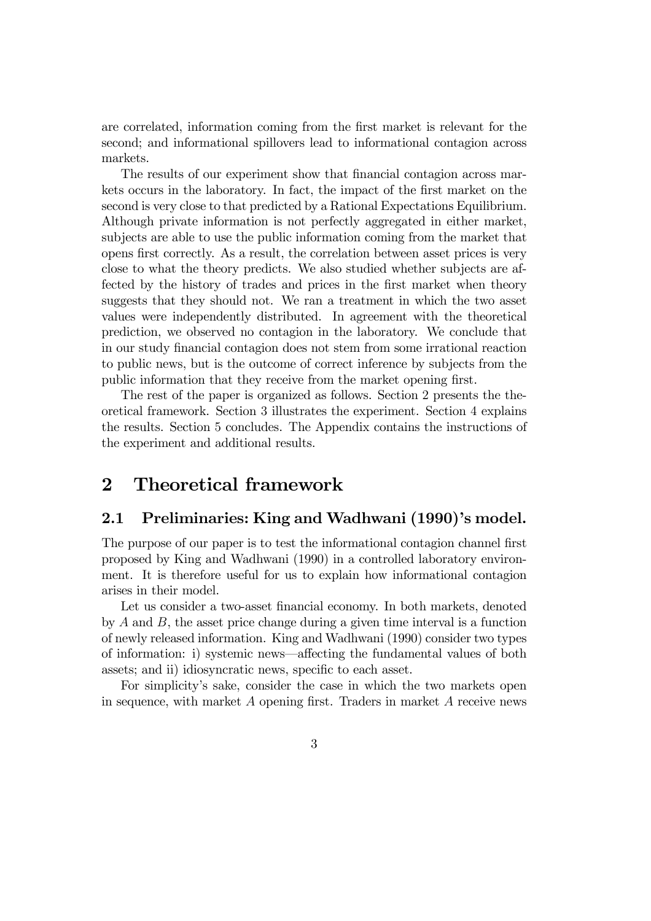are correlated, information coming from the first market is relevant for the second; and informational spillovers lead to informational contagion across markets.

The results of our experiment show that financial contagion across markets occurs in the laboratory. In fact, the impact of the first market on the second is very close to that predicted by a Rational Expectations Equilibrium. Although private information is not perfectly aggregated in either market, subjects are able to use the public information coming from the market that opens first correctly. As a result, the correlation between asset prices is very close to what the theory predicts. We also studied whether subjects are affected by the history of trades and prices in the first market when theory suggests that they should not. We ran a treatment in which the two asset values were independently distributed. In agreement with the theoretical prediction, we observed no contagion in the laboratory. We conclude that in our study financial contagion does not stem from some irrational reaction to public news, but is the outcome of correct inference by subjects from the public information that they receive from the market opening first.

The rest of the paper is organized as follows. Section 2 presents the theoretical framework. Section 3 illustrates the experiment. Section 4 explains the results. Section 5 concludes. The Appendix contains the instructions of the experiment and additional results.

# 2 Theoretical framework

## 2.1 Preliminaries: King and Wadhwani (1990)'s model.

The purpose of our paper is to test the informational contagion channel first proposed by King and Wadhwani (1990) in a controlled laboratory environment. It is therefore useful for us to explain how informational contagion arises in their model.

Let us consider a two-asset financial economy. In both markets, denoted by $A$ and $B$, the asset price change during a given time interval is a function of newly released information. King and Wadhwani (1990) consider two types of information: i) systemic news—affecting the fundamental values of both assets; and ii) idiosyncratic news, specific to each asset.

For simplicity's sake, consider the case in which the two markets open in sequence, with market $A$ opening first. Traders in market $A$ receive news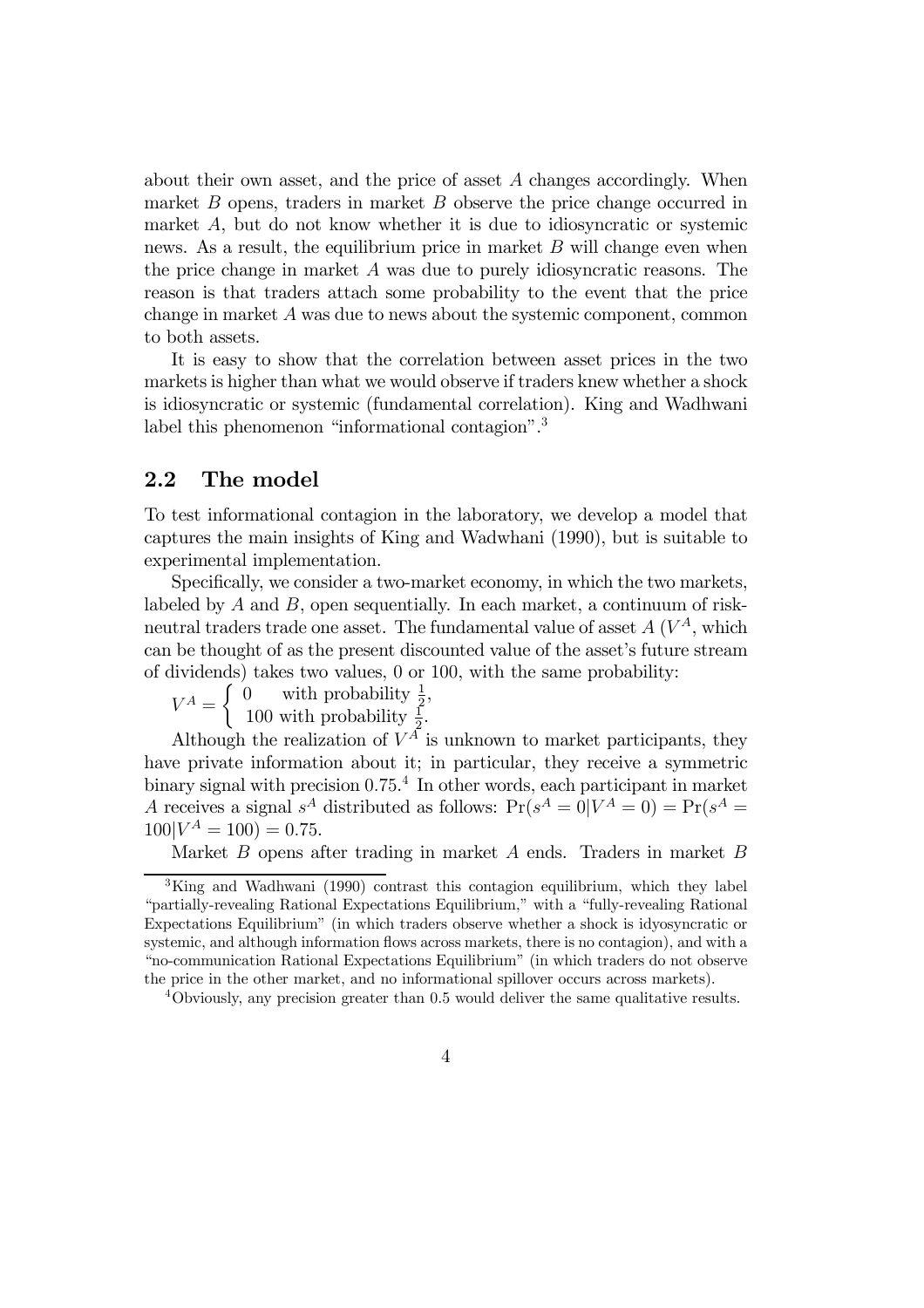about their own asset, and the price of asset $A$ changes accordingly. When market $B$ opens, traders in market $B$ observe the price change occurred in market $A$, but do not know whether it is due to idiosyncratic or systemic news. As a result, the equilibrium price in market $B$ will change even when the price change in market $A$ was due to purely idiosyncratic reasons. The reason is that traders attach some probability to the event that the price change in market $A$ was due to news about the systemic component, common to both assets.

It is easy to show that the correlation between asset prices in the two markets is higher than what we would observe if traders knew whether a shock is idiosyncratic or systemic (fundamental correlation). King and Wadhwani label this phenomenon "informational contagion".[3]

## 2.2 The model

To test informational contagion in the laboratory, we develop a model that captures the main insights of King and Wadwhani (1990), but is suitable to experimental implementation.

Specifically, we consider a two-market economy, in which the two markets, labeled by $A$ and $B$, open sequentially. In each market, a continuum of risk-neutral traders trade one asset. The fundamental value of asset $A$ ($V^A$, which can be thought of as the present discounted value of the asset's future stream of dividends) takes two values, 0 or 100, with the same probability:

$$V^A = \begin{cases} 0 & \text{with probability } \frac{1}{2}, \\ 100 & \text{with probability } \frac{1}{2}. \end{cases}$$

Although the realization of $V^A$ is unknown to market participants, they have private information about it; in particular, they receive a symmetric binary signal with precision 0.75.[4] In other words, each participant in market $A$ receives a signal $s^A$ distributed as follows: $\Pr(s^A = 0|V^A = 0) = \Pr(s^A = 100|V^A = 100) = 0.75$.

Market $B$ opens after trading in market $A$ ends. Traders in market $B$

[3] King and Wadhwani (1990) contrast this contagion equilibrium, which they label "partially-revealing Rational Expectations Equilibrium," with a "fully-revealing Rational Expectations Equilibrium" (in which traders observe whether a shock is idyosyncratic or systemic, and although information flows across markets, there is no contagion), and with a "no-communication Rational Expectations Equilibrium" (in which traders do not observe the price in the other market, and no informational spillover occurs across markets).

[4] Obviously, any precision greater than 0.5 would deliver the same qualitative results.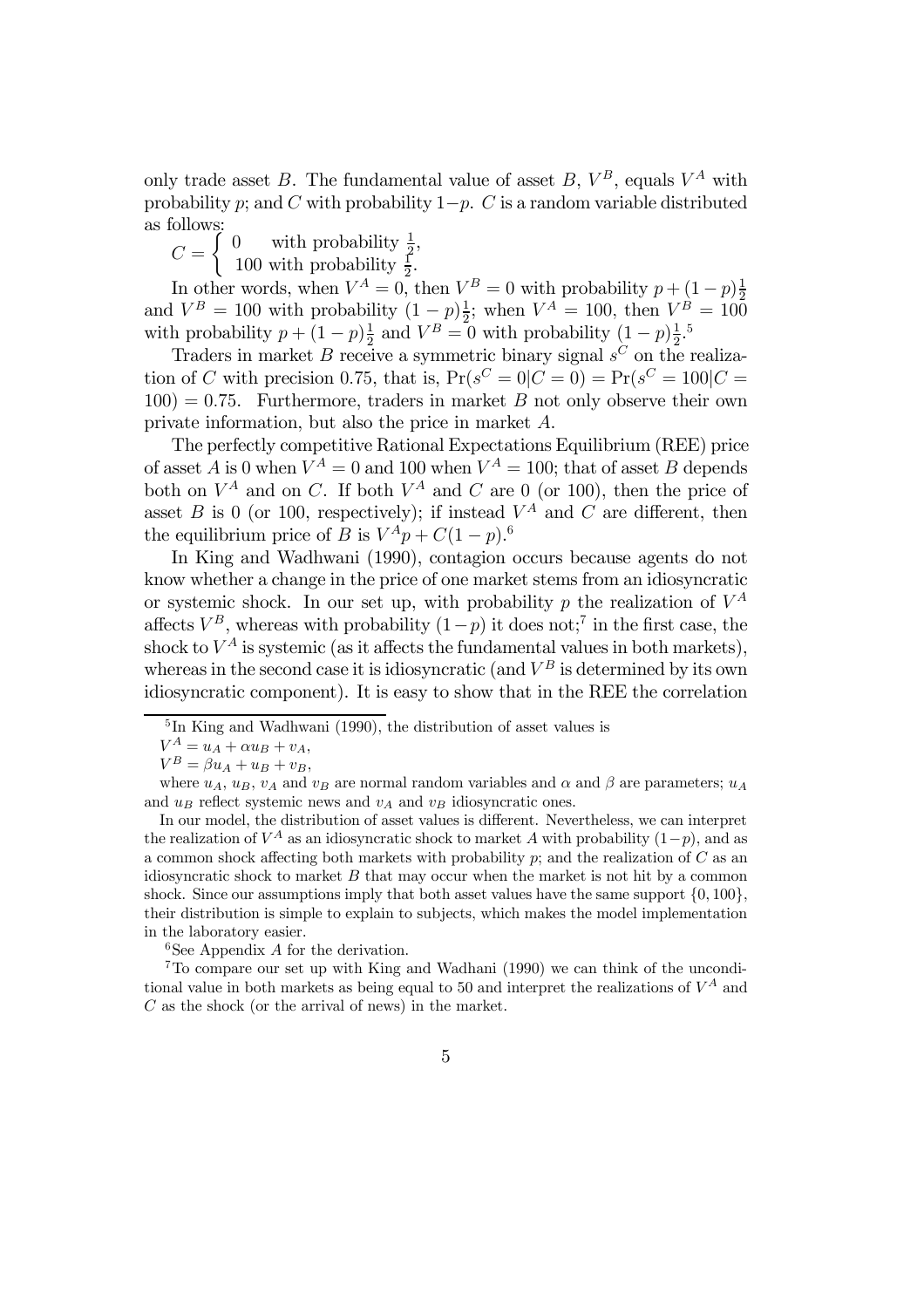only trade asset $B$. The fundamental value of asset $B$, $V^B$, equals $V^A$ with probability $p$; and $C$ with probability $1-p$. $C$ is a random variable distributed as follows:

$$C = \begin{cases} 0 & \text{with probability } \frac{1}{2}, \\ 100 & \text{with probability } \frac{1}{2}. \end{cases}$$

In other words, when $V^A = 0$, then $V^B = 0$ with probability $p + (1-p)\frac{1}{2}$ and $V^B = 100$ with probability $(1-p)\frac{1}{2}$; when $V^A = 100$, then $V^B = 100$ with probability $p + (1-p)\frac{1}{2}$ and $V^B = 0$ with probability $(1-p)\frac{1}{2}$.[5]

Traders in market $B$ receive a symmetric binary signal $s^C$ on the realization of $C$ with precision 0.75, that is, $\Pr(s^C = 0|C = 0) = \Pr(s^C = 100|C = 100) = 0.75$. Furthermore, traders in market $B$ not only observe their own private information, but also the price in market $A$.

The perfectly competitive Rational Expectations Equilibrium (REE) price of asset $A$ is 0 when $V^A = 0$ and 100 when $V^A = 100$; that of asset $B$ depends both on $V^A$ and on $C$. If both $V^A$ and $C$ are 0 (or 100), then the price of asset $B$ is 0 (or 100, respectively); if instead $V^A$ and $C$ are different, then the equilibrium price of $B$ is $V^A p + C(1-p)$.[6]

In King and Wadhwani (1990), contagion occurs because agents do not know whether a change in the price of one market stems from an idiosyncratic or systemic shock. In our set up, with probability $p$ the realization of $V^A$ affects $V^B$, whereas with probability $(1-p)$ it does not;[7] in the first case, the shock to $V^A$ is systemic (as it affects the fundamental values in both markets), whereas in the second case it is idiosyncratic (and $V^B$ is determined by its own idiosyncratic component). It is easy to show that in the REE the correlation

---

[5] In King and Wadhwani (1990), the distribution of asset values is

$V^A = u_A + \alpha u_B + v_A,$

$V^B = \beta u_A + u_B + v_B,$

where $u_A$, $u_B$, $v_A$ and $v_B$ are normal random variables and $\alpha$ and $\beta$ are parameters; $u_A$ and $u_B$ reflect systemic news and $v_A$ and $v_B$ idiosyncratic ones.

In our model, the distribution of asset values is different. Nevertheless, we can interpret the realization of $V^A$ as an idiosyncratic shock to market $A$ with probability $(1-p)$, and as a common shock affecting both markets with probability $p$; and the realization of $C$ as an idiosyncratic shock to market $B$ that may occur when the market is not hit by a common shock. Since our assumptions imply that both asset values have the same support $\{0, 100\}$, their distribution is simple to explain to subjects, which makes the model implementation in the laboratory easier.

[6] See Appendix $A$ for the derivation.

[7] To compare our set up with King and Wadhani (1990) we can think of the unconditional value in both markets as being equal to 50 and interpret the realizations of $V^A$ and $C$ as the shock (or the arrival of news) in the market.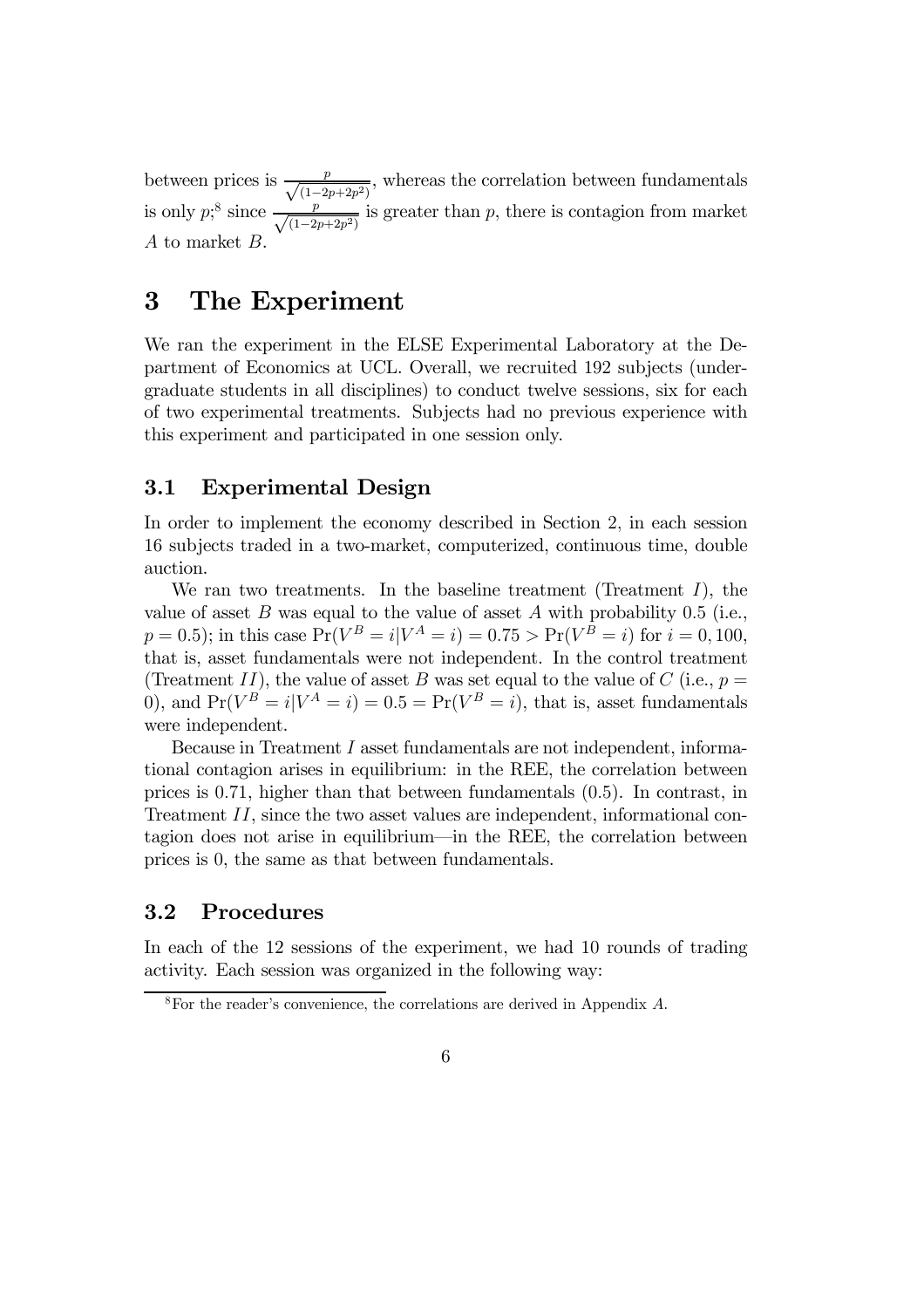between prices is $\frac{p}{\sqrt{(1-2p+2p^2)}}$, whereas the correlation between fundamentals is only $p$;[8] since $\frac{p}{\sqrt{(1-2p+2p^2)}}$ is greater than $p$, there is contagion from market $A$ to market $B$.

# 3 The Experiment

We ran the experiment in the ELSE Experimental Laboratory at the Department of Economics at UCL. Overall, we recruited 192 subjects (undergraduate students in all disciplines) to conduct twelve sessions, six for each of two experimental treatments. Subjects had no previous experience with this experiment and participated in one session only.

## 3.1 Experimental Design

In order to implement the economy described in Section 2, in each session 16 subjects traded in a two-market, computerized, continuous time, double auction.

We ran two treatments. In the baseline treatment (Treatment $I$), the value of asset $B$ was equal to the value of asset $A$ with probability 0.5 (i.e., $p = 0.5$); in this case $\Pr(V^B = i|V^A = i) = 0.75 > \Pr(V^B = i)$ for $i = 0, 100$, that is, asset fundamentals were not independent. In the control treatment (Treatment $II$), the value of asset $B$ was set equal to the value of $C$ (i.e., $p = 0$), and $\Pr(V^B = i|V^A = i) = 0.5 = \Pr(V^B = i)$, that is, asset fundamentals were independent.

Because in Treatment $I$ asset fundamentals are not independent, informational contagion arises in equilibrium: in the REE, the correlation between prices is 0.71, higher than that between fundamentals (0.5). In contrast, in Treatment $II$, since the two asset values are independent, informational contagion does not arise in equilibrium—in the REE, the correlation between prices is 0, the same as that between fundamentals.

## 3.2 Procedures

In each of the 12 sessions of the experiment, we had 10 rounds of trading activity. Each session was organized in the following way:

[8] For the reader's convenience, the correlations are derived in Appendix $A$.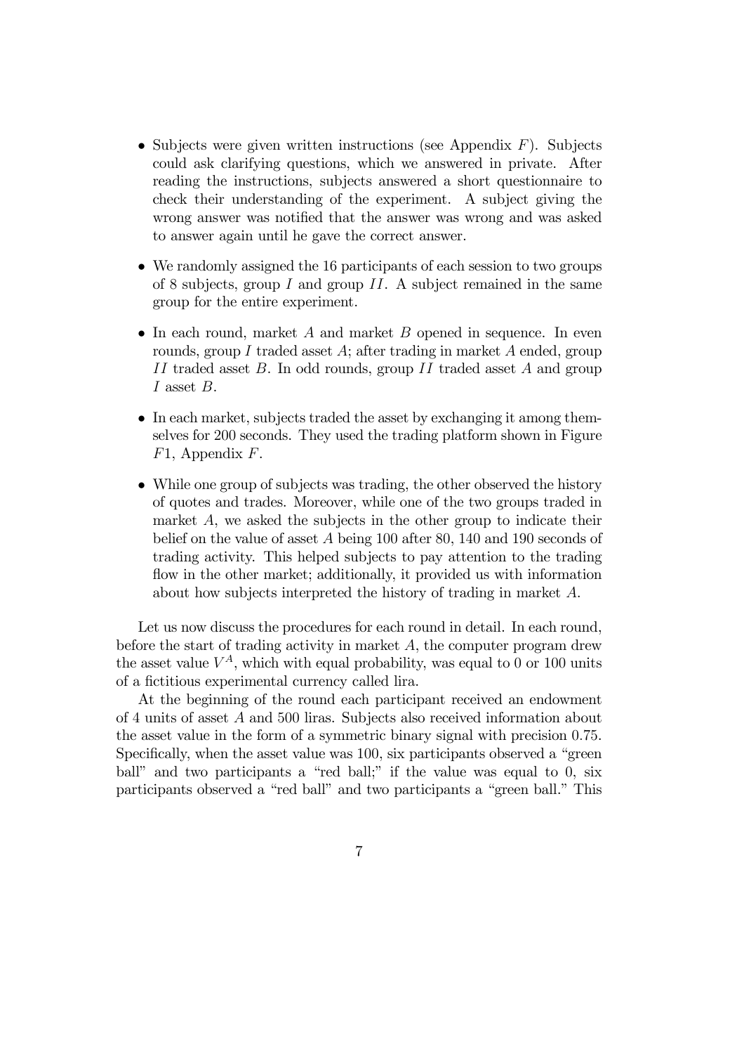- Subjects were given written instructions (see Appendix $F$). Subjects could ask clarifying questions, which we answered in private. After reading the instructions, subjects answered a short questionnaire to check their understanding of the experiment. A subject giving the wrong answer was notified that the answer was wrong and was asked to answer again until he gave the correct answer.

- We randomly assigned the 16 participants of each session to two groups of 8 subjects, group $I$ and group $II$. A subject remained in the same group for the entire experiment.

- In each round, market $A$ and market $B$ opened in sequence. In even rounds, group $I$ traded asset $A$; after trading in market $A$ ended, group $II$ traded asset $B$. In odd rounds, group $II$ traded asset $A$ and group $I$ asset $B$.

- In each market, subjects traded the asset by exchanging it among themselves for 200 seconds. They used the trading platform shown in Figure $F1$, Appendix $F$.

- While one group of subjects was trading, the other observed the history of quotes and trades. Moreover, while one of the two groups traded in market $A$, we asked the subjects in the other group to indicate their belief on the value of asset $A$ being 100 after 80, 140 and 190 seconds of trading activity. This helped subjects to pay attention to the trading flow in the other market; additionally, it provided us with information about how subjects interpreted the history of trading in market $A$.

Let us now discuss the procedures for each round in detail. In each round, before the start of trading activity in market $A$, the computer program drew the asset value $V^A$, which with equal probability, was equal to 0 or 100 units of a fictitious experimental currency called lira.

At the beginning of the round each participant received an endowment of 4 units of asset $A$ and 500 liras. Subjects also received information about the asset value in the form of a symmetric binary signal with precision 0.75. Specifically, when the asset value was 100, six participants observed a "green ball" and two participants a "red ball;" if the value was equal to 0, six participants observed a "red ball" and two participants a "green ball." This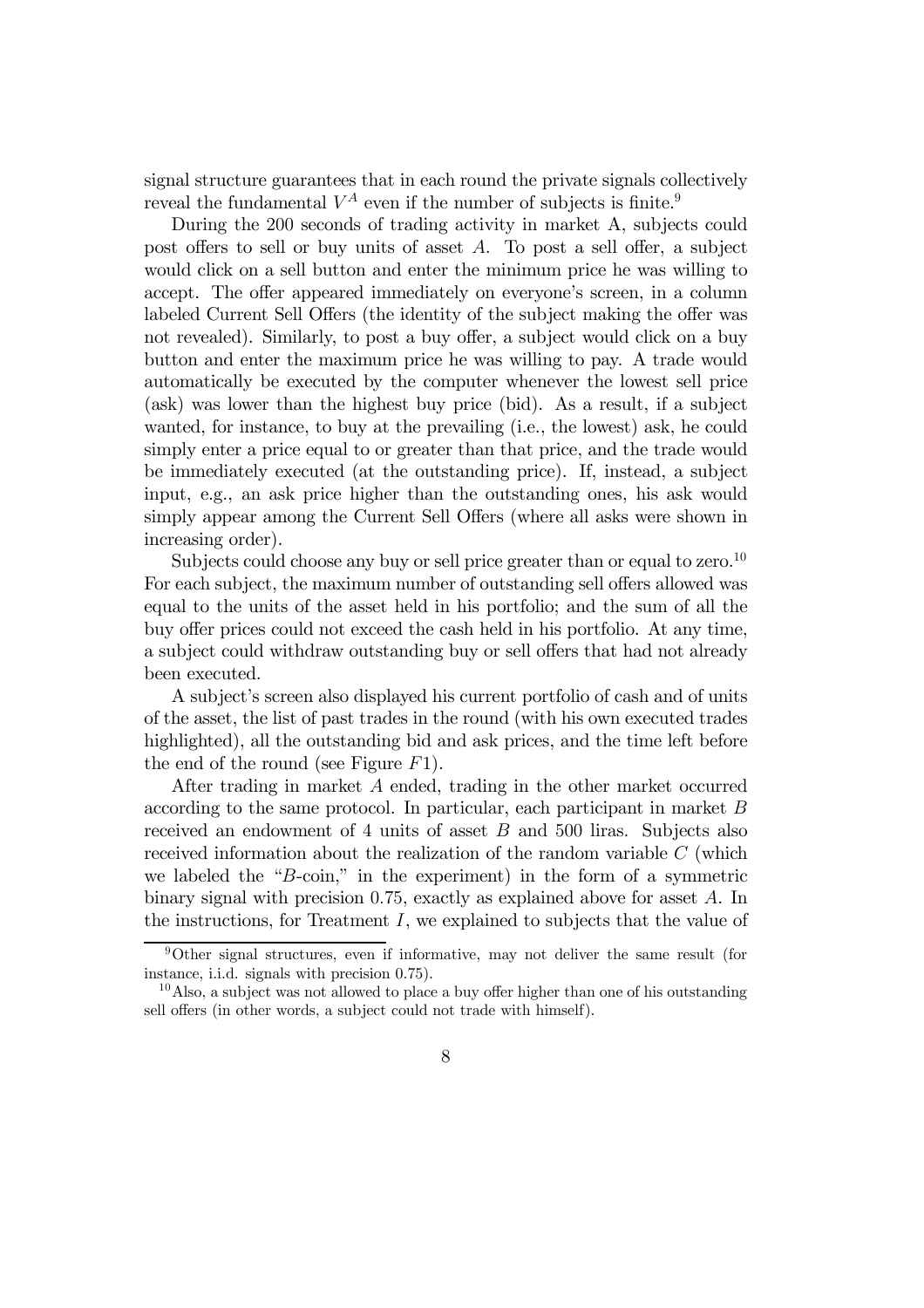signal structure guarantees that in each round the private signals collectively reveal the fundamental $V^A$ even if the number of subjects is finite.[9]

During the 200 seconds of trading activity in market A, subjects could post offers to sell or buy units of asset $A$. To post a sell offer, a subject would click on a sell button and enter the minimum price he was willing to accept. The offer appeared immediately on everyone's screen, in a column labeled Current Sell Offers (the identity of the subject making the offer was not revealed). Similarly, to post a buy offer, a subject would click on a buy button and enter the maximum price he was willing to pay. A trade would automatically be executed by the computer whenever the lowest sell price (ask) was lower than the highest buy price (bid). As a result, if a subject wanted, for instance, to buy at the prevailing (i.e., the lowest) ask, he could simply enter a price equal to or greater than that price, and the trade would be immediately executed (at the outstanding price). If, instead, a subject input, e.g., an ask price higher than the outstanding ones, his ask would simply appear among the Current Sell Offers (where all asks were shown in increasing order).

Subjects could choose any buy or sell price greater than or equal to zero.[10] For each subject, the maximum number of outstanding sell offers allowed was equal to the units of the asset held in his portfolio; and the sum of all the buy offer prices could not exceed the cash held in his portfolio. At any time, a subject could withdraw outstanding buy or sell offers that had not already been executed.

A subject's screen also displayed his current portfolio of cash and of units of the asset, the list of past trades in the round (with his own executed trades highlighted), all the outstanding bid and ask prices, and the time left before the end of the round (see Figure $F1$).

After trading in market $A$ ended, trading in the other market occurred according to the same protocol. In particular, each participant in market $B$ received an endowment of 4 units of asset $B$ and 500 liras. Subjects also received information about the realization of the random variable $C$ (which we labeled the "$B$-coin," in the experiment) in the form of a symmetric binary signal with precision 0.75, exactly as explained above for asset $A$. In the instructions, for Treatment $I$, we explained to subjects that the value of

[9] Other signal structures, even if informative, may not deliver the same result (for instance, i.i.d. signals with precision 0.75).

[10] Also, a subject was not allowed to place a buy offer higher than one of his outstanding sell offers (in other words, a subject could not trade with himself).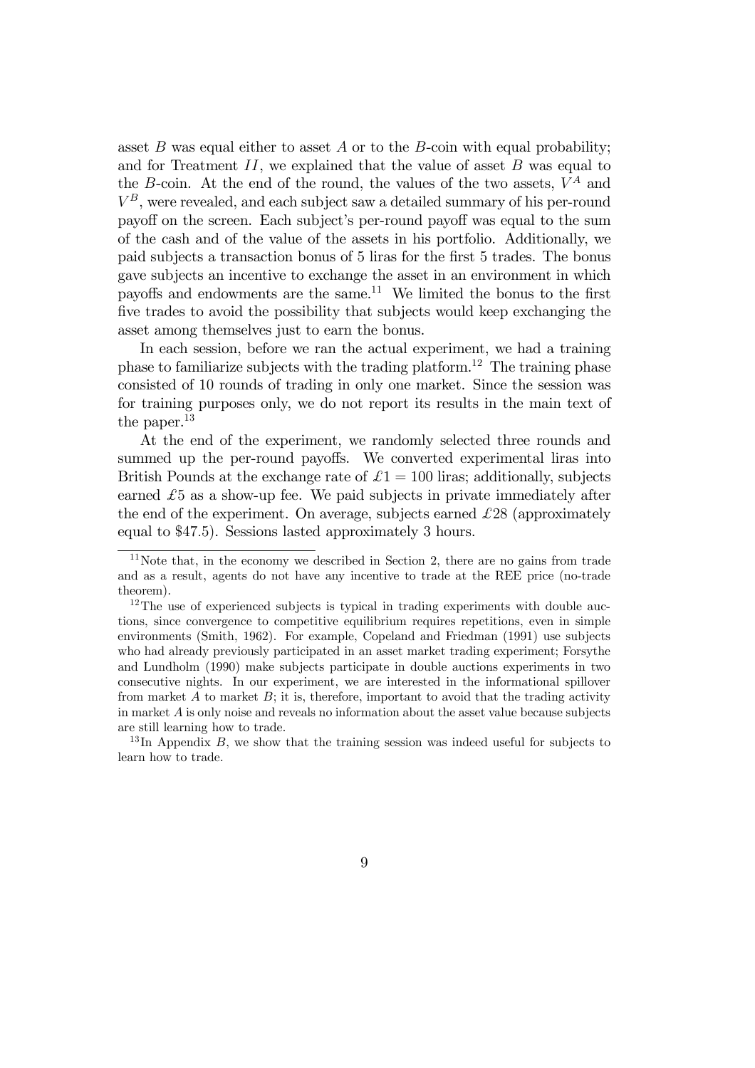asset $B$ was equal either to asset $A$ or to the $B$-coin with equal probability; and for Treatment $II$, we explained that the value of asset $B$ was equal to the $B$-coin. At the end of the round, the values of the two assets, $V^A$ and $V^B$, were revealed, and each subject saw a detailed summary of his per-round payoff on the screen. Each subject's per-round payoff was equal to the sum of the cash and of the value of the assets in his portfolio. Additionally, we paid subjects a transaction bonus of 5 liras for the first 5 trades. The bonus gave subjects an incentive to exchange the asset in an environment in which payoffs and endowments are the same.[11] We limited the bonus to the first five trades to avoid the possibility that subjects would keep exchanging the asset among themselves just to earn the bonus.

In each session, before we ran the actual experiment, we had a training phase to familiarize subjects with the trading platform.[12] The training phase consisted of 10 rounds of trading in only one market. Since the session was for training purposes only, we do not report its results in the main text of the paper.[13]

At the end of the experiment, we randomly selected three rounds and summed up the per-round payoffs. We converted experimental liras into British Pounds at the exchange rate of £1 = 100 liras; additionally, subjects earned £5 as a show-up fee. We paid subjects in private immediately after the end of the experiment. On average, subjects earned £28 (approximately equal to $47.5). Sessions lasted approximately 3 hours.

---

[11] Note that, in the economy we described in Section 2, there are no gains from trade and as a result, agents do not have any incentive to trade at the REE price (no-trade theorem).

[12] The use of experienced subjects is typical in trading experiments with double auctions, since convergence to competitive equilibrium requires repetitions, even in simple environments (Smith, 1962). For example, Copeland and Friedman (1991) use subjects who had already previously participated in an asset market trading experiment; Forsythe and Lundholm (1990) make subjects participate in double auctions experiments in two consecutive nights. In our experiment, we are interested in the informational spillover from market $A$ to market $B$; it is, therefore, important to avoid that the trading activity in market $A$ is only noise and reveals no information about the asset value because subjects are still learning how to trade.

[13] In Appendix $B$, we show that the training session was indeed useful for subjects to learn how to trade.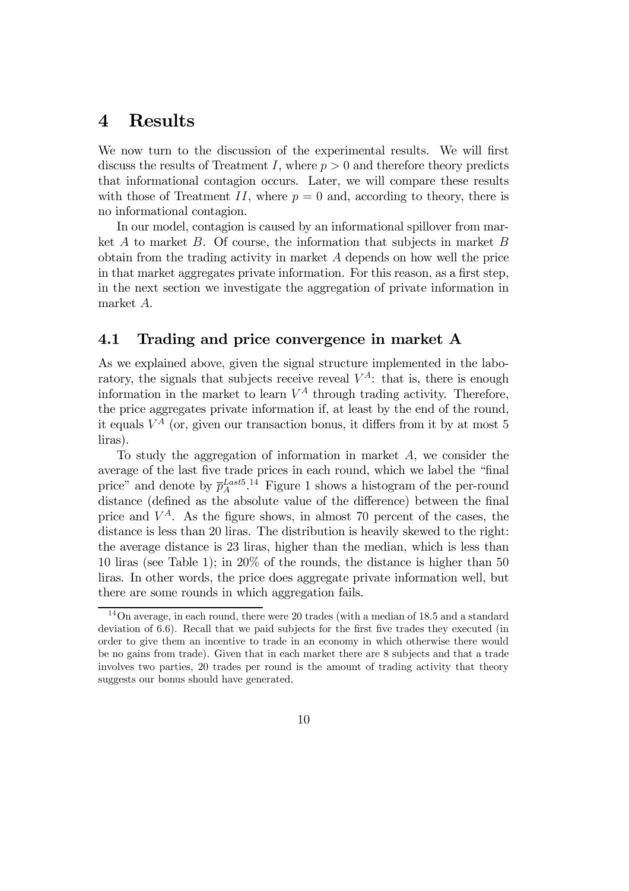# 4 Results

We now turn to the discussion of the experimental results. We will first discuss the results of Treatment $I$, where $p > 0$ and therefore theory predicts that informational contagion occurs. Later, we will compare these results with those of Treatment $II$, where $p = 0$ and, according to theory, there is no informational contagion.

In our model, contagion is caused by an informational spillover from market $A$ to market $B$. Of course, the information that subjects in market $B$ obtain from the trading activity in market $A$ depends on how well the price in that market aggregates private information. For this reason, as a first step, in the next section we investigate the aggregation of private information in market $A$.

## 4.1 Trading and price convergence in market A

As we explained above, given the signal structure implemented in the laboratory, the signals that subjects receive reveal $V^A$: that is, there is enough information in the market to learn $V^A$ through trading activity. Therefore, the price aggregates private information if, at least by the end of the round, it equals $V^A$ (or, given our transaction bonus, it differs from it by at most 5 liras).

To study the aggregation of information in market $A$, we consider the average of the last five trade prices in each round, which we label the "final price" and denote by $\overline{p}_A^{Last5}$.[14] Figure 1 shows a histogram of the per-round distance (defined as the absolute value of the difference) between the final price and $V^A$. As the figure shows, in almost 70 percent of the cases, the distance is less than 20 liras. The distribution is heavily skewed to the right: the average distance is 23 liras, higher than the median, which is less than 10 liras (see Table 1); in 20% of the rounds, the distance is higher than 50 liras. In other words, the price does aggregate private information well, but there are some rounds in which aggregation fails.

[14] On average, in each round, there were 20 trades (with a median of 18.5 and a standard deviation of 6.6). Recall that we paid subjects for the first five trades they executed (in order to give them an incentive to trade in an economy in which otherwise there would be no gains from trade). Given that in each market there are 8 subjects and that a trade involves two parties, 20 trades per round is the amount of trading activity that theory suggests our bonus should have generated.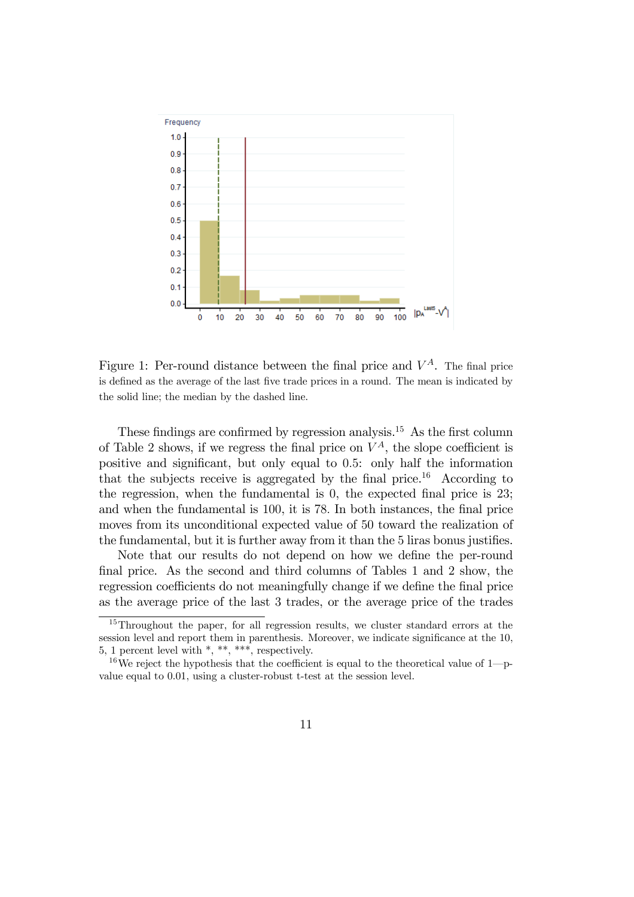Figure 1: Per-round distance between the final price and $V^A$. The final price is defined as the average of the last five trade prices in a round. The mean is indicated by the solid line; the median by the dashed line.

These findings are confirmed by regression analysis.[15] As the first column of Table 2 shows, if we regress the final price on $V^A$, the slope coefficient is positive and significant, but only equal to 0.5: only half the information that the subjects receive is aggregated by the final price.[16] According to the regression, when the fundamental is 0, the expected final price is 23; and when the fundamental is 100, it is 78. In both instances, the final price moves from its unconditional expected value of 50 toward the realization of the fundamental, but it is further away from it than the 5 liras bonus justifies.

Note that our results do not depend on how we define the per-round final price. As the second and third columns of Tables 1 and 2 show, the regression coefficients do not meaningfully change if we define the final price as the average price of the last 3 trades, or the average price of the trades

[15] Throughout the paper, for all regression results, we cluster standard errors at the session level and report them in parenthesis. Moreover, we indicate significance at the 10, 5, 1 percent level with *, **, ***, respectively.

[16] We reject the hypothesis that the coefficient is equal to the theoretical value of 1—p-value equal to 0.01, using a cluster-robust t-test at the session level.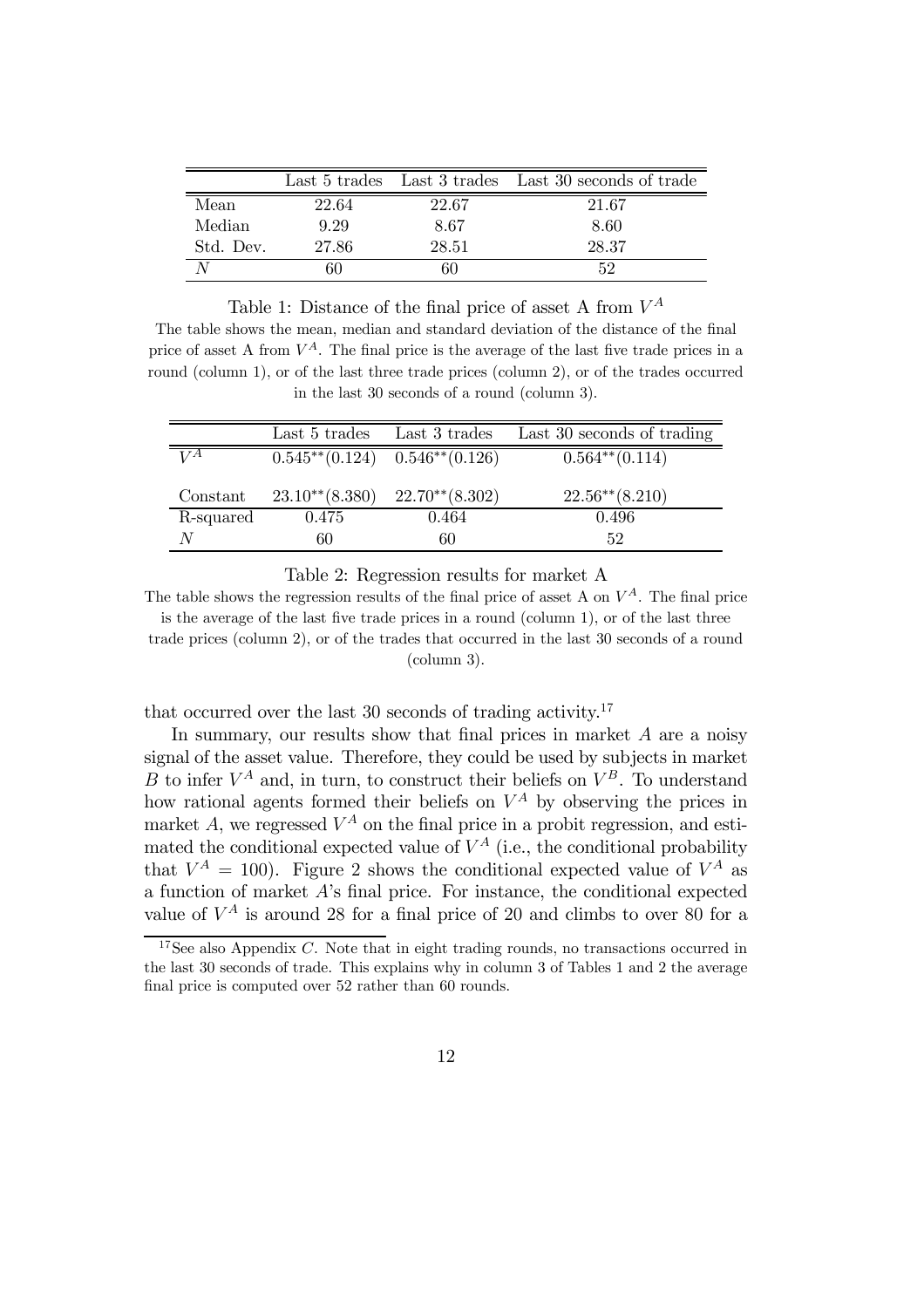| | Last 5 trades | Last 3 trades | Last 30 seconds of trade |
|---|---|---|---|
| Mean | 22.64 | 22.67 | 21.67 |
| Median | 9.29 | 8.67 | 8.60 |
| Std. Dev. | 27.86 | 28.51 | 28.37 |
| $N$ | 60 | 60 | 52 |

Table 1: Distance of the final price of asset A from $V^A$

The table shows the mean, median and standard deviation of the distance of the final price of asset A from $V^A$. The final price is the average of the last five trade prices in a round (column 1), or of the last three trade prices (column 2), or of the trades occurred in the last 30 seconds of a round (column 3).

| | Last 5 trades | Last 3 trades | Last 30 seconds of trading |
|---|---|---|---|
| $V^A$ | $0.545^{**}(0.124)$ | $0.546^{**}(0.126)$ | $0.564^{**}(0.114)$ |
| Constant | $23.10^{**}(8.380)$ | $22.70^{**}(8.302)$ | $22.56^{**}(8.210)$ |
| R-squared | 0.475 | 0.464 | 0.496 |
| $N$ | 60 | 60 | 52 |

Table 2: Regression results for market A

The table shows the regression results of the final price of asset A on $V^A$. The final price is the average of the last five trade prices in a round (column 1), or of the last three trade prices (column 2), or of the trades that occurred in the last 30 seconds of a round (column 3).

that occurred over the last 30 seconds of trading activity.[17]

In summary, our results show that final prices in market $A$ are a noisy signal of the asset value. Therefore, they could be used by subjects in market $B$ to infer $V^A$ and, in turn, to construct their beliefs on $V^B$. To understand how rational agents formed their beliefs on $V^A$ by observing the prices in market $A$, we regressed $V^A$ on the final price in a probit regression, and estimated the conditional expected value of $V^A$ (i.e., the conditional probability that $V^A = 100$). Figure 2 shows the conditional expected value of $V^A$ as a function of market $A$'s final price. For instance, the conditional expected value of $V^A$ is around 28 for a final price of 20 and climbs to over 80 for a

[17] See also Appendix $C$. Note that in eight trading rounds, no transactions occurred in the last 30 seconds of trade. This explains why in column 3 of Tables 1 and 2 the average final price is computed over 52 rather than 60 rounds.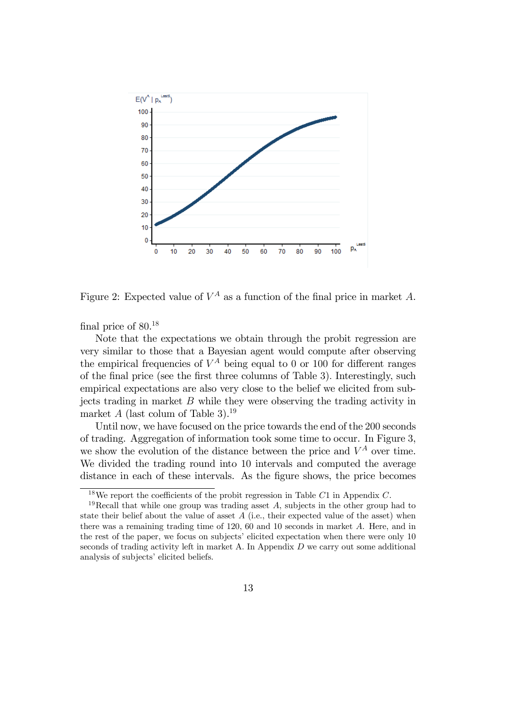Figure 2: Expected value of $V^A$ as a function of the final price in market $A$.

final price of 80.[18]

Note that the expectations we obtain through the probit regression are very similar to those that a Bayesian agent would compute after observing the empirical frequencies of $V^A$ being equal to 0 or 100 for different ranges of the final price (see the first three columns of Table 3). Interestingly, such empirical expectations are also very close to the belief we elicited from subjects trading in market $B$ while they were observing the trading activity in market $A$ (last colum of Table 3).[19]

Until now, we have focused on the price towards the end of the 200 seconds of trading. Aggregation of information took some time to occur. In Figure 3, we show the evolution of the distance between the price and $V^A$ over time. We divided the trading round into 10 intervals and computed the average distance in each of these intervals. As the figure shows, the price becomes

[18] We report the coefficients of the probit regression in Table $C1$ in Appendix $C$.

[19] Recall that while one group was trading asset $A$, subjects in the other group had to state their belief about the value of asset $A$ (i.e., their expected value of the asset) when there was a remaining trading time of 120, 60 and 10 seconds in market $A$. Here, and in the rest of the paper, we focus on subjects' elicited expectation when there were only 10 seconds of trading activity left in market A. In Appendix $D$ we carry out some additional analysis of subjects' elicited beliefs.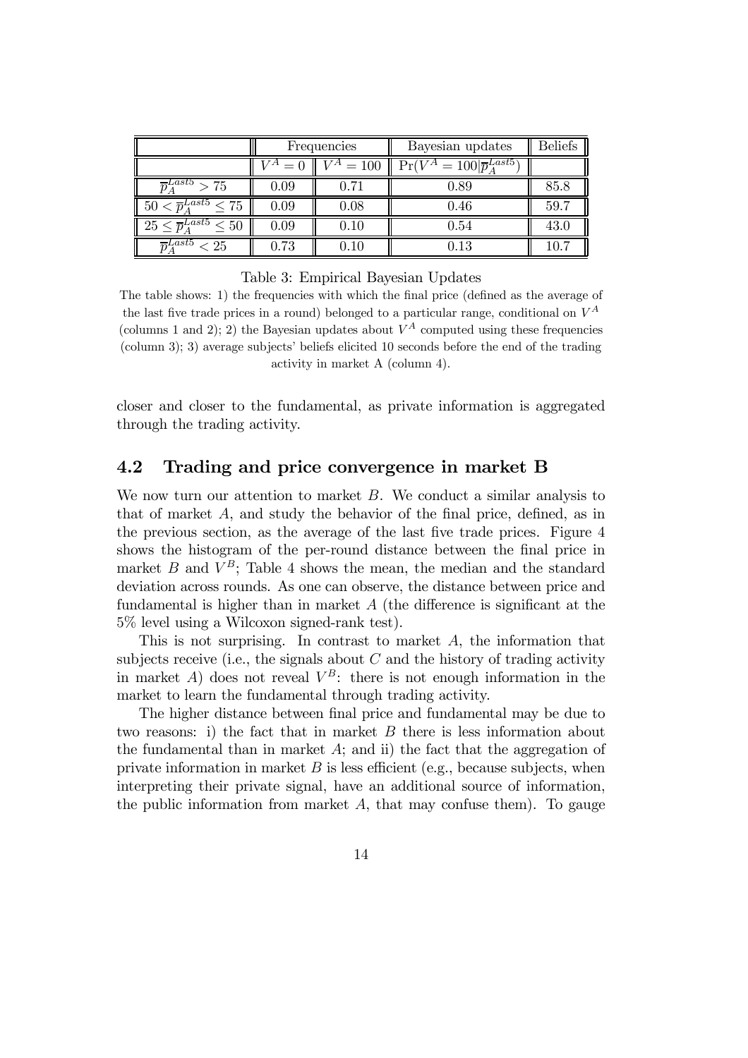| | Frequencies | | Bayesian updates | Beliefs |
|---|---|---|---|---|
| | $V^A = 0$ | $V^A = 100$ | $\Pr(V^A = 100 \vert \overline{p}_A^{Last5})$ | |
| $\overline{p}_A^{Last5} > 75$ | 0.09 | 0.71 | 0.89 | 85.8 |
| $50 < \overline{p}_A^{Last5} \leq 75$ | 0.09 | 0.08 | 0.46 | 59.7 |
| $25 \leq \overline{p}_A^{Last5} \leq 50$ | 0.09 | 0.10 | 0.54 | 43.0 |
| $\overline{p}_A^{Last5} < 25$ | 0.73 | 0.10 | 0.13 | 10.7 |

Table 3: Empirical Bayesian Updates

The table shows: 1) the frequencies with which the final price (defined as the average of the last five trade prices in a round) belonged to a particular range, conditional on $V^A$ (columns 1 and 2); 2) the Bayesian updates about $V^A$ computed using these frequencies (column 3); 3) average subjects' beliefs elicited 10 seconds before the end of the trading activity in market A (column 4).

closer and closer to the fundamental, as private information is aggregated through the trading activity.

## 4.2 Trading and price convergence in market B

We now turn our attention to market $B$. We conduct a similar analysis to that of market $A$, and study the behavior of the final price, defined, as in the previous section, as the average of the last five trade prices. Figure 4 shows the histogram of the per-round distance between the final price in market $B$ and $V^B$; Table 4 shows the mean, the median and the standard deviation across rounds. As one can observe, the distance between price and fundamental is higher than in market $A$ (the difference is significant at the 5% level using a Wilcoxon signed-rank test).

This is not surprising. In contrast to market $A$, the information that subjects receive (i.e., the signals about $C$ and the history of trading activity in market $A$) does not reveal $V^B$: there is not enough information in the market to learn the fundamental through trading activity.

The higher distance between final price and fundamental may be due to two reasons: i) the fact that in market $B$ there is less information about the fundamental than in market $A$; and ii) the fact that the aggregation of private information in market $B$ is less efficient (e.g., because subjects, when interpreting their private signal, have an additional source of information, the public information from market $A$, that may confuse them). To gauge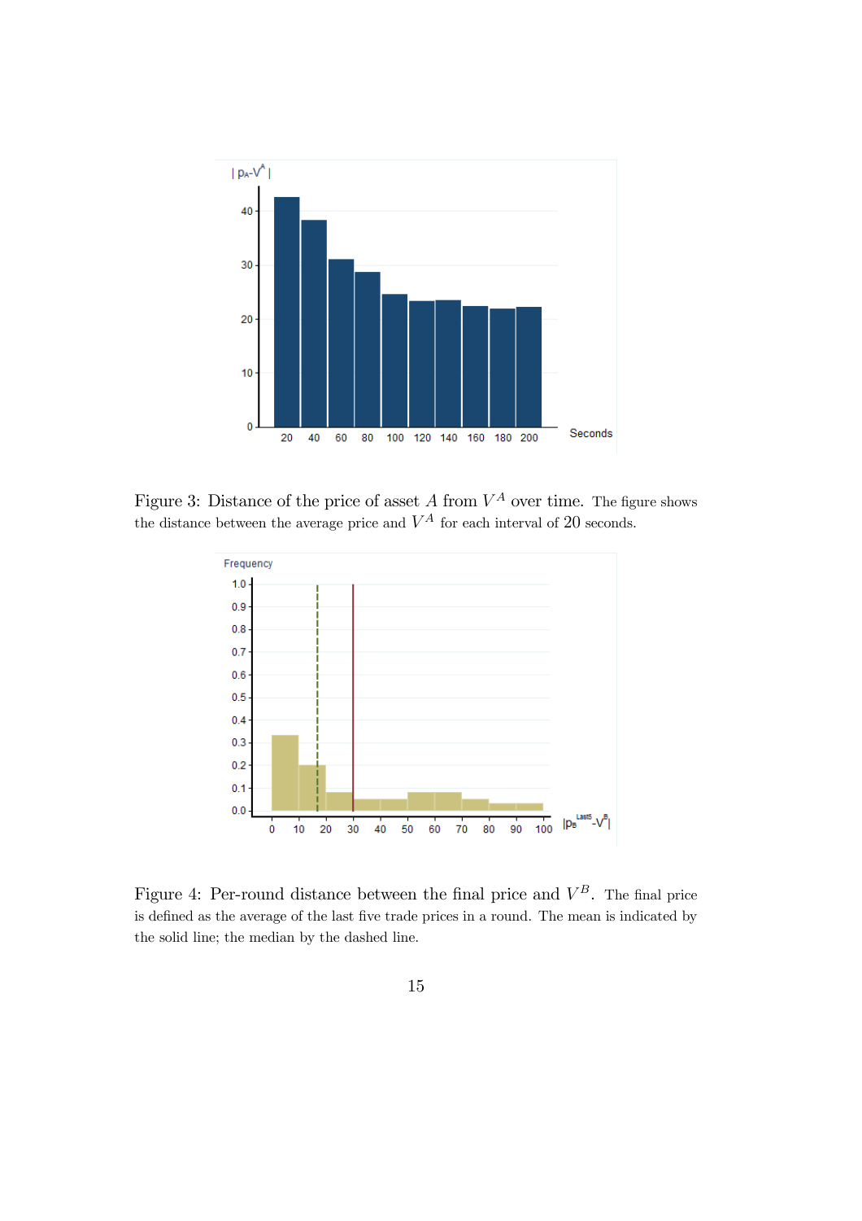Figure 3: Distance of the price of asset $A$ from $V^A$ over time. The figure shows the distance between the average price and $V^A$ for each interval of 20 seconds.

Figure 4: Per-round distance between the final price and $V^B$. The final price is defined as the average of the last five trade prices in a round. The mean is indicated by the solid line; the median by the dashed line.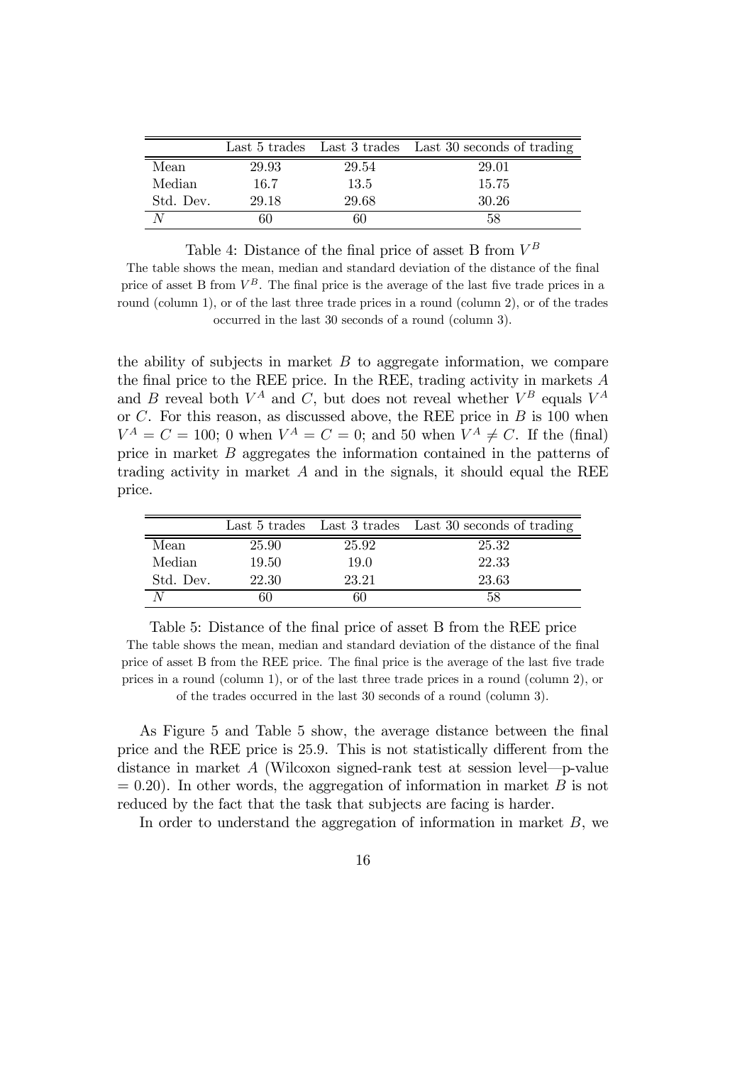|  | Last 5 trades | Last 3 trades | Last 30 seconds of trading |
|---|---|---|---|
| Mean | 29.93 | 29.54 | 29.01 |
| Median | 16.7 | 13.5 | 15.75 |
| Std. Dev. | 29.18 | 29.68 | 30.26 |
| $N$ | 60 | 60 | 58 |

Table 4: Distance of the final price of asset B from $V^B$

The table shows the mean, median and standard deviation of the distance of the final price of asset B from $V^B$. The final price is the average of the last five trade prices in a round (column 1), or of the last three trade prices in a round (column 2), or of the trades occurred in the last 30 seconds of a round (column 3).

the ability of subjects in market $B$ to aggregate information, we compare the final price to the REE price. In the REE, trading activity in markets $A$ and $B$ reveal both $V^A$ and $C$, but does not reveal whether $V^B$ equals $V^A$ or $C$. For this reason, as discussed above, the REE price in $B$ is 100 when $V^A = C = 100$; 0 when $V^A = C = 0$; and 50 when $V^A \neq C$. If the (final) price in market $B$ aggregates the information contained in the patterns of trading activity in market $A$ and in the signals, it should equal the REE price.

|  | Last 5 trades | Last 3 trades | Last 30 seconds of trading |
|---|---|---|---|
| Mean | 25.90 | 25.92 | 25.32 |
| Median | 19.50 | 19.0 | 22.33 |
| Std. Dev. | 22.30 | 23.21 | 23.63 |
| $N$ | 60 | 60 | 58 |

Table 5: Distance of the final price of asset B from the REE price

The table shows the mean, median and standard deviation of the distance of the final price of asset B from the REE price. The final price is the average of the last five trade prices in a round (column 1), or of the last three trade prices in a round (column 2), or of the trades occurred in the last 30 seconds of a round (column 3).

As Figure 5 and Table 5 show, the average distance between the final price and the REE price is 25.9. This is not statistically different from the distance in market $A$ (Wilcoxon signed-rank test at session level—p-value = 0.20). In other words, the aggregation of information in market $B$ is not reduced by the fact that the task that subjects are facing is harder.

In order to understand the aggregation of information in market $B$, we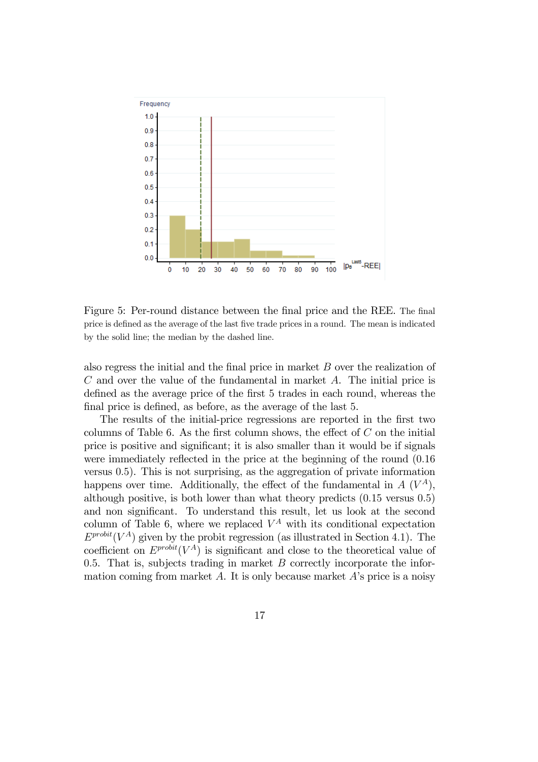Figure 5: Per-round distance between the final price and the REE. The final price is defined as the average of the last five trade prices in a round. The mean is indicated by the solid line; the median by the dashed line.

also regress the initial and the final price in market $B$ over the realization of $C$ and over the value of the fundamental in market $A$. The initial price is defined as the average price of the first 5 trades in each round, whereas the final price is defined, as before, as the average of the last 5.

The results of the initial-price regressions are reported in the first two columns of Table 6. As the first column shows, the effect of $C$ on the initial price is positive and significant; it is also smaller than it would be if signals were immediately reflected in the price at the beginning of the round (0.16 versus 0.5). This is not surprising, as the aggregation of private information happens over time. Additionally, the effect of the fundamental in $A$ ($V^A$), although positive, is both lower than what theory predicts (0.15 versus 0.5) and non significant. To understand this result, let us look at the second column of Table 6, where we replaced $V^A$ with its conditional expectation $E^{probit}(V^A)$ given by the probit regression (as illustrated in Section 4.1). The coefficient on $E^{probit}(V^A)$ is significant and close to the theoretical value of 0.5. That is, subjects trading in market $B$ correctly incorporate the information coming from market $A$. It is only because market $A$'s price is a noisy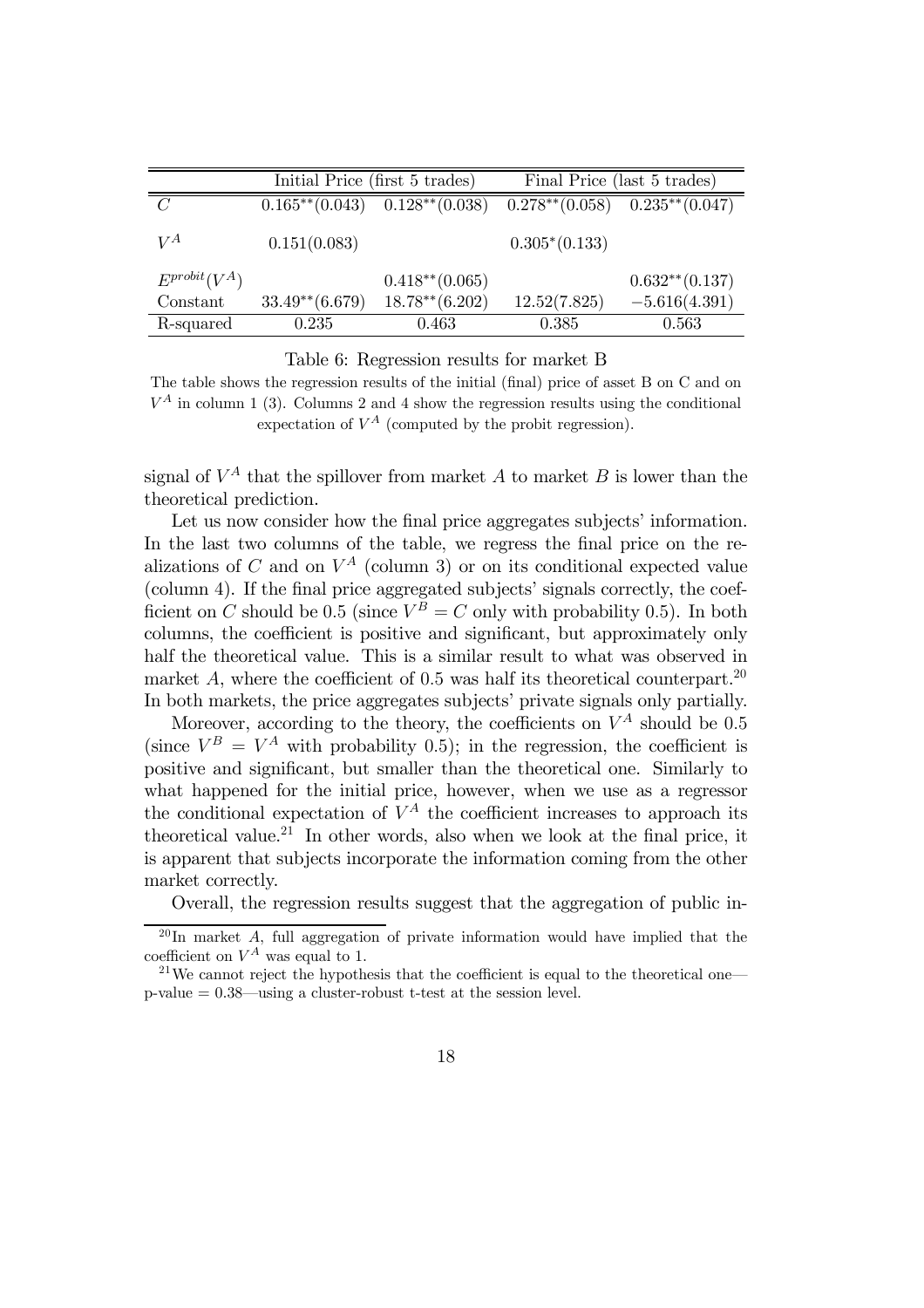| | Initial Price (first 5 trades) | | Final Price (last 5 trades) | |
|---|---|---|---|---|
| $C$ | $0.165^{**}(0.043)$ | $0.128^{**}(0.038)$ | $0.278^{**}(0.058)$ | $0.235^{**}(0.047)$ |
| $V^A$ | $0.151(0.083)$ | | $0.305^{*}(0.133)$ | |
| $E^{probit}(V^A)$ | | $0.418^{**}(0.065)$ | | $0.632^{**}(0.137)$ |
| Constant | $33.49^{**}(6.679)$ | $18.78^{**}(6.202)$ | $12.52(7.825)$ | $-5.616(4.391)$ |
| R-squared | 0.235 | 0.463 | 0.385 | 0.563 |

Table 6: Regression results for market B

The table shows the regression results of the initial (final) price of asset B on C and on $V^A$ in column 1 (3). Columns 2 and 4 show the regression results using the conditional expectation of $V^A$ (computed by the probit regression).

signal of $V^A$ that the spillover from market $A$ to market $B$ is lower than the theoretical prediction.

Let us now consider how the final price aggregates subjects' information. In the last two columns of the table, we regress the final price on the realizations of $C$ and on $V^A$ (column 3) or on its conditional expected value (column 4). If the final price aggregated subjects' signals correctly, the coefficient on $C$ should be 0.5 (since $V^B = C$ only with probability 0.5). In both columns, the coefficient is positive and significant, but approximately only half the theoretical value. This is a similar result to what was observed in market $A$, where the coefficient of 0.5 was half its theoretical counterpart.[20] In both markets, the price aggregates subjects' private signals only partially.

Moreover, according to the theory, the coefficients on $V^A$ should be 0.5 (since $V^B = V^A$ with probability 0.5); in the regression, the coefficient is positive and significant, but smaller than the theoretical one. Similarly to what happened for the initial price, however, when we use as a regressor the conditional expectation of $V^A$ the coefficient increases to approach its theoretical value.[21] In other words, also when we look at the final price, it is apparent that subjects incorporate the information coming from the other market correctly.

Overall, the regression results suggest that the aggregation of public in-

[20] In market $A$, full aggregation of private information would have implied that the coefficient on $V^A$ was equal to 1.

[21] We cannot reject the hypothesis that the coefficient is equal to the theoretical one—p-value = 0.38—using a cluster-robust t-test at the session level.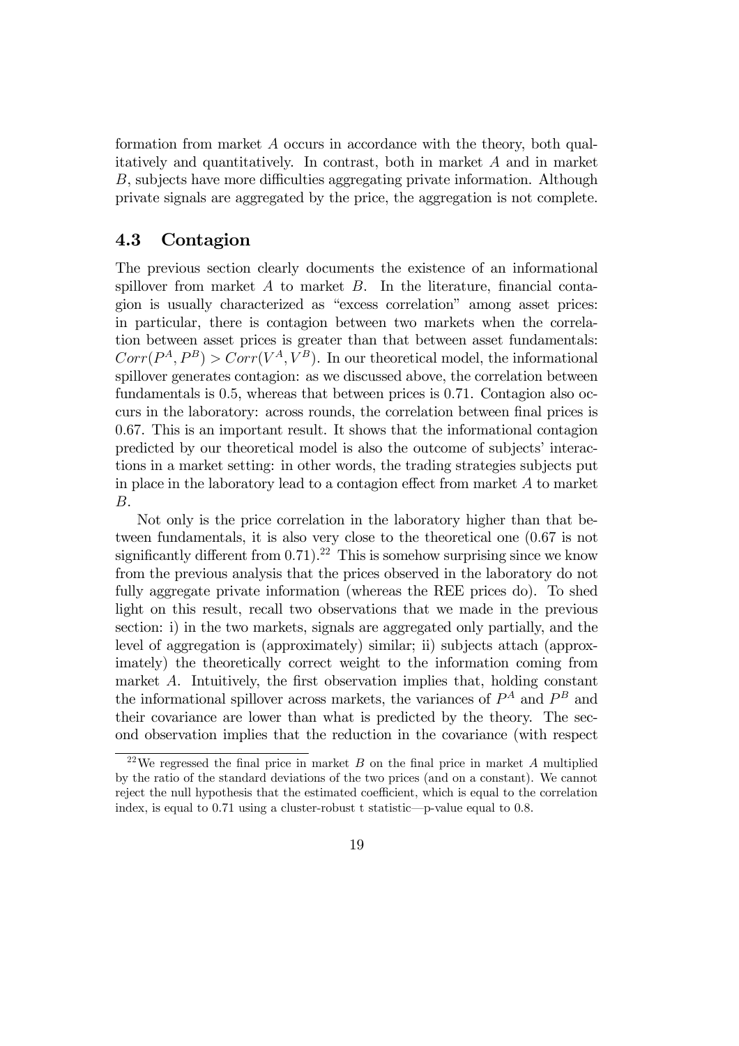formation from market $A$ occurs in accordance with the theory, both qualitatively and quantitatively. In contrast, both in market $A$ and in market $B$, subjects have more difficulties aggregating private information. Although private signals are aggregated by the price, the aggregation is not complete.

### 4.3 Contagion

The previous section clearly documents the existence of an informational spillover from market $A$ to market $B$. In the literature, financial contagion is usually characterized as "excess correlation" among asset prices: in particular, there is contagion between two markets when the correlation between asset prices is greater than that between asset fundamentals: $Corr(P^A, P^B) > Corr(V^A, V^B)$. In our theoretical model, the informational spillover generates contagion: as we discussed above, the correlation between fundamentals is 0.5, whereas that between prices is 0.71. Contagion also occurs in the laboratory: across rounds, the correlation between final prices is 0.67. This is an important result. It shows that the informational contagion predicted by our theoretical model is also the outcome of subjects' interactions in a market setting: in other words, the trading strategies subjects put in place in the laboratory lead to a contagion effect from market $A$ to market $B$.

Not only is the price correlation in the laboratory higher than that between fundamentals, it is also very close to the theoretical one (0.67 is not significantly different from 0.71).[22] This is somehow surprising since we know from the previous analysis that the prices observed in the laboratory do not fully aggregate private information (whereas the REE prices do). To shed light on this result, recall two observations that we made in the previous section: i) in the two markets, signals are aggregated only partially, and the level of aggregation is (approximately) similar; ii) subjects attach (approximately) the theoretically correct weight to the information coming from market $A$. Intuitively, the first observation implies that, holding constant the informational spillover across markets, the variances of $P^A$ and $P^B$ and their covariance are lower than what is predicted by the theory. The second observation implies that the reduction in the covariance (with respect

[22] We regressed the final price in market $B$ on the final price in market $A$ multiplied by the ratio of the standard deviations of the two prices (and on a constant). We cannot reject the null hypothesis that the estimated coefficient, which is equal to the correlation index, is equal to 0.71 using a cluster-robust t statistic—p-value equal to 0.8.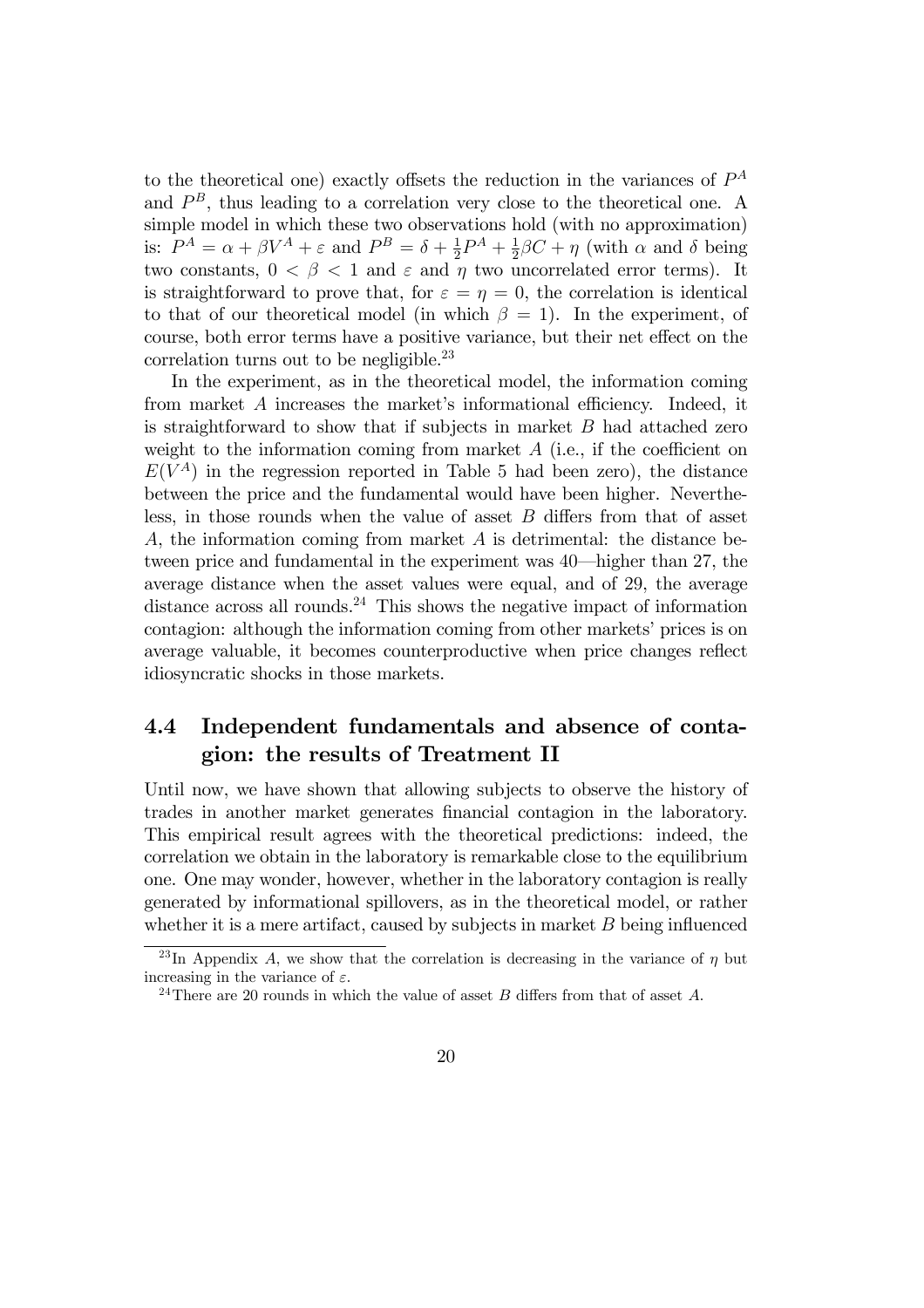to the theoretical one) exactly offsets the reduction in the variances of $P^A$ and $P^B$, thus leading to a correlation very close to the theoretical one. A simple model in which these two observations hold (with no approximation) is: $P^A = \alpha + \beta V^A + \varepsilon$ and $P^B = \delta + \frac{1}{2}P^A + \frac{1}{2}\beta C + \eta$ (with $\alpha$ and $\delta$ being two constants, $0 < \beta < 1$ and $\varepsilon$ and $\eta$ two uncorrelated error terms). It is straightforward to prove that, for $\varepsilon = \eta = 0$, the correlation is identical to that of our theoretical model (in which $\beta = 1$). In the experiment, of course, both error terms have a positive variance, but their net effect on the correlation turns out to be negligible.[23]

In the experiment, as in the theoretical model, the information coming from market $A$ increases the market's informational efficiency. Indeed, it is straightforward to show that if subjects in market $B$ had attached zero weight to the information coming from market $A$ (i.e., if the coefficient on $E(V^A)$ in the regression reported in Table 5 had been zero), the distance between the price and the fundamental would have been higher. Nevertheless, in those rounds when the value of asset $B$ differs from that of asset $A$, the information coming from market $A$ is detrimental: the distance between price and fundamental in the experiment was 40—higher than 27, the average distance when the asset values were equal, and of 29, the average distance across all rounds.[24] This shows the negative impact of information contagion: although the information coming from other markets' prices is on average valuable, it becomes counterproductive when price changes reflect idiosyncratic shocks in those markets.

## 4.4 Independent fundamentals and absence of contagion: the results of Treatment II

Until now, we have shown that allowing subjects to observe the history of trades in another market generates financial contagion in the laboratory. This empirical result agrees with the theoretical predictions: indeed, the correlation we obtain in the laboratory is remarkable close to the equilibrium one. One may wonder, however, whether in the laboratory contagion is really generated by informational spillovers, as in the theoretical model, or rather whether it is a mere artifact, caused by subjects in market $B$ being influenced

[23] In Appendix $A$, we show that the correlation is decreasing in the variance of $\eta$ but increasing in the variance of $\varepsilon$.

[24] There are 20 rounds in which the value of asset $B$ differs from that of asset $A$.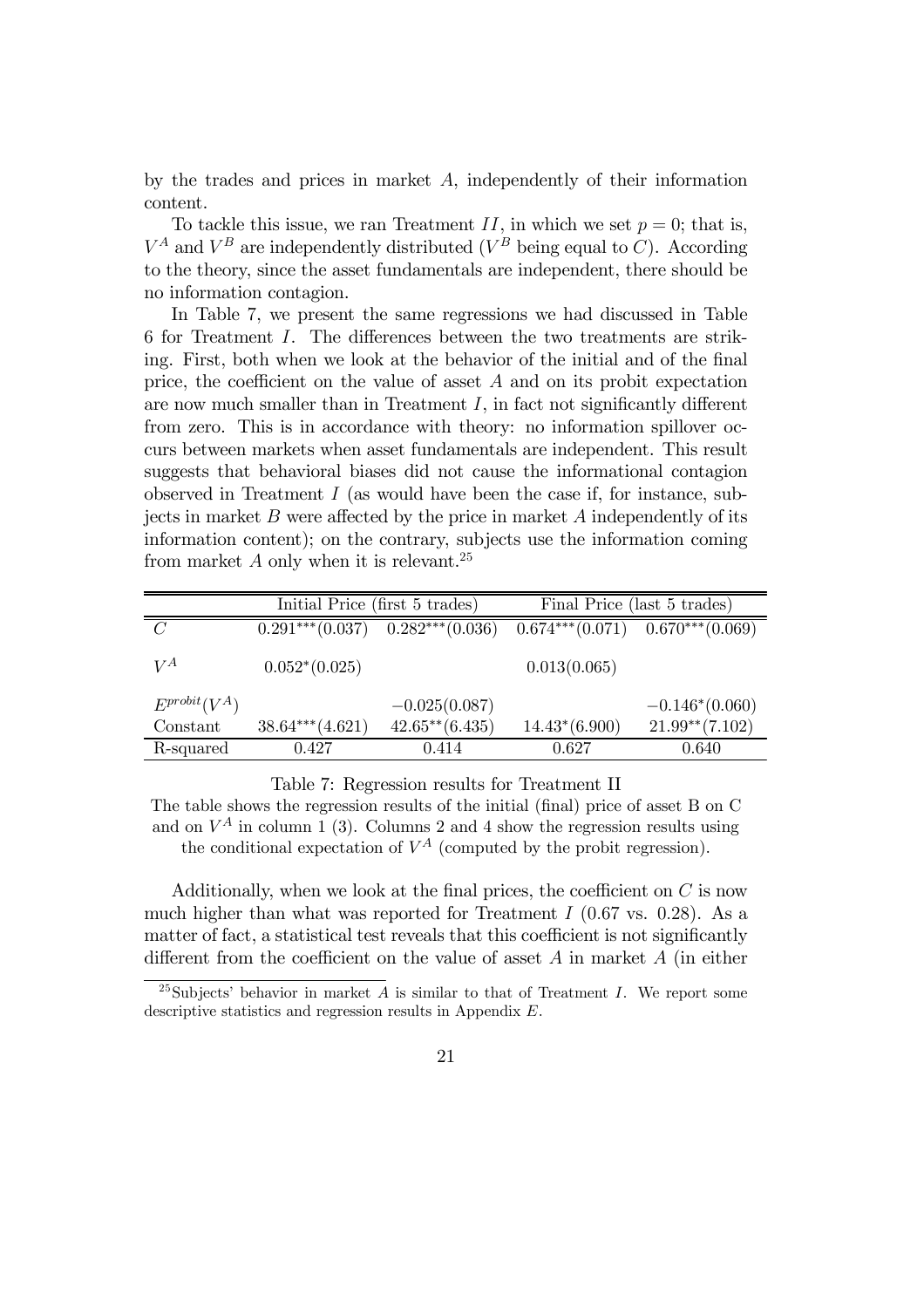by the trades and prices in market $A$, independently of their information content.

To tackle this issue, we ran Treatment $II$, in which we set $p = 0$; that is, $V^A$ and $V^B$ are independently distributed ($V^B$ being equal to $C$). According to the theory, since the asset fundamentals are independent, there should be no information contagion.

In Table 7, we present the same regressions we had discussed in Table 6 for Treatment $I$. The differences between the two treatments are striking. First, both when we look at the behavior of the initial and of the final price, the coefficient on the value of asset $A$ and on its probit expectation are now much smaller than in Treatment $I$, in fact not significantly different from zero. This is in accordance with theory: no information spillover occurs between markets when asset fundamentals are independent. This result suggests that behavioral biases did not cause the informational contagion observed in Treatment $I$ (as would have been the case if, for instance, subjects in market $B$ were affected by the price in market $A$ independently of its information content); on the contrary, subjects use the information coming from market $A$ only when it is relevant.[25]

| | Initial Price (first 5 trades) | | Final Price (last 5 trades) | |
|---|---|---|---|---|
| $C$ | $0.291^{***}(0.037)$ | $0.282^{***}(0.036)$ | $0.674^{***}(0.071)$ | $0.670^{***}(0.069)$ |
| $V^A$ | $0.052^{*}(0.025)$ | | $0.013(0.065)$ | |
| $E^{probit}(V^A)$ | | $-0.025(0.087)$ | | $-0.146^{*}(0.060)$ |
| Constant | $38.64^{***}(4.621)$ | $42.65^{**}(6.435)$ | $14.43^{*}(6.900)$ | $21.99^{**}(7.102)$ |
| R-squared | 0.427 | 0.414 | 0.627 | 0.640 |

Table 7: Regression results for Treatment II

The table shows the regression results of the initial (final) price of asset B on C and on $V^A$ in column 1 (3). Columns 2 and 4 show the regression results using the conditional expectation of $V^A$ (computed by the probit regression).

Additionally, when we look at the final prices, the coefficient on $C$ is now much higher than what was reported for Treatment $I$ (0.67 vs. 0.28). As a matter of fact, a statistical test reveals that this coefficient is not significantly different from the coefficient on the value of asset $A$ in market $A$ (in either

[25] Subjects' behavior in market $A$ is similar to that of Treatment $I$. We report some descriptive statistics and regression results in Appendix $E$.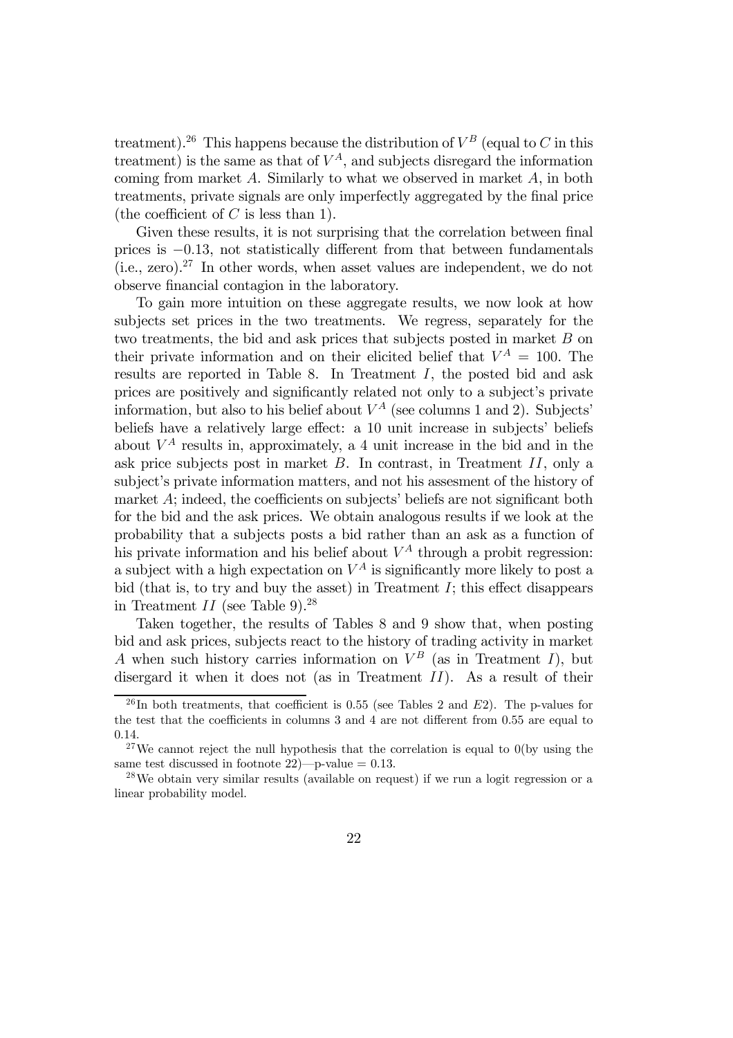treatment).[26] This happens because the distribution of $V^B$ (equal to $C$ in this treatment) is the same as that of $V^A$, and subjects disregard the information coming from market $A$. Similarly to what we observed in market $A$, in both treatments, private signals are only imperfectly aggregated by the final price (the coefficient of $C$ is less than 1).

Given these results, it is not surprising that the correlation between final prices is $-0.13$, not statistically different from that between fundamentals (i.e., zero).[27] In other words, when asset values are independent, we do not observe financial contagion in the laboratory.

To gain more intuition on these aggregate results, we now look at how subjects set prices in the two treatments. We regress, separately for the two treatments, the bid and ask prices that subjects posted in market $B$ on their private information and on their elicited belief that $V^A = 100$. The results are reported in Table 8. In Treatment $I$, the posted bid and ask prices are positively and significantly related not only to a subject's private information, but also to his belief about $V^A$ (see columns 1 and 2). Subjects' beliefs have a relatively large effect: a 10 unit increase in subjects' beliefs about $V^A$ results in, approximately, a 4 unit increase in the bid and in the ask price subjects post in market $B$. In contrast, in Treatment $II$, only a subject's private information matters, and not his assesment of the history of market $A$; indeed, the coefficients on subjects' beliefs are not significant both for the bid and the ask prices. We obtain analogous results if we look at the probability that a subjects posts a bid rather than an ask as a function of his private information and his belief about $V^A$ through a probit regression: a subject with a high expectation on $V^A$ is significantly more likely to post a bid (that is, to try and buy the asset) in Treatment $I$; this effect disappears in Treatment $II$ (see Table 9).[28]

Taken together, the results of Tables 8 and 9 show that, when posting bid and ask prices, subjects react to the history of trading activity in market $A$ when such history carries information on $V^B$ (as in Treatment $I$), but disergard it when it does not (as in Treatment $II$). As a result of their

[26] In both treatments, that coefficient is 0.55 (see Tables 2 and $E2$). The p-values for the test that the coefficients in columns 3 and 4 are not different from 0.55 are equal to 0.14.

[27] We cannot reject the null hypothesis that the correlation is equal to 0(by using the same test discussed in footnote 22)—p-value = 0.13.

[28] We obtain very similar results (available on request) if we run a logit regression or a linear probability model.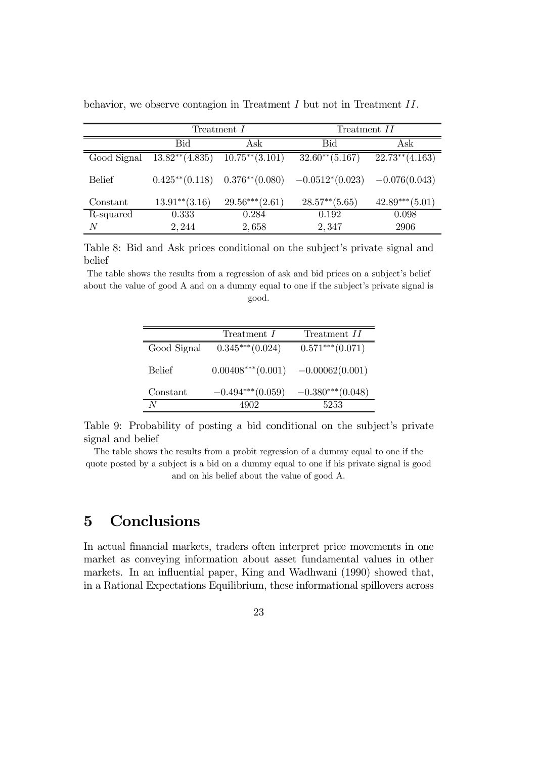behavior, we observe contagion in Treatment $I$ but not in Treatment $II$.

| | Treatment $I$ | | Treatment $II$ | |
|---|---|---|---|---|
| | Bid | Ask | Bid | Ask |
| Good Signal | $13.82^{**}(4.835)$ | $10.75^{**}(3.101)$ | $32.60^{**}(5.167)$ | $22.73^{**}(4.163)$ |
| Belief | $0.425^{**}(0.118)$ | $0.376^{**}(0.080)$ | $-0.0512^{*}(0.023)$ | $-0.076(0.043)$ |
| Constant | $13.91^{**}(3.16)$ | $29.56^{***}(2.61)$ | $28.57^{**}(5.65)$ | $42.89^{***}(5.01)$ |
| R-squared | 0.333 | 0.284 | 0.192 | 0.098 |
| $N$ | 2,244 | 2,658 | 2,347 | 2906 |

Table 8: Bid and Ask prices conditional on the subject's private signal and belief

The table shows the results from a regression of ask and bid prices on a subject's belief about the value of good A and on a dummy equal to one if the subject's private signal is good.

| | Treatment $I$ | Treatment $II$ |
|---|---|---|
| Good Signal | $0.345^{***}(0.024)$ | $0.571^{***}(0.071)$ |
| Belief | $0.00408^{***}(0.001)$ | $-0.00062(0.001)$ |
| Constant | $-0.494^{***}(0.059)$ | $-0.380^{***}(0.048)$ |
| $N$ | 4902 | 5253 |

Table 9: Probability of posting a bid conditional on the subject's private signal and belief

The table shows the results from a probit regression of a dummy equal to one if the quote posted by a subject is a bid on a dummy equal to one if his private signal is good and on his belief about the value of good A.

# 5 Conclusions

In actual financial markets, traders often interpret price movements in one market as conveying information about asset fundamental values in other markets. In an influential paper, King and Wadhwani (1990) showed that, in a Rational Expectations Equilibrium, these informational spillovers across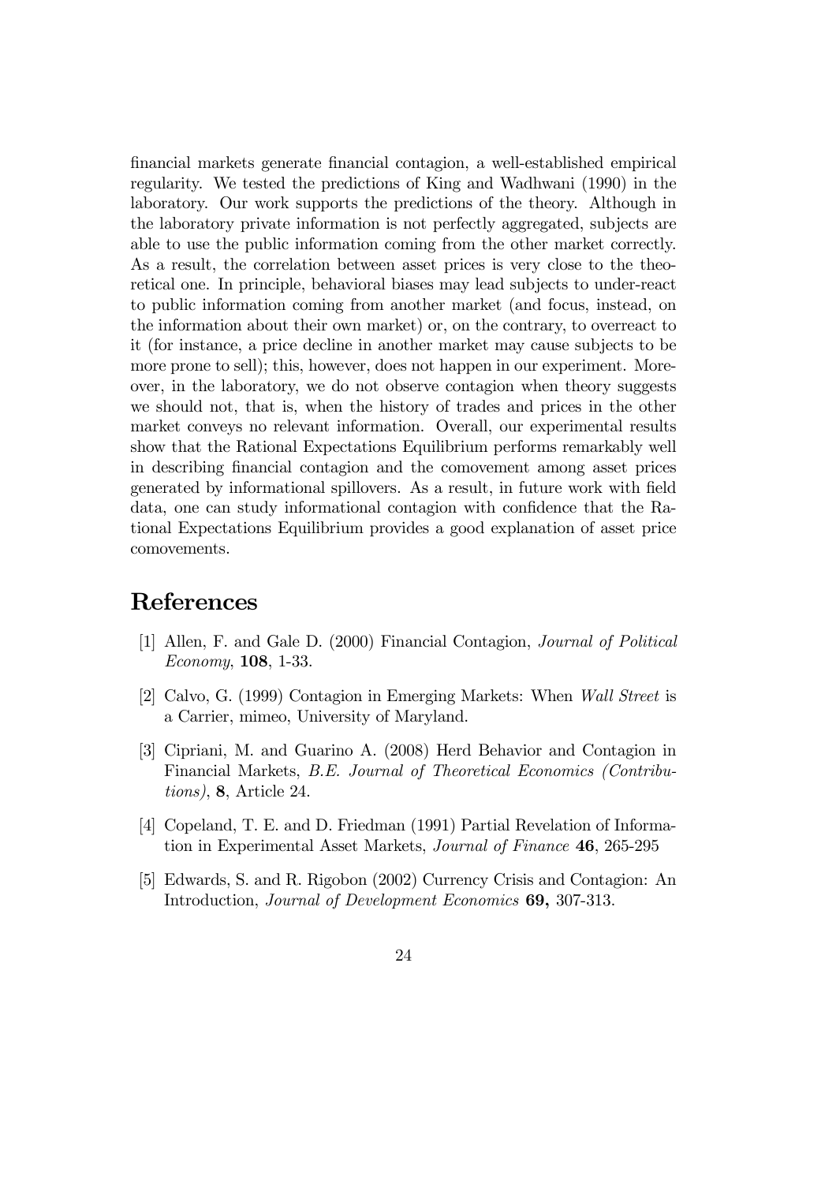financial markets generate financial contagion, a well-established empirical regularity. We tested the predictions of King and Wadhwani (1990) in the laboratory. Our work supports the predictions of the theory. Although in the laboratory private information is not perfectly aggregated, subjects are able to use the public information coming from the other market correctly. As a result, the correlation between asset prices is very close to the theoretical one. In principle, behavioral biases may lead subjects to under-react to public information coming from another market (and focus, instead, on the information about their own market) or, on the contrary, to overreact to it (for instance, a price decline in another market may cause subjects to be more prone to sell); this, however, does not happen in our experiment. Moreover, in the laboratory, we do not observe contagion when theory suggests we should not, that is, when the history of trades and prices in the other market conveys no relevant information. Overall, our experimental results show that the Rational Expectations Equilibrium performs remarkably well in describing financial contagion and the comovement among asset prices generated by informational spillovers. As a result, in future work with field data, one can study informational contagion with confidence that the Rational Expectations Equilibrium provides a good explanation of asset price comovements.

# References

[1] Allen, F. and Gale D. (2000) Financial Contagion, *Journal of Political Economy*, **108**, 1-33.

[2] Calvo, G. (1999) Contagion in Emerging Markets: When *Wall Street* is a Carrier, mimeo, University of Maryland.

[3] Cipriani, M. and Guarino A. (2008) Herd Behavior and Contagion in Financial Markets, *B.E. Journal of Theoretical Economics (Contributions)*, **8**, Article 24.

[4] Copeland, T. E. and D. Friedman (1991) Partial Revelation of Information in Experimental Asset Markets, *Journal of Finance* **46**, 265-295

[5] Edwards, S. and R. Rigobon (2002) Currency Crisis and Contagion: An Introduction, *Journal of Development Economics* **69,** 307-313.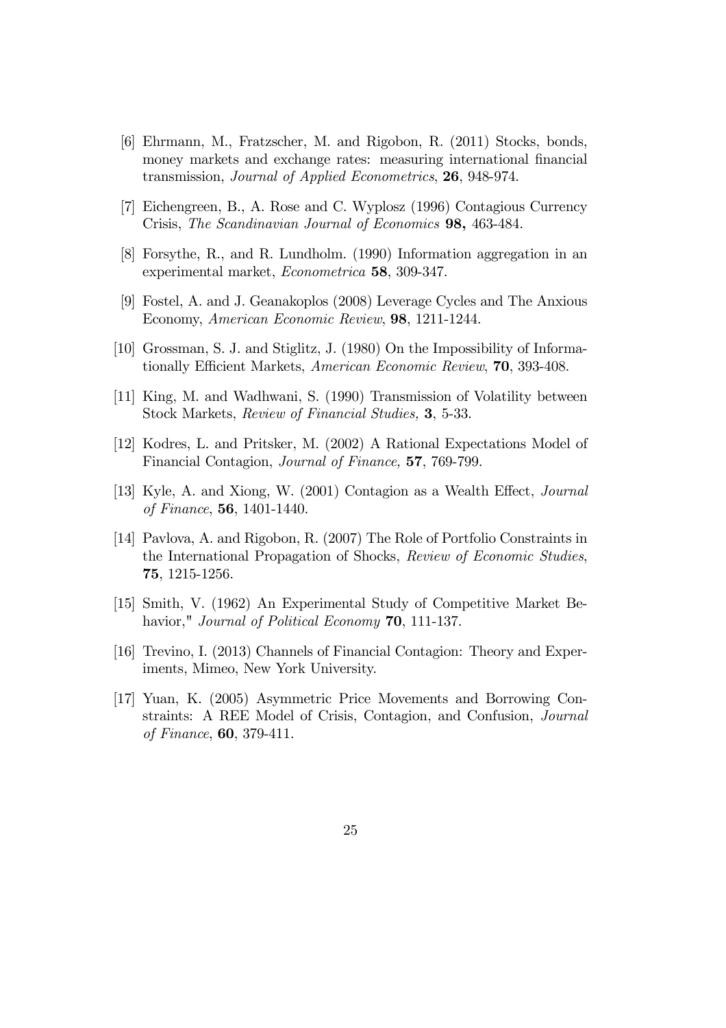[6] Ehrmann, M., Fratzscher, M. and Rigobon, R. (2011) Stocks, bonds, money markets and exchange rates: measuring international financial transmission, *Journal of Applied Econometrics*, **26**, 948-974.

[7] Eichengreen, B., A. Rose and C. Wyplosz (1996) Contagious Currency Crisis, *The Scandinavian Journal of Economics* **98,** 463-484.

[8] Forsythe, R., and R. Lundholm. (1990) Information aggregation in an experimental market, *Econometrica* **58**, 309-347.

[9] Fostel, A. and J. Geanakoplos (2008) Leverage Cycles and The Anxious Economy, *American Economic Review*, **98**, 1211-1244.

[10] Grossman, S. J. and Stiglitz, J. (1980) On the Impossibility of Informationally Efficient Markets, *American Economic Review*, **70**, 393-408.

[11] King, M. and Wadhwani, S. (1990) Transmission of Volatility between Stock Markets, *Review of Financial Studies,* **3**, 5-33.

[12] Kodres, L. and Pritsker, M. (2002) A Rational Expectations Model of Financial Contagion, *Journal of Finance,* **57**, 769-799.

[13] Kyle, A. and Xiong, W. (2001) Contagion as a Wealth Effect, *Journal of Finance*, **56**, 1401-1440.

[14] Pavlova, A. and Rigobon, R. (2007) The Role of Portfolio Constraints in the International Propagation of Shocks, *Review of Economic Studies*, **75**, 1215-1256.

[15] Smith, V. (1962) An Experimental Study of Competitive Market Behavior," *Journal of Political Economy* **70**, 111-137.

[16] Trevino, I. (2013) Channels of Financial Contagion: Theory and Experiments, Mimeo, New York University.

[17] Yuan, K. (2005) Asymmetric Price Movements and Borrowing Constraints: A REE Model of Crisis, Contagion, and Confusion, *Journal of Finance*, **60**, 379-411.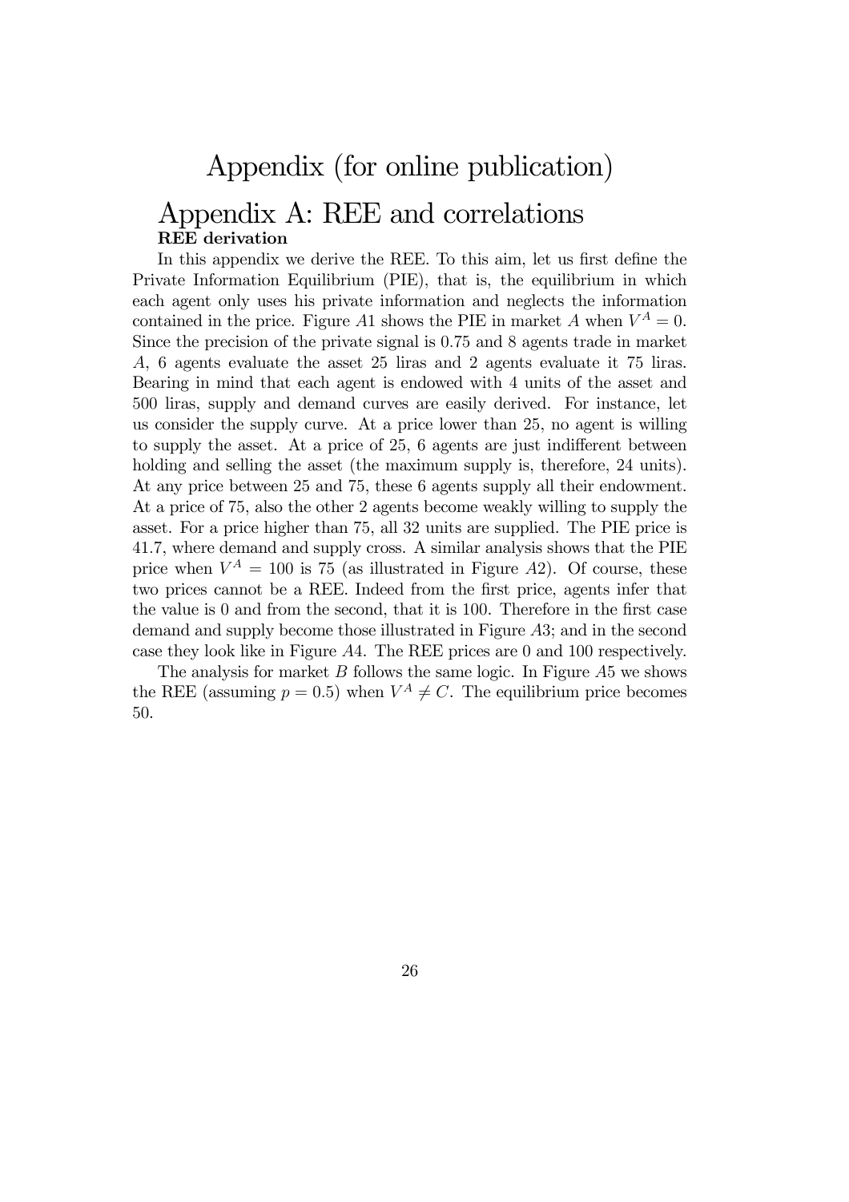# Appendix (for online publication)

# Appendix A: REE and correlations

**REE derivation**

In this appendix we derive the REE. To this aim, let us first define the Private Information Equilibrium (PIE), that is, the equilibrium in which each agent only uses his private information and neglects the information contained in the price. Figure $A1$ shows the PIE in market $A$ when $V^A = 0$. Since the precision of the private signal is 0.75 and 8 agents trade in market $A$, 6 agents evaluate the asset 25 liras and 2 agents evaluate it 75 liras. Bearing in mind that each agent is endowed with 4 units of the asset and 500 liras, supply and demand curves are easily derived. For instance, let us consider the supply curve. At a price lower than 25, no agent is willing to supply the asset. At a price of 25, 6 agents are just indifferent between holding and selling the asset (the maximum supply is, therefore, 24 units). At any price between 25 and 75, these 6 agents supply all their endowment. At a price of 75, also the other 2 agents become weakly willing to supply the asset. For a price higher than 75, all 32 units are supplied. The PIE price is 41.7, where demand and supply cross. A similar analysis shows that the PIE price when $V^A = 100$ is 75 (as illustrated in Figure $A2$). Of course, these two prices cannot be a REE. Indeed from the first price, agents infer that the value is 0 and from the second, that it is 100. Therefore in the first case demand and supply become those illustrated in Figure $A3$; and in the second case they look like in Figure $A4$. The REE prices are 0 and 100 respectively.

The analysis for market $B$ follows the same logic. In Figure $A5$ we shows the REE (assuming $p = 0.5$) when $V^A \neq C$. The equilibrium price becomes 50.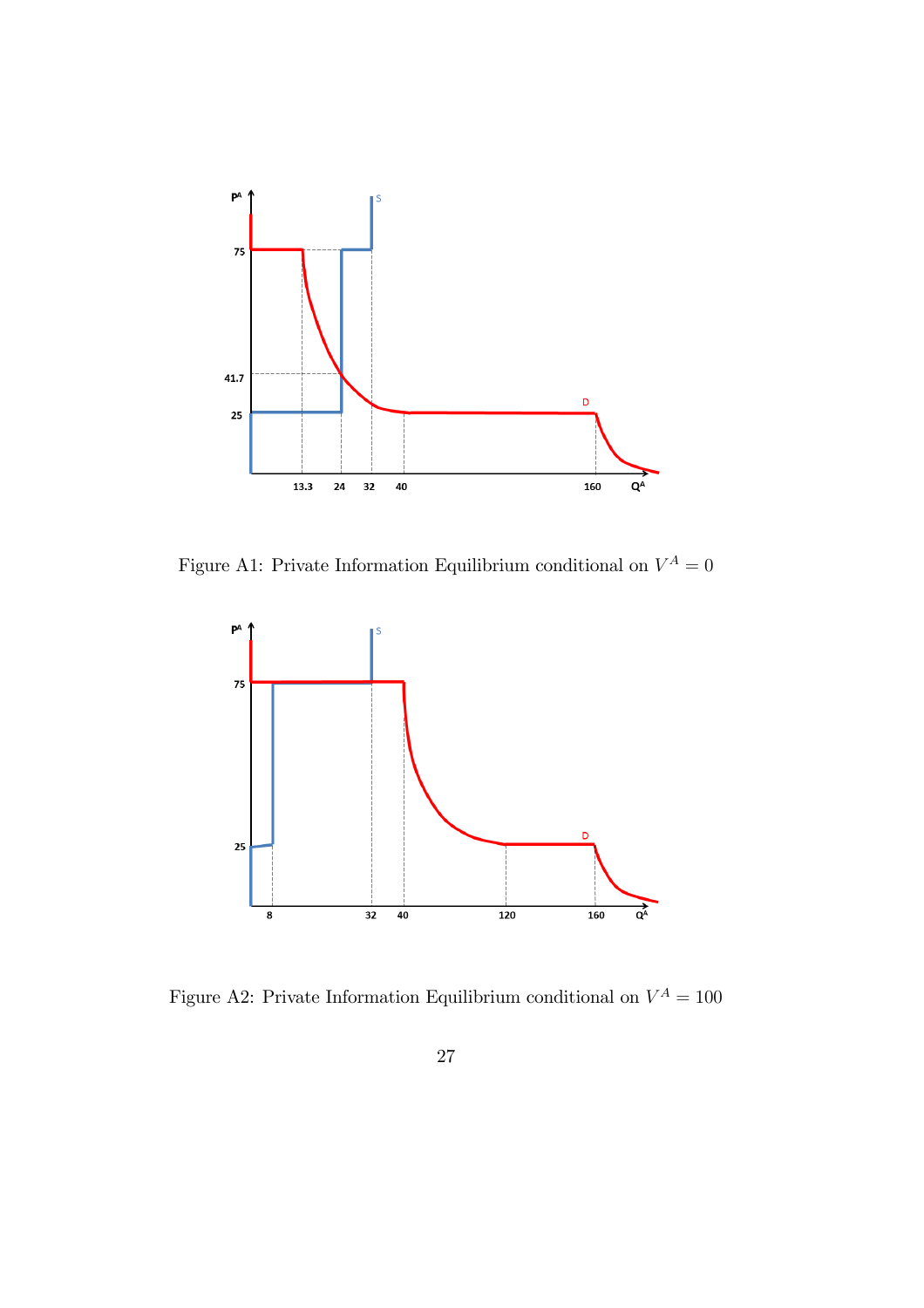Figure A1: Private Information Equilibrium conditional on $V^A = 0$

Figure A2: Private Information Equilibrium conditional on $V^A = 100$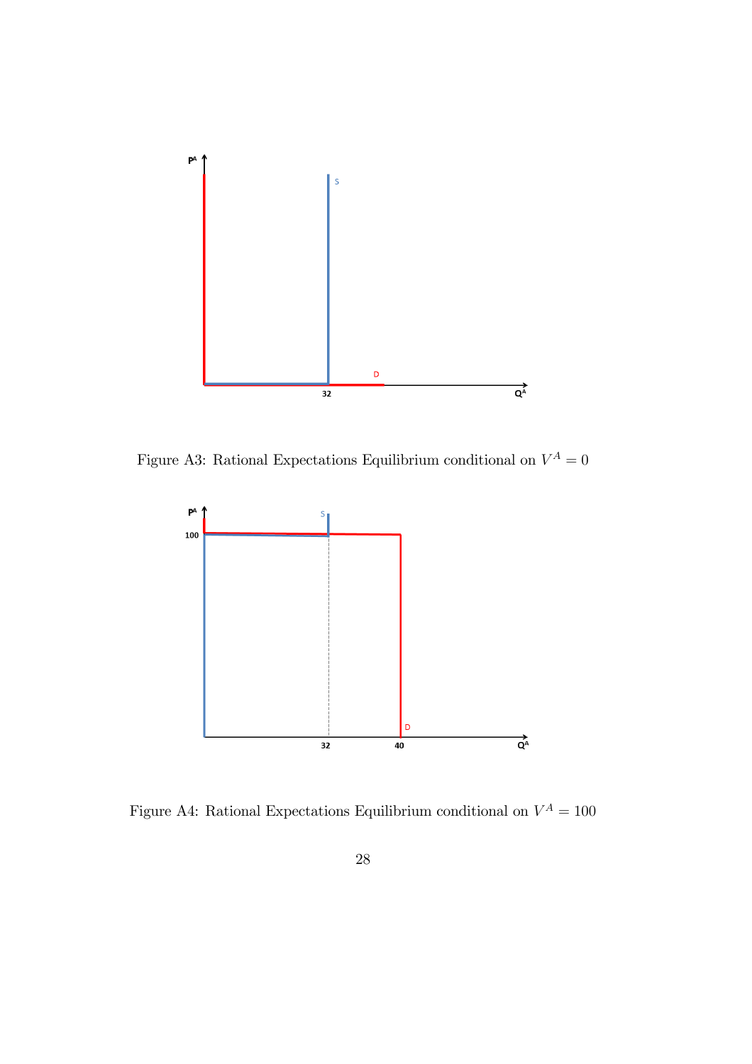Figure A3: Rational Expectations Equilibrium conditional on $V^A = 0$

Figure A4: Rational Expectations Equilibrium conditional on $V^A = 100$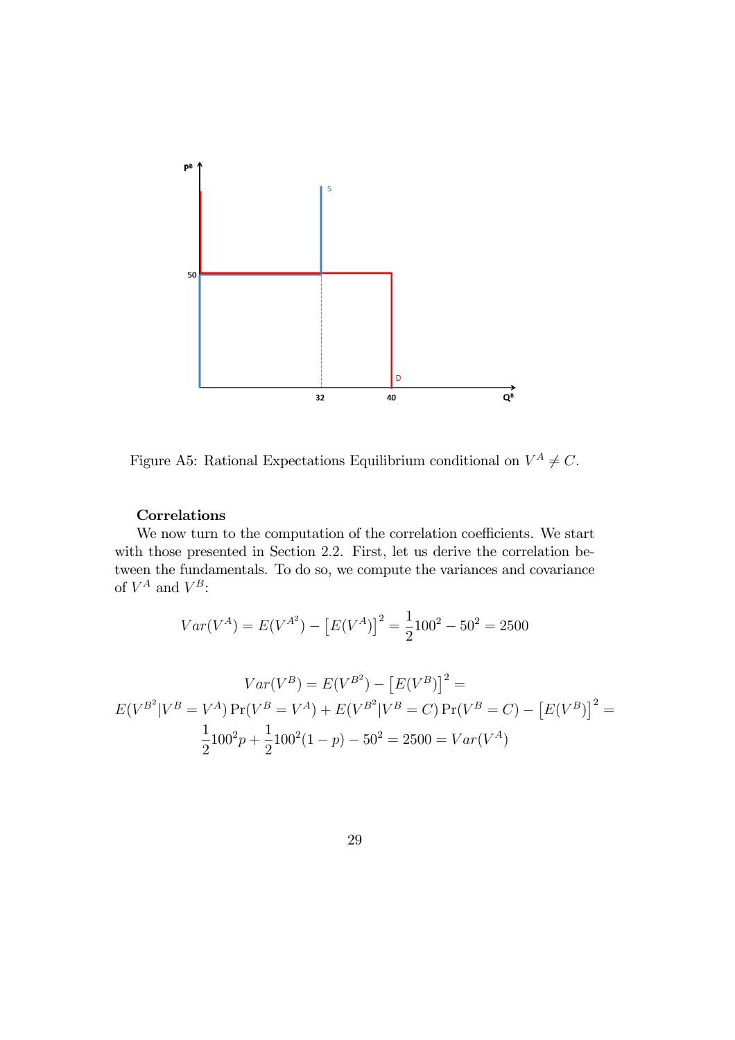Figure A5: Rational Expectations Equilibrium conditional on $V^A \neq C$.

**Correlations**

We now turn to the computation of the correlation coefficients. We start with those presented in Section 2.2. First, let us derive the correlation between the fundamentals. To do so, we compute the variances and covariance of $V^A$ and $V^B$:

$$Var(V^A) = E(V^{A^2}) - \left[E(V^A)\right]^2 = \frac{1}{2}100^2 - 50^2 = 2500$$

$$Var(V^B) = E(V^{B^2}) - \left[E(V^B)\right]^2 =$$
$$E(V^{B^2}|V^B = V^A)\Pr(V^B = V^A) + E(V^{B^2}|V^B = C)\Pr(V^B = C) - \left[E(V^B)\right]^2 =$$
$$\frac{1}{2}100^2 p + \frac{1}{2}100^2(1-p) - 50^2 = 2500 = Var(V^A)$$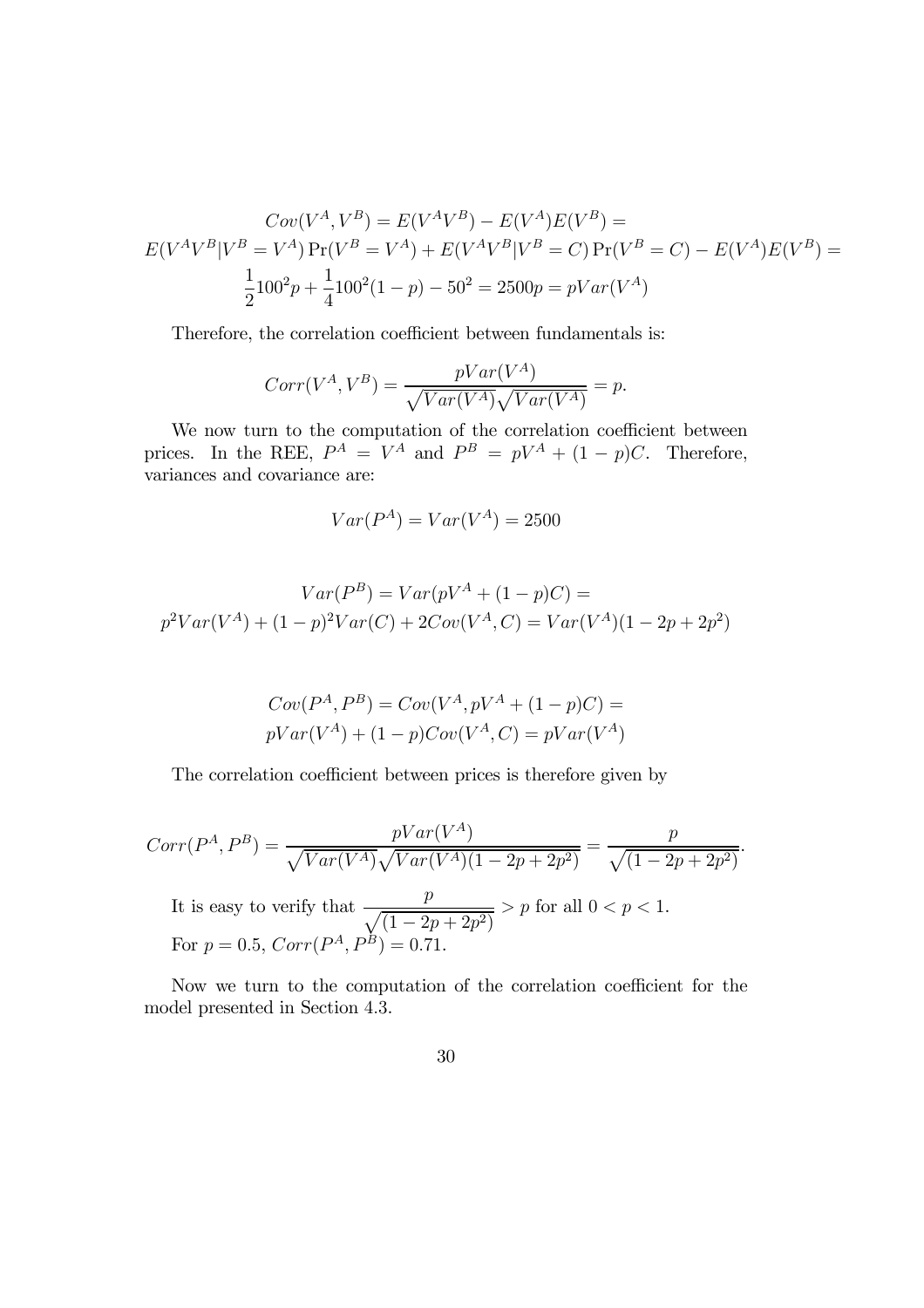$$Cov(V^A, V^B) = E(V^A V^B) - E(V^A)E(V^B) =$$
$$E(V^A V^B | V^B = V^A)\Pr(V^B = V^A) + E(V^A V^B | V^B = C)\Pr(V^B = C) - E(V^A)E(V^B) =$$
$$\frac{1}{2}100^2 p + \frac{1}{4}100^2(1-p) - 50^2 = 2500p = pVar(V^A)$$

Therefore, the correlation coefficient between fundamentals is:

$$Corr(V^A, V^B) = \frac{pVar(V^A)}{\sqrt{Var(V^A)}\sqrt{Var(V^A)}} = p.$$

We now turn to the computation of the correlation coefficient between prices. In the REE, $P^A = V^A$ and $P^B = pV^A + (1-p)C$. Therefore, variances and covariance are:

$$Var(P^A) = Var(V^A) = 2500$$

$$Var(P^B) = Var(pV^A + (1-p)C) =$$
$$p^2 Var(V^A) + (1-p)^2 Var(C) + 2Cov(V^A, C) = Var(V^A)(1 - 2p + 2p^2)$$

$$Cov(P^A, P^B) = Cov(V^A, pV^A + (1-p)C) =$$
$$pVar(V^A) + (1-p)Cov(V^A, C) = pVar(V^A)$$

The correlation coefficient between prices is therefore given by

$$Corr(P^A, P^B) = \frac{pVar(V^A)}{\sqrt{Var(V^A)}\sqrt{Var(V^A)(1-2p+2p^2)}} = \frac{p}{\sqrt{(1-2p+2p^2)}}.$$

It is easy to verify that $\frac{p}{\sqrt{(1-2p+2p^2)}} > p$ for all $0 < p < 1$.
For $p = 0.5$, $Corr(P^A, P^B) = 0.71$.

Now we turn to the computation of the correlation coefficient for the model presented in Section 4.3.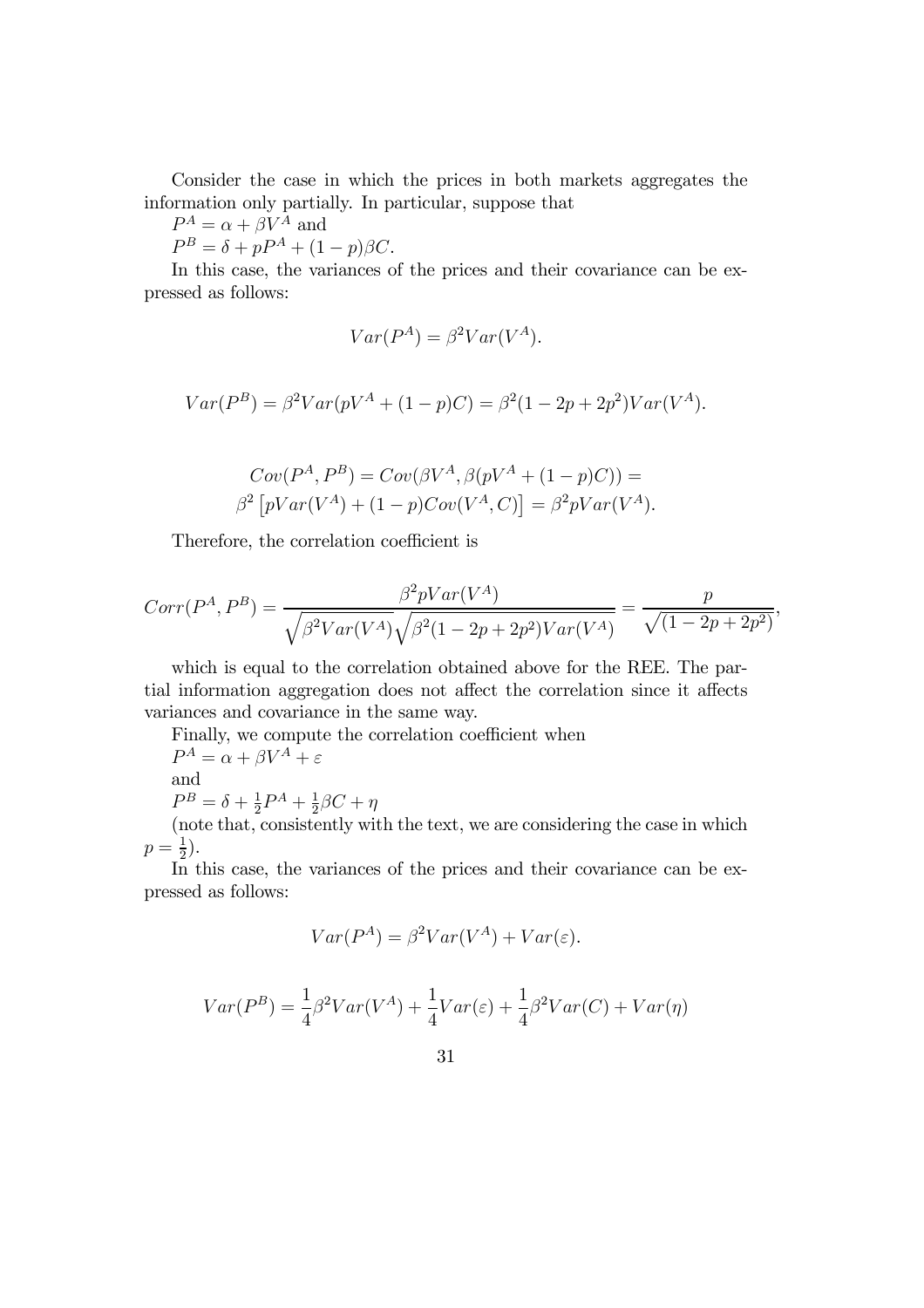Consider the case in which the prices in both markets aggregates the information only partially. In particular, suppose that

$P^A = \alpha + \beta V^A$ and

$P^B = \delta + pP^A + (1-p)\beta C$.

In this case, the variances of the prices and their covariance can be expressed as follows:

$$Var(P^A) = \beta^2 Var(V^A).$$

$$Var(P^B) = \beta^2 Var(pV^A + (1-p)C) = \beta^2(1-2p+2p^2)Var(V^A).$$

$$Cov(P^A, P^B) = Cov(\beta V^A, \beta(pV^A + (1-p)C)) =$$
$$\beta^2 \left[ pVar(V^A) + (1-p)Cov(V^A, C) \right] = \beta^2 pVar(V^A).$$

Therefore, the correlation coefficient is

$$Corr(P^A, P^B) = \frac{\beta^2 pVar(V^A)}{\sqrt{\beta^2 Var(V^A)}\sqrt{\beta^2(1-2p+2p^2)Var(V^A)}} = \frac{p}{\sqrt{(1-2p+2p^2)}},$$

which is equal to the correlation obtained above for the REE. The partial information aggregation does not affect the correlation since it affects variances and covariance in the same way.

Finally, we compute the correlation coefficient when

$P^A = \alpha + \beta V^A + \varepsilon$

and

$P^B = \delta + \frac{1}{2}P^A + \frac{1}{2}\beta C + \eta$

(note that, consistently with the text, we are considering the case in which $p = \frac{1}{2}$).

In this case, the variances of the prices and their covariance can be expressed as follows:

$$Var(P^A) = \beta^2 Var(V^A) + Var(\varepsilon).$$

$$Var(P^B) = \frac{1}{4}\beta^2 Var(V^A) + \frac{1}{4}Var(\varepsilon) + \frac{1}{4}\beta^2 Var(C) + Var(\eta)$$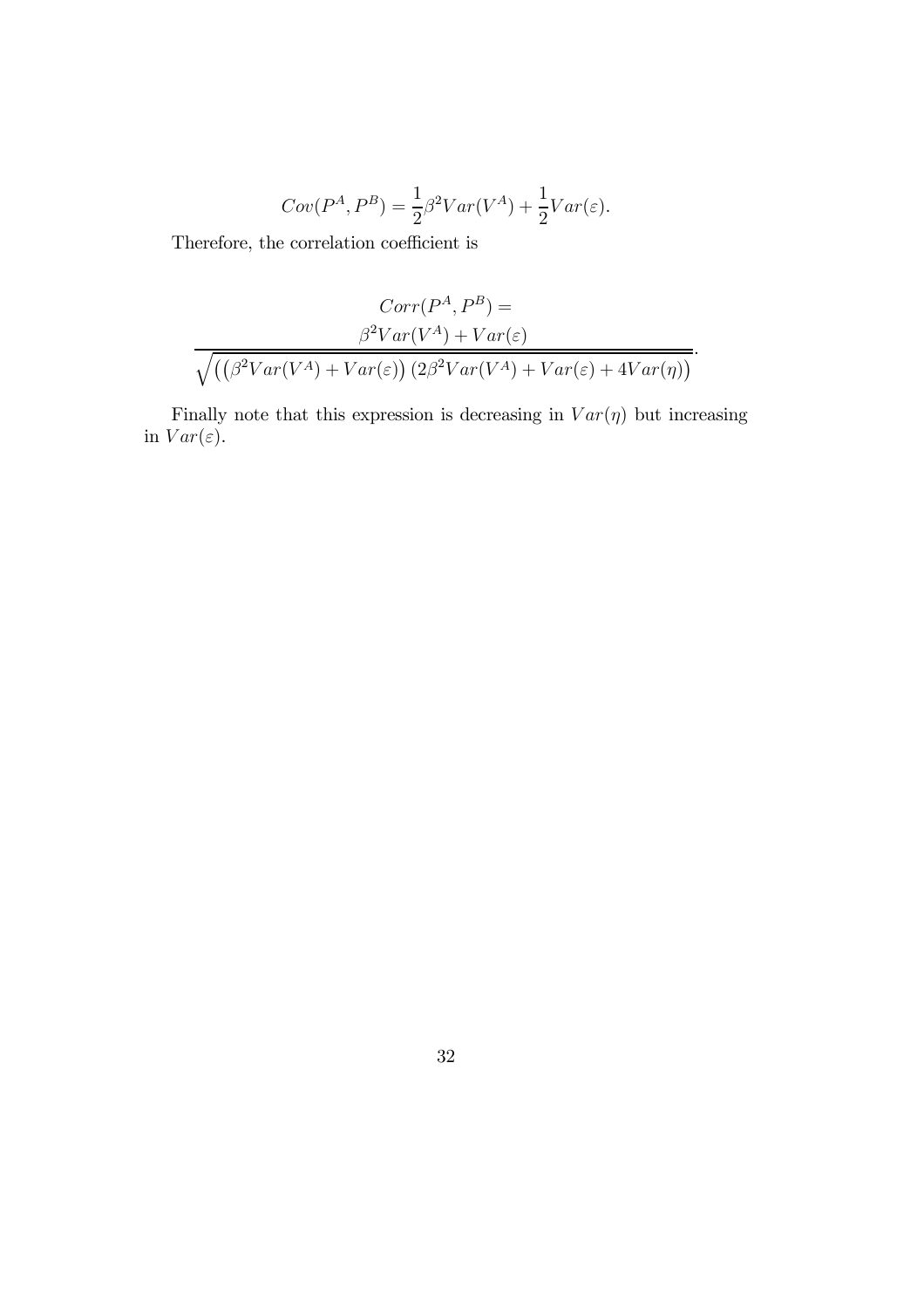$$Cov(P^A, P^B) = \frac{1}{2}\beta^2 Var(V^A) + \frac{1}{2}Var(\varepsilon).$$

Therefore, the correlation coefficient is

$$Corr(P^A, P^B) = \frac{\beta^2 Var(V^A) + Var(\varepsilon)}{\sqrt{\left(\left(\beta^2 Var(V^A) + Var(\varepsilon)\right)\left(2\beta^2 Var(V^A) + Var(\varepsilon) + 4Var(\eta)\right)\right)}}.$$

Finally note that this expression is decreasing in $Var(\eta)$ but increasing in $Var(\varepsilon)$.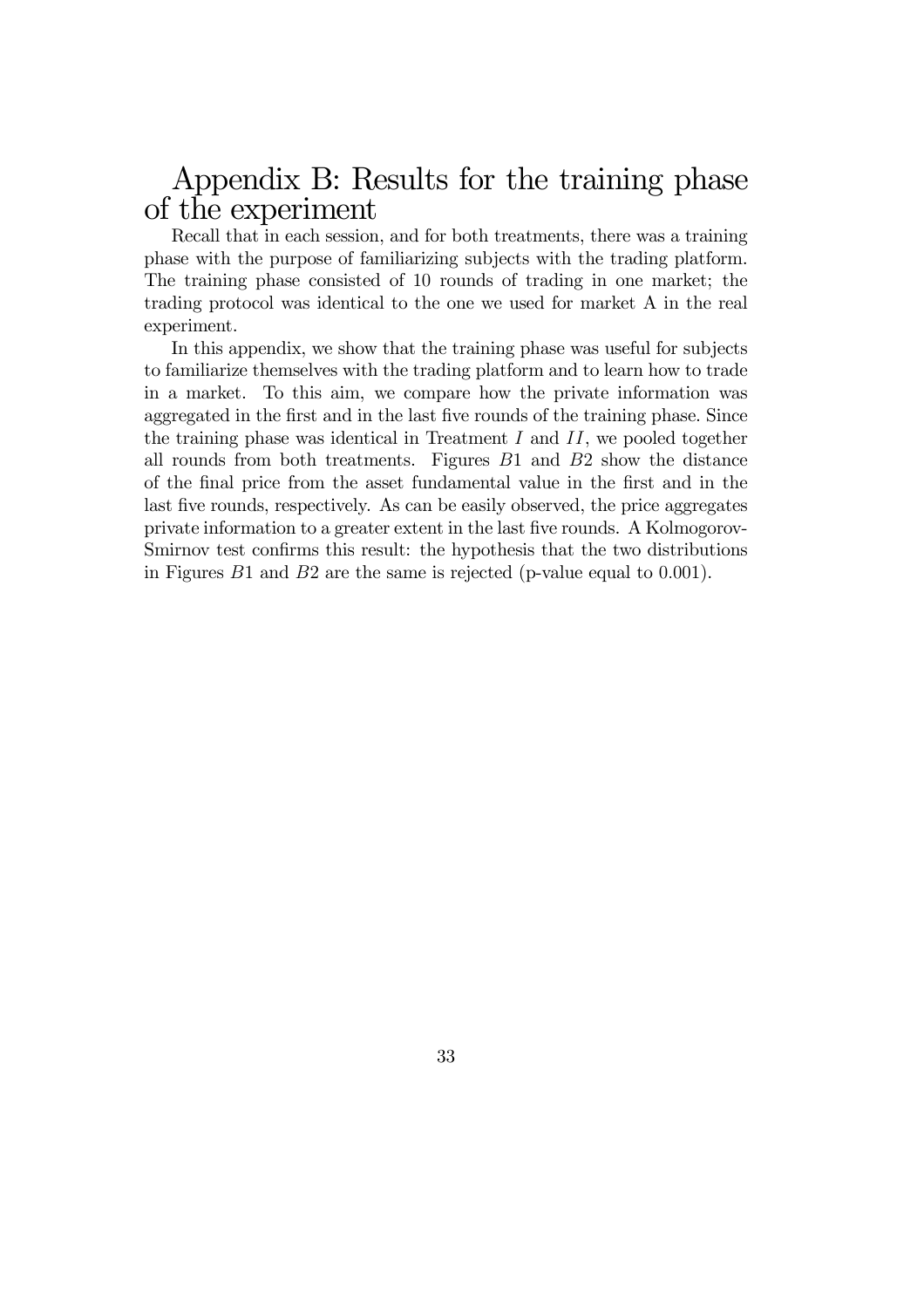# Appendix B: Results for the training phase of the experiment

Recall that in each session, and for both treatments, there was a training phase with the purpose of familiarizing subjects with the trading platform. The training phase consisted of 10 rounds of trading in one market; the trading protocol was identical to the one we used for market A in the real experiment.

In this appendix, we show that the training phase was useful for subjects to familiarize themselves with the trading platform and to learn how to trade in a market. To this aim, we compare how the private information was aggregated in the first and in the last five rounds of the training phase. Since the training phase was identical in Treatment $I$ and $II$, we pooled together all rounds from both treatments. Figures $B1$ and $B2$ show the distance of the final price from the asset fundamental value in the first and in the last five rounds, respectively. As can be easily observed, the price aggregates private information to a greater extent in the last five rounds. A Kolmogorov-Smirnov test confirms this result: the hypothesis that the two distributions in Figures $B1$ and $B2$ are the same is rejected (p-value equal to 0.001).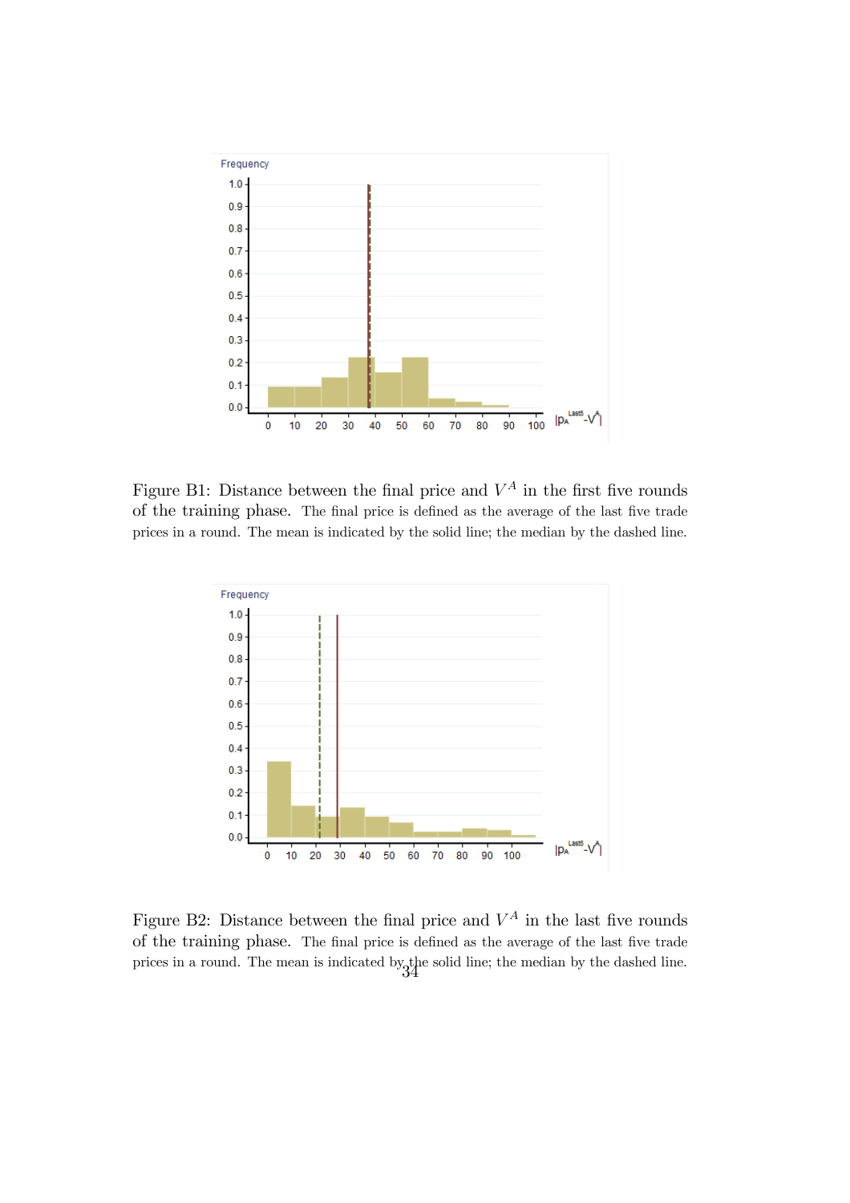Figure B1: Distance between the final price and $V^A$ in the first five rounds of the training phase. The final price is defined as the average of the last five trade prices in a round. The mean is indicated by the solid line; the median by the dashed line.

Figure B2: Distance between the final price and $V^A$ in the last five rounds of the training phase. The final price is defined as the average of the last five trade prices in a round. The mean is indicated by the solid line; the median by the dashed line.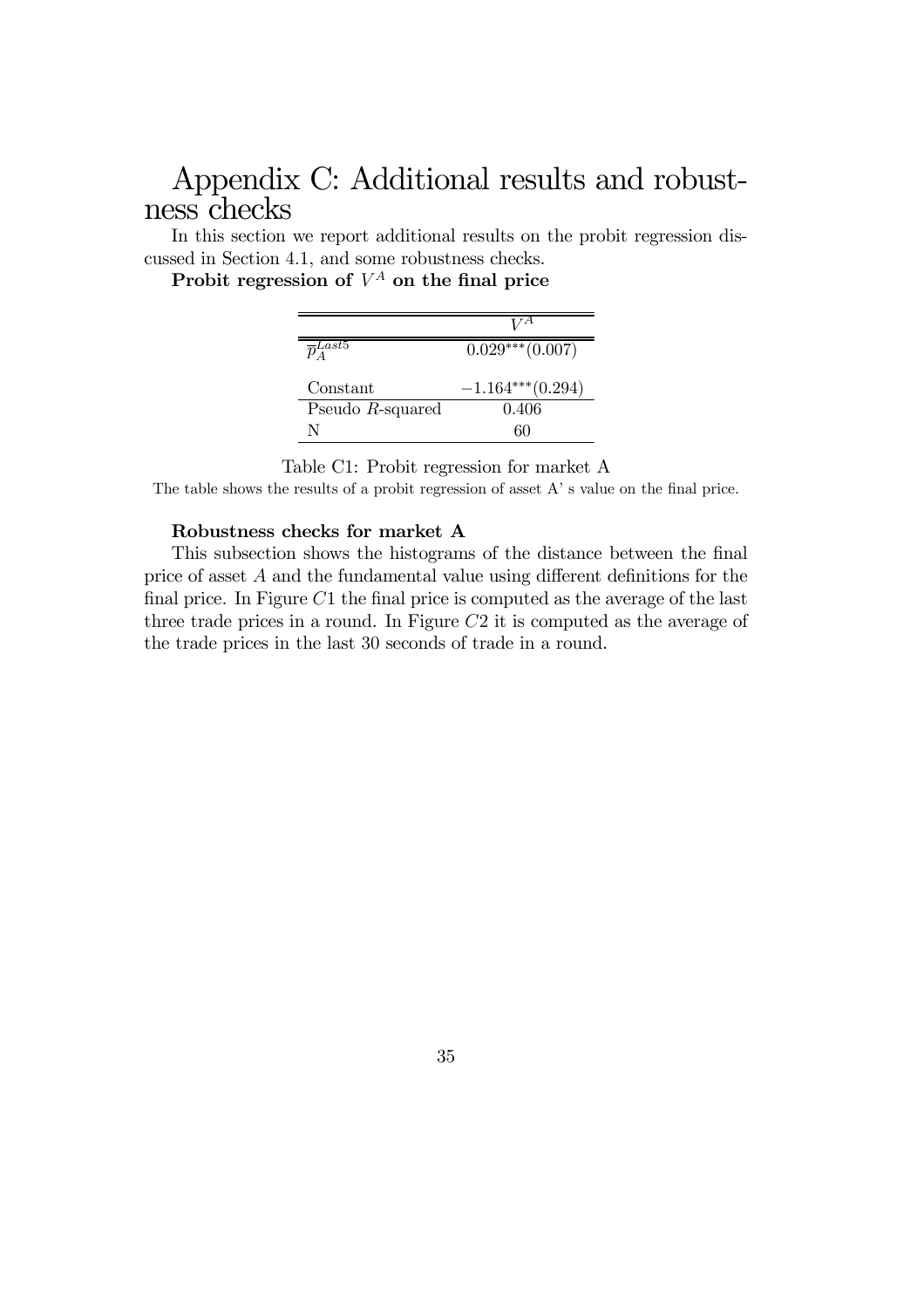# Appendix C: Additional results and robustness checks

In this section we report additional results on the probit regression discussed in Section 4.1, and some robustness checks.

**Probit regression of $V^A$ on the final price**

| | $V^A$ |
|---|---|
| $\overline{p}_A^{Last5}$ | $0.029^{***}(0.007)$ |
| Constant | $-1.164^{***}(0.294)$ |
| Pseudo $R$-squared | 0.406 |
| N | 60 |

Table C1: Probit regression for market A

The table shows the results of a probit regression of asset A' s value on the final price.

**Robustness checks for market A**

This subsection shows the histograms of the distance between the final price of asset $A$ and the fundamental value using different definitions for the final price. In Figure $C1$ the final price is computed as the average of the last three trade prices in a round. In Figure $C2$ it is computed as the average of the trade prices in the last 30 seconds of trade in a round.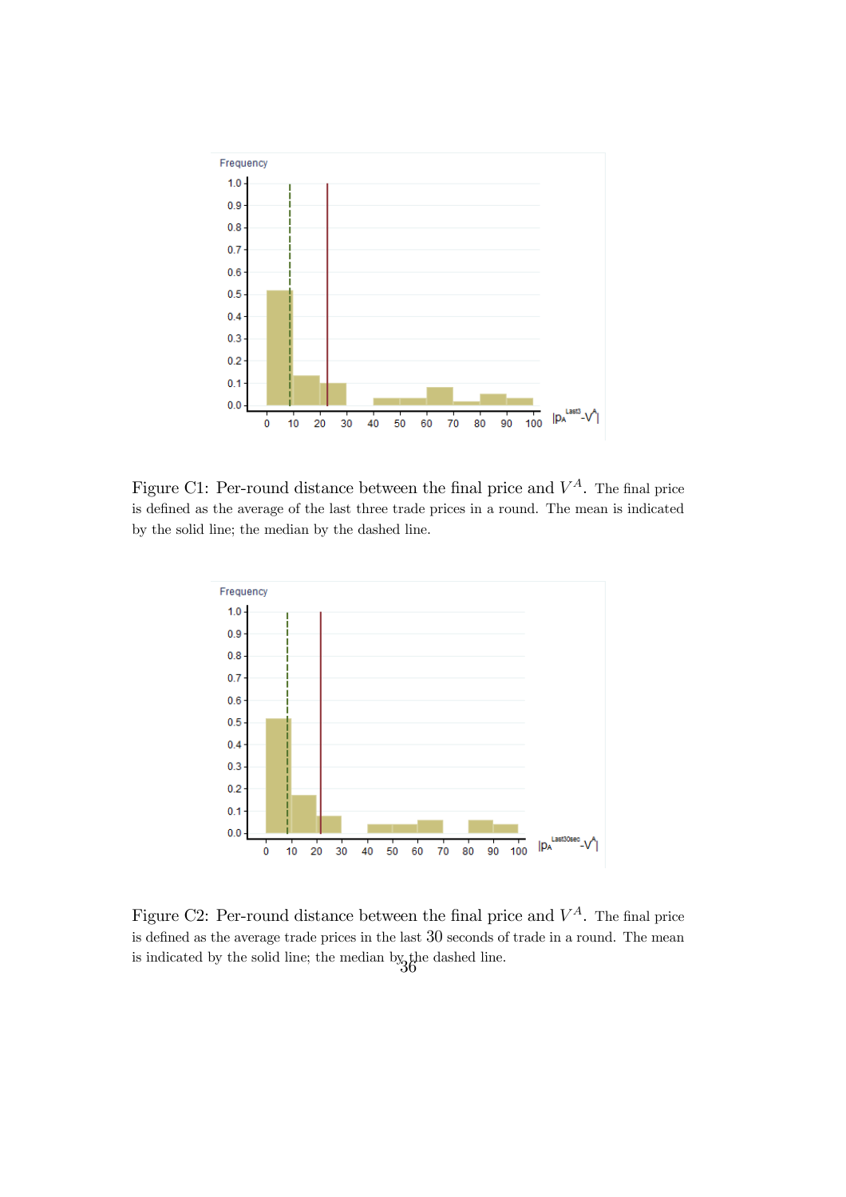Figure C1: Per-round distance between the final price and $V^A$. The final price is defined as the average of the last three trade prices in a round. The mean is indicated by the solid line; the median by the dashed line.

Figure C2: Per-round distance between the final price and $V^A$. The final price is defined as the average trade prices in the last 30 seconds of trade in a round. The mean is indicated by the solid line; the median by the dashed line.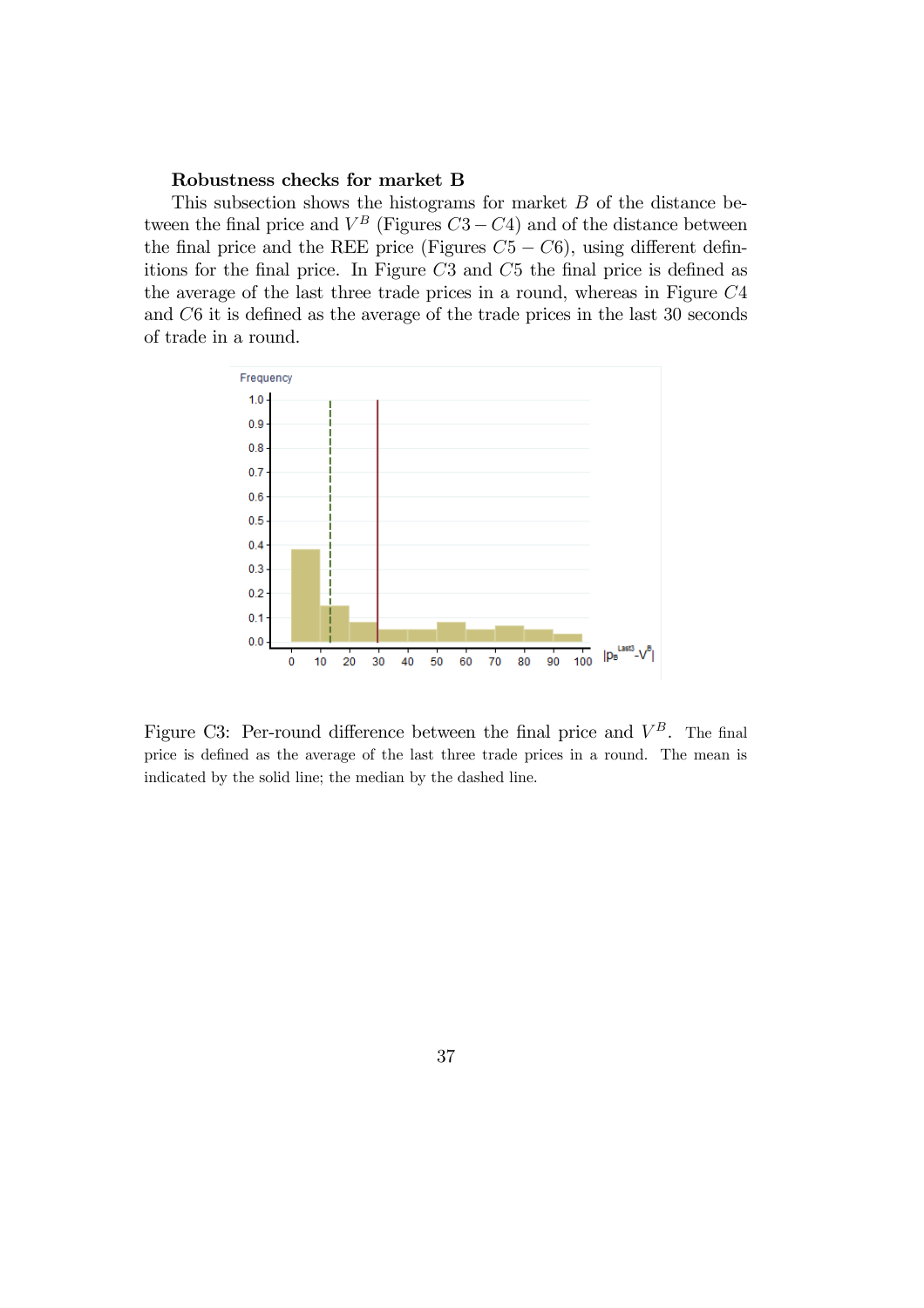**Robustness checks for market B**

This subsection shows the histograms for market $B$ of the distance between the final price and $V^B$ (Figures $C3 - C4$) and of the distance between the final price and the REE price (Figures $C5 - C6$), using different definitions for the final price. In Figure $C3$ and $C5$ the final price is defined as the average of the last three trade prices in a round, whereas in Figure $C4$ and $C6$ it is defined as the average of the trade prices in the last 30 seconds of trade in a round.

Figure C3: Per-round difference between the final price and $V^B$. The final price is defined as the average of the last three trade prices in a round. The mean is indicated by the solid line; the median by the dashed line.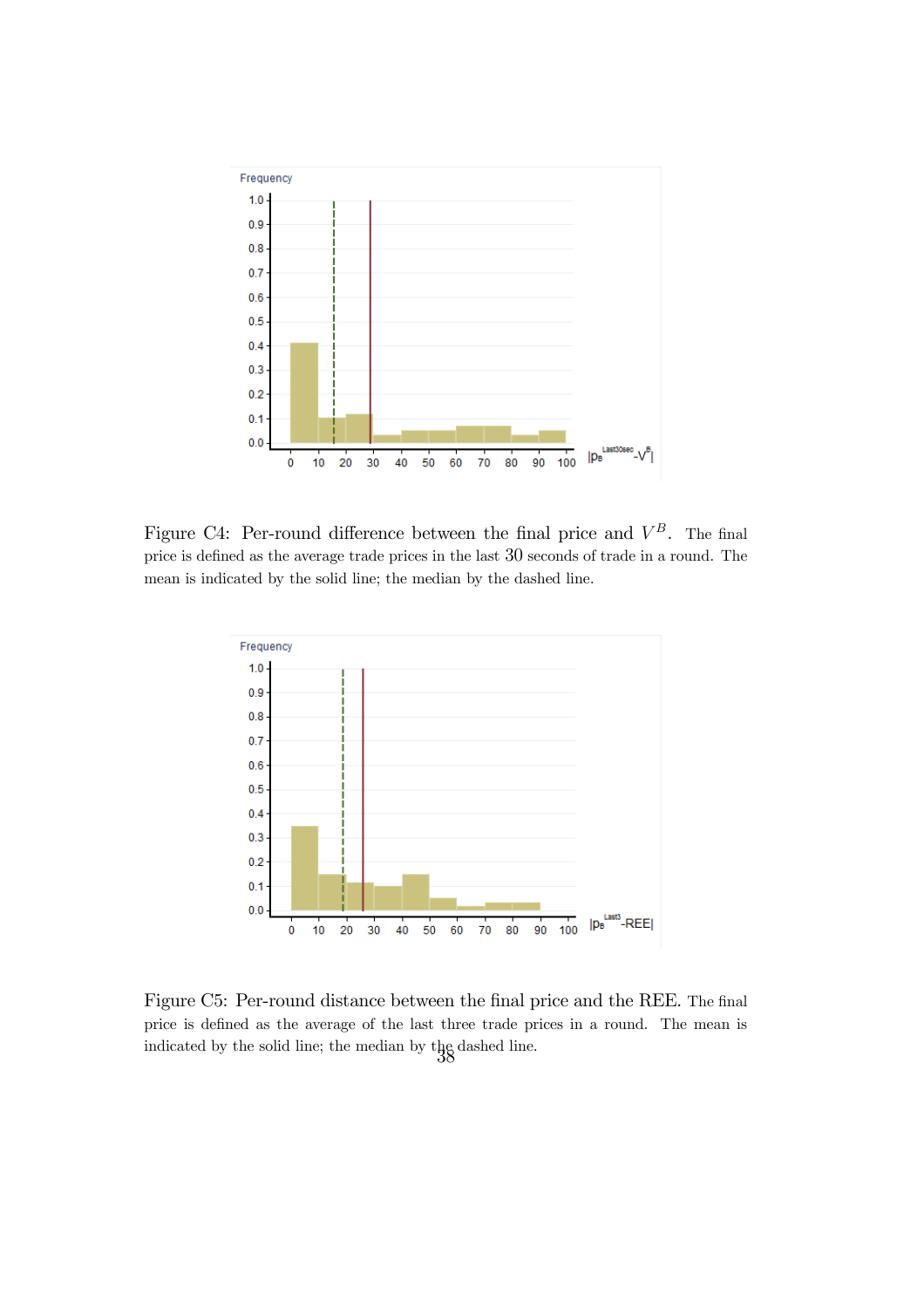Figure C4: Per-round difference between the final price and $V^B$. The final price is defined as the average trade prices in the last 30 seconds of trade in a round. The mean is indicated by the solid line; the median by the dashed line.

Figure C5: Per-round distance between the final price and the REE. The final price is defined as the average of the last three trade prices in a round. The mean is indicated by the solid line; the median by the dashed line.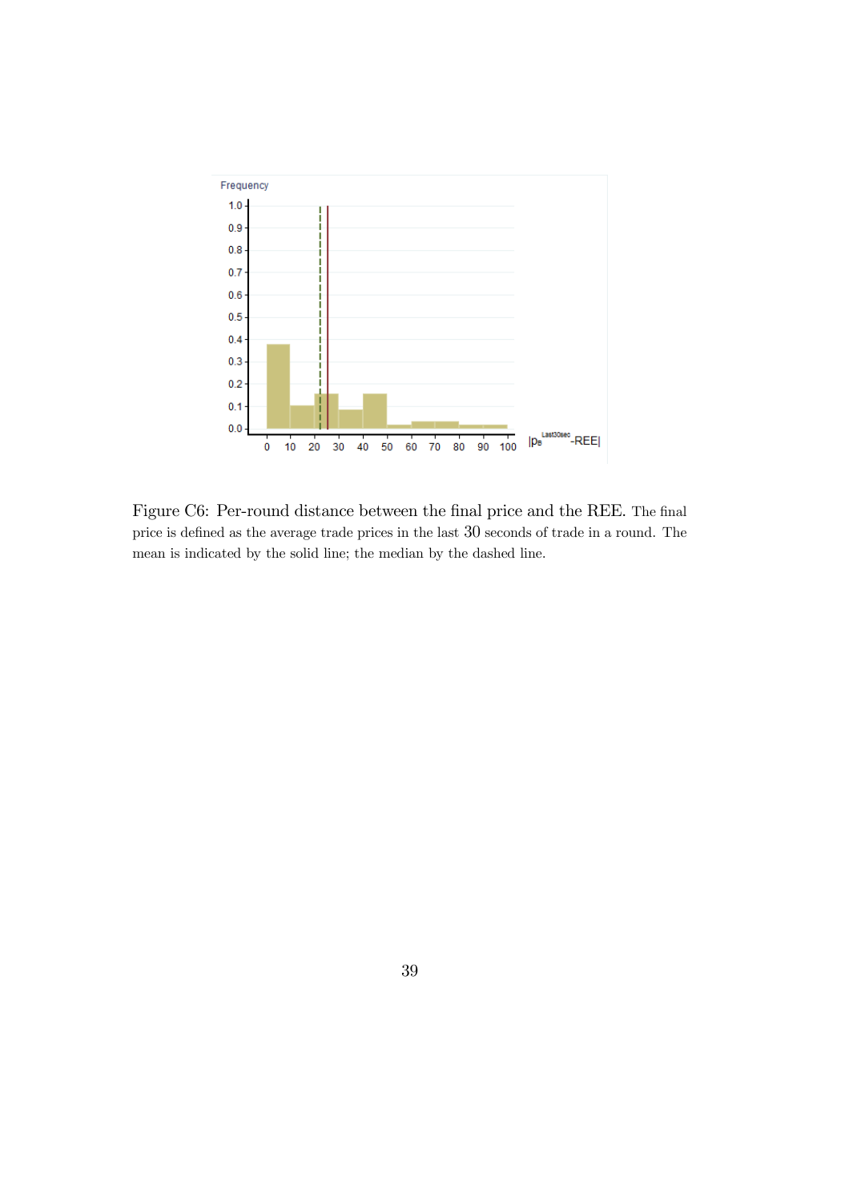Figure C6: Per-round distance between the final price and the REE. The final price is defined as the average trade prices in the last 30 seconds of trade in a round. The mean is indicated by the solid line; the median by the dashed line.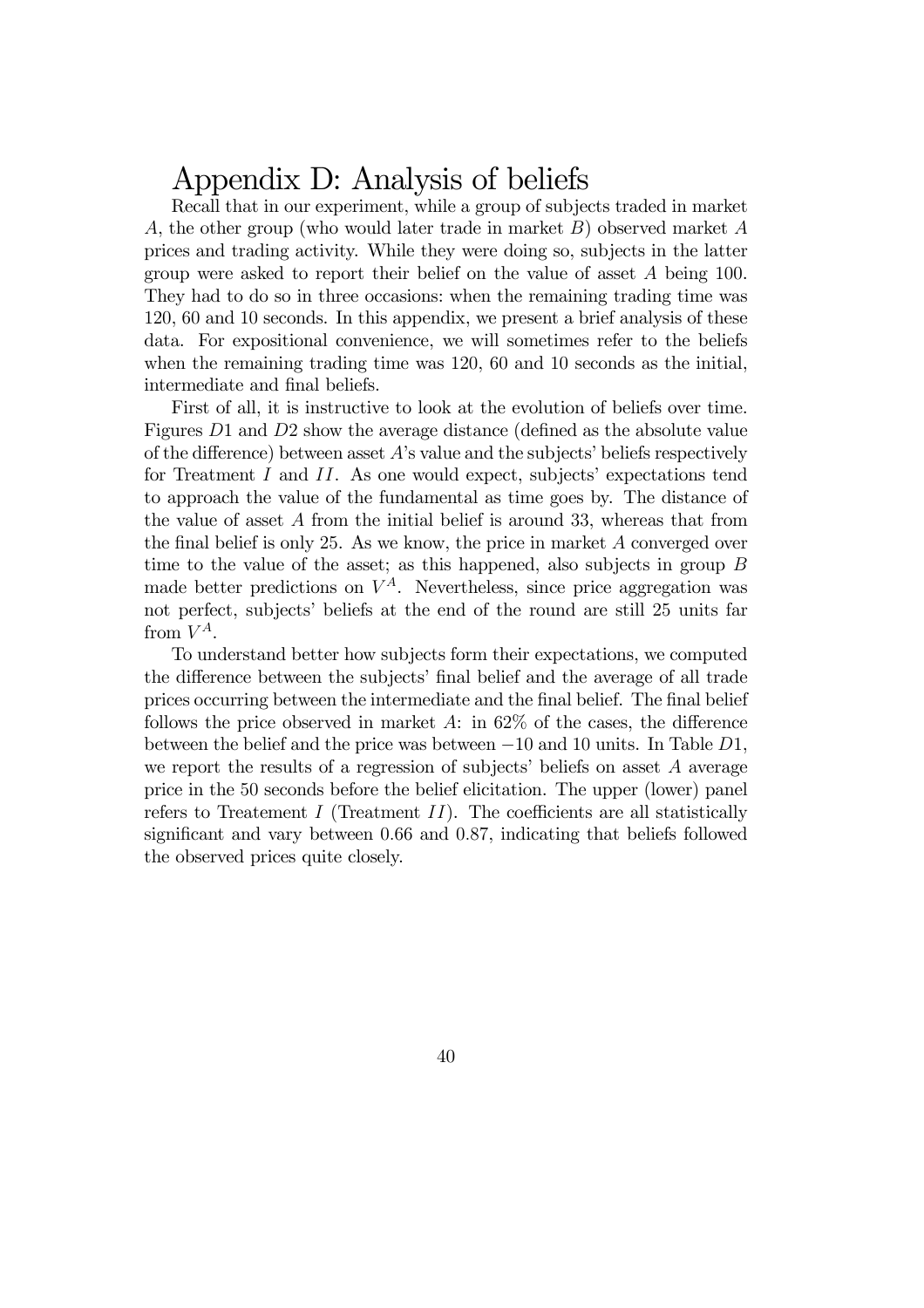# Appendix D: Analysis of beliefs

Recall that in our experiment, while a group of subjects traded in market $A$, the other group (who would later trade in market $B$) observed market $A$ prices and trading activity. While they were doing so, subjects in the latter group were asked to report their belief on the value of asset $A$ being 100. They had to do so in three occasions: when the remaining trading time was 120, 60 and 10 seconds. In this appendix, we present a brief analysis of these data. For expositional convenience, we will sometimes refer to the beliefs when the remaining trading time was 120, 60 and 10 seconds as the initial, intermediate and final beliefs.

First of all, it is instructive to look at the evolution of beliefs over time. Figures $D1$ and $D2$ show the average distance (defined as the absolute value of the difference) between asset $A$'s value and the subjects' beliefs respectively for Treatment $I$ and $II$. As one would expect, subjects' expectations tend to approach the value of the fundamental as time goes by. The distance of the value of asset $A$ from the initial belief is around 33, whereas that from the final belief is only 25. As we know, the price in market $A$ converged over time to the value of the asset; as this happened, also subjects in group $B$ made better predictions on $V^A$. Nevertheless, since price aggregation was not perfect, subjects' beliefs at the end of the round are still 25 units far from $V^A$.

To understand better how subjects form their expectations, we computed the difference between the subjects' final belief and the average of all trade prices occurring between the intermediate and the final belief. The final belief follows the price observed in market $A$: in 62% of the cases, the difference between the belief and the price was between $-10$ and 10 units. In Table $D1$, we report the results of a regression of subjects' beliefs on asset $A$ average price in the 50 seconds before the belief elicitation. The upper (lower) panel refers to Treatement $I$ (Treatment $II$). The coefficients are all statistically significant and vary between 0.66 and 0.87, indicating that beliefs followed the observed prices quite closely.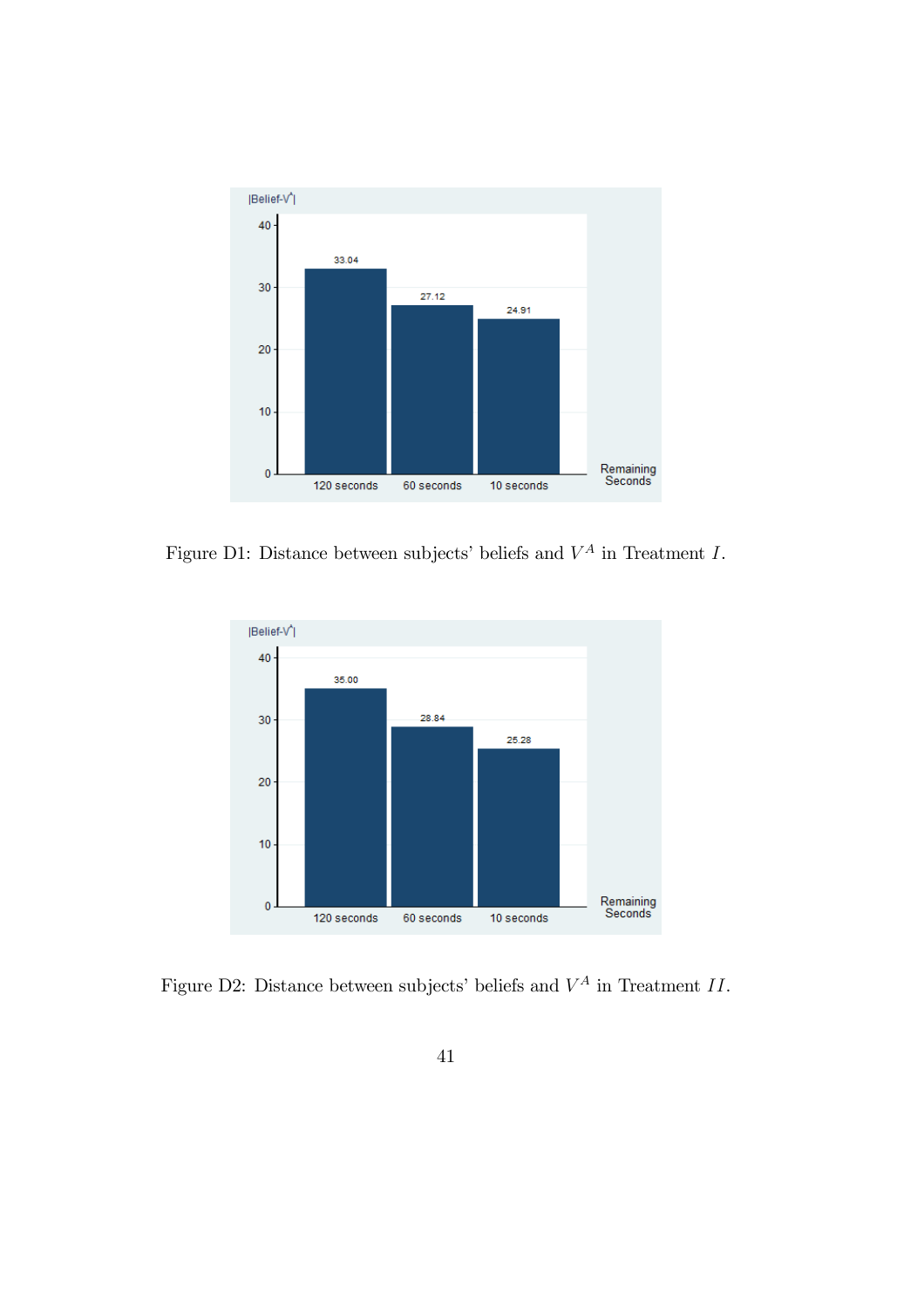Figure D1: Distance between subjects' beliefs and $V^A$ in Treatment $I$.

Figure D2: Distance between subjects' beliefs and $V^A$ in Treatment $II$.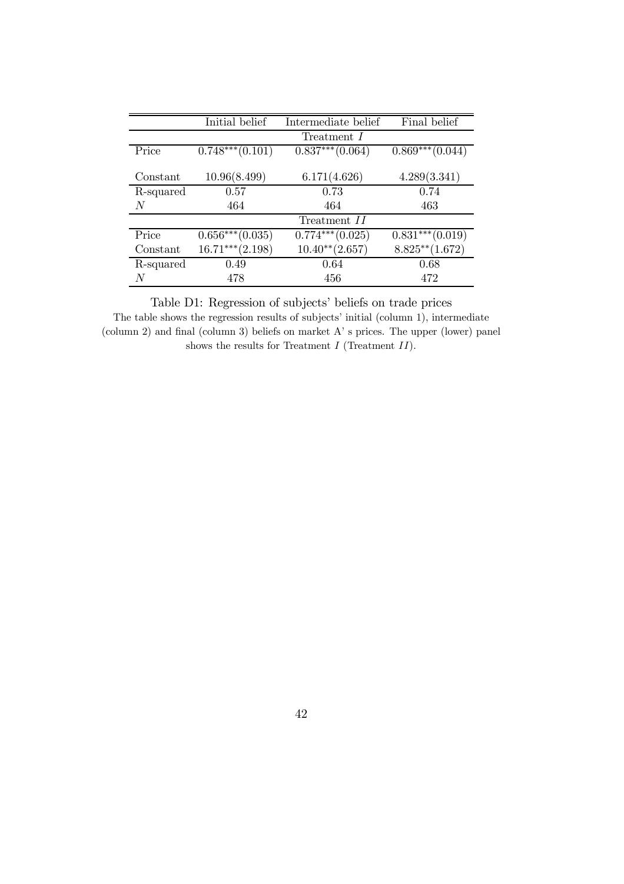|  | Initial belief | Intermediate belief | Final belief |
|---|---|---|---|
|  |  | Treatment $I$ |  |
| Price | $0.748^{***}(0.101)$ | $0.837^{***}(0.064)$ | $0.869^{***}(0.044)$ |
| Constant | 10.96(8.499) | 6.171(4.626) | 4.289(3.341) |
| R-squared | 0.57 | 0.73 | 0.74 |
| $N$ | 464 | 464 | 463 |
|  |  | Treatment $II$ |  |
| Price | $0.656^{***}(0.035)$ | $0.774^{***}(0.025)$ | $0.831^{***}(0.019)$ |
| Constant | $16.71^{***}(2.198)$ | $10.40^{**}(2.657)$ | $8.825^{**}(1.672)$ |
| R-squared | 0.49 | 0.64 | 0.68 |
| $N$ | 478 | 456 | 472 |

Table D1: Regression of subjects' beliefs on trade prices

The table shows the regression results of subjects' initial (column 1), intermediate (column 2) and final (column 3) beliefs on market A' s prices. The upper (lower) panel shows the results for Treatment $I$ (Treatment $II$).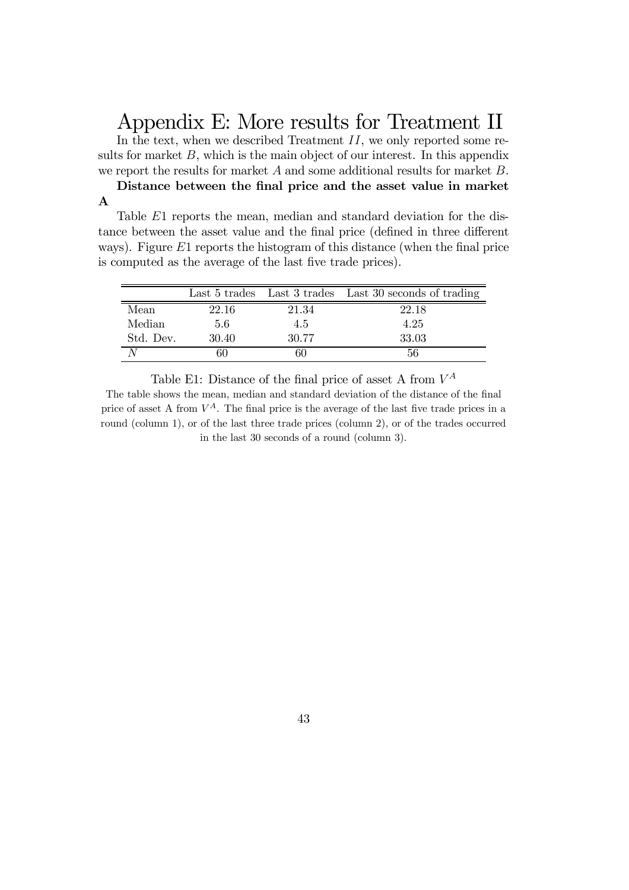# Appendix E: More results for Treatment II

In the text, when we described Treatment $II$, we only reported some results for market $B$, which is the main object of our interest. In this appendix we report the results for market $A$ and some additional results for market $B$.

**Distance between the final price and the asset value in market A**

Table $E1$ reports the mean, median and standard deviation for the distance between the asset value and the final price (defined in three different ways). Figure $E1$ reports the histogram of this distance (when the final price is computed as the average of the last five trade prices).

| | Last 5 trades | Last 3 trades | Last 30 seconds of trading |
|---|---|---|---|
| Mean | 22.16 | 21.34 | 22.18 |
| Median | 5.6 | 4.5 | 4.25 |
| Std. Dev. | 30.40 | 30.77 | 33.03 |
| $N$ | 60 | 60 | 56 |

Table E1: Distance of the final price of asset A from $V^A$

The table shows the mean, median and standard deviation of the distance of the final price of asset A from $V^A$. The final price is the average of the last five trade prices in a round (column 1), or of the last three trade prices (column 2), or of the trades occurred in the last 30 seconds of a round (column 3).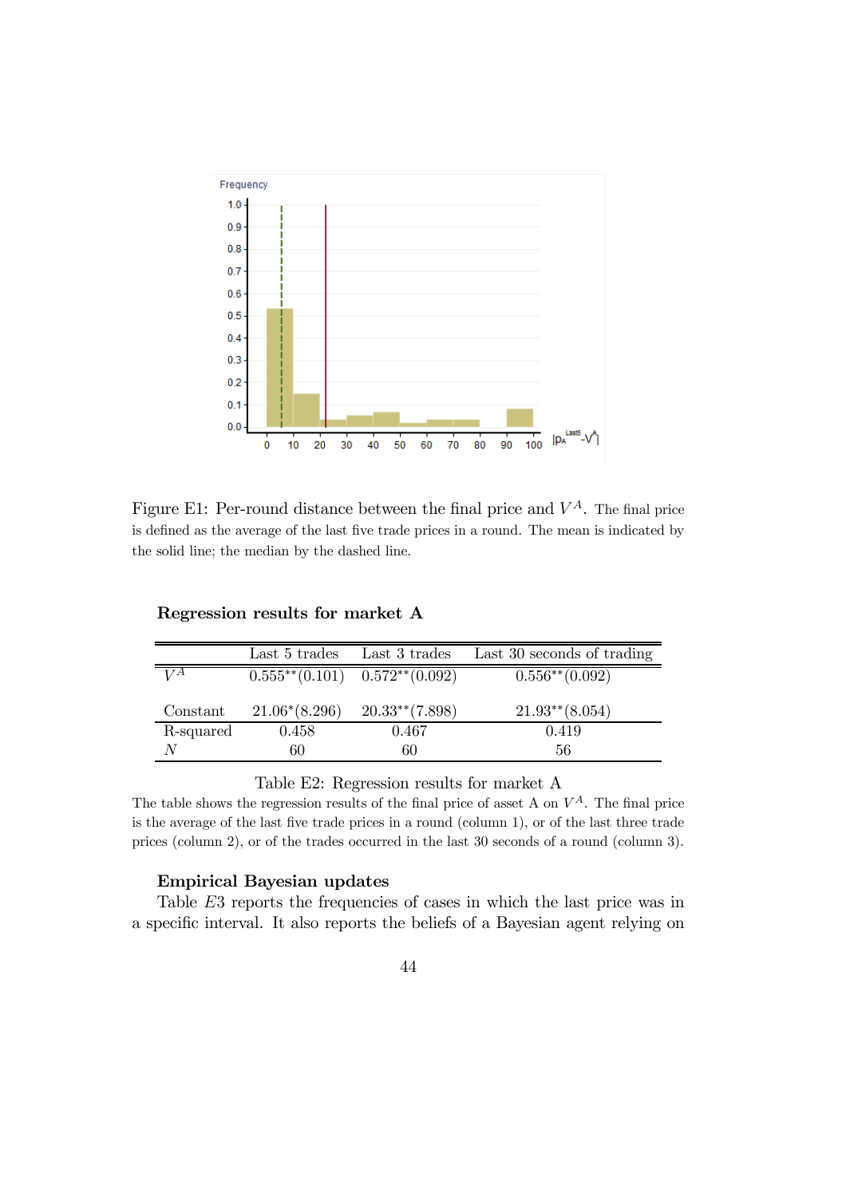Figure E1: Per-round distance between the final price and $V^A$. The final price is defined as the average of the last five trade prices in a round. The mean is indicated by the solid line; the median by the dashed line.

**Regression results for market A**

| | Last 5 trades | Last 3 trades | Last 30 seconds of trading |
|---|---|---|---|
| $V^A$ | 0.555**(0.101) | 0.572**(0.092) | 0.556**(0.092) |
| Constant | 21.06*(8.296) | 20.33**(7.898) | 21.93**(8.054) |
| R-squared | 0.458 | 0.467 | 0.419 |
| $N$ | 60 | 60 | 56 |

Table E2: Regression results for market A

The table shows the regression results of the final price of asset A on $V^A$. The final price is the average of the last five trade prices in a round (column 1), or of the last three trade prices (column 2), or of the trades occurred in the last 30 seconds of a round (column 3).

**Empirical Bayesian updates**

Table $E3$ reports the frequencies of cases in which the last price was in a specific interval. It also reports the beliefs of a Bayesian agent relying on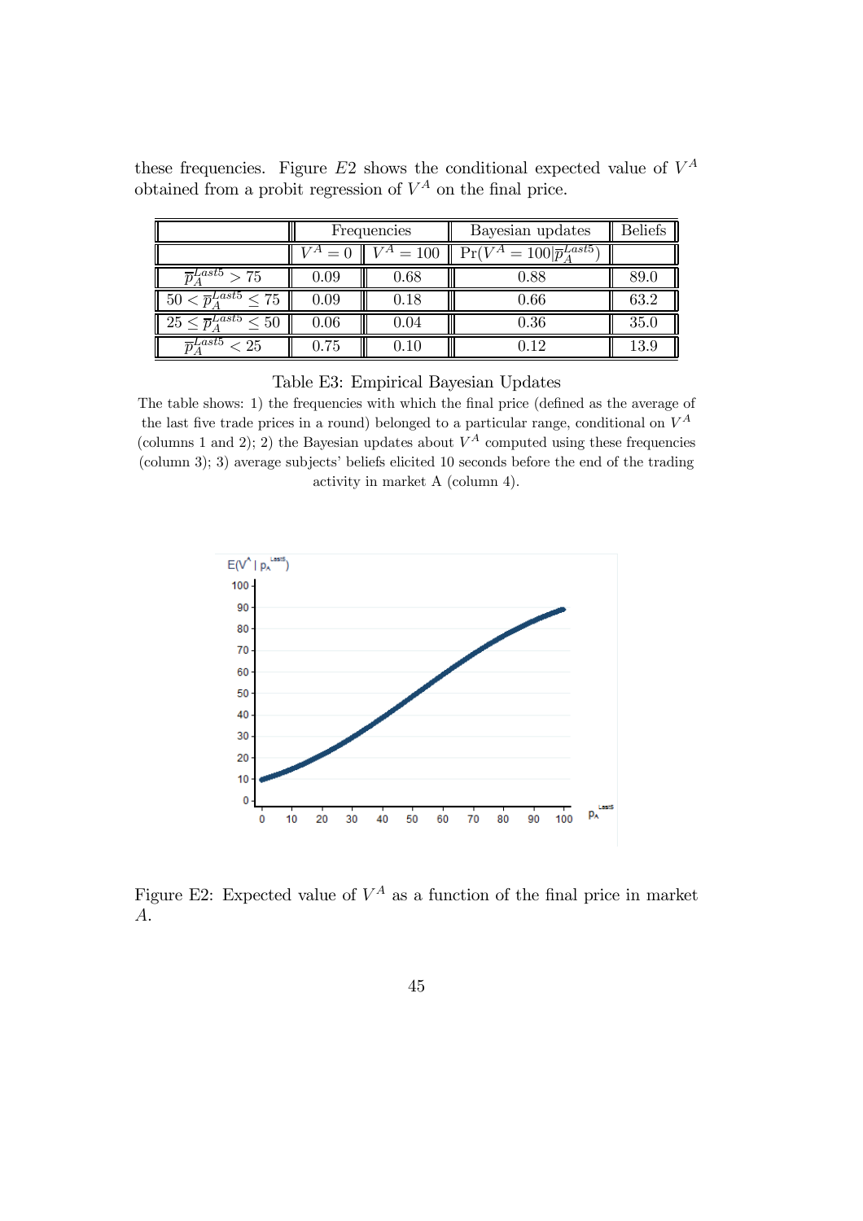these frequencies. Figure $E2$ shows the conditional expected value of $V^A$ obtained from a probit regression of $V^A$ on the final price.

| | Frequencies | | Bayesian updates | Beliefs |
|---|---|---|---|---|
| | $V^A = 0$ | $V^A = 100$ | $\Pr(V^A = 100 \vert \overline{p}_A^{Last5})$ | |
| $\overline{p}_A^{Last5} > 75$ | 0.09 | 0.68 | 0.88 | 89.0 |
| $50 < \overline{p}_A^{Last5} \leq 75$ | 0.09 | 0.18 | 0.66 | 63.2 |
| $25 \leq \overline{p}_A^{Last5} \leq 50$ | 0.06 | 0.04 | 0.36 | 35.0 |
| $\overline{p}_A^{Last5} < 25$ | 0.75 | 0.10 | 0.12 | 13.9 |

Table E3: Empirical Bayesian Updates

The table shows: 1) the frequencies with which the final price (defined as the average of the last five trade prices in a round) belonged to a particular range, conditional on $V^A$ (columns 1 and 2); 2) the Bayesian updates about $V^A$ computed using these frequencies (column 3); 3) average subjects' beliefs elicited 10 seconds before the end of the trading activity in market A (column 4).

Figure E2: Expected value of $V^A$ as a function of the final price in market $A$.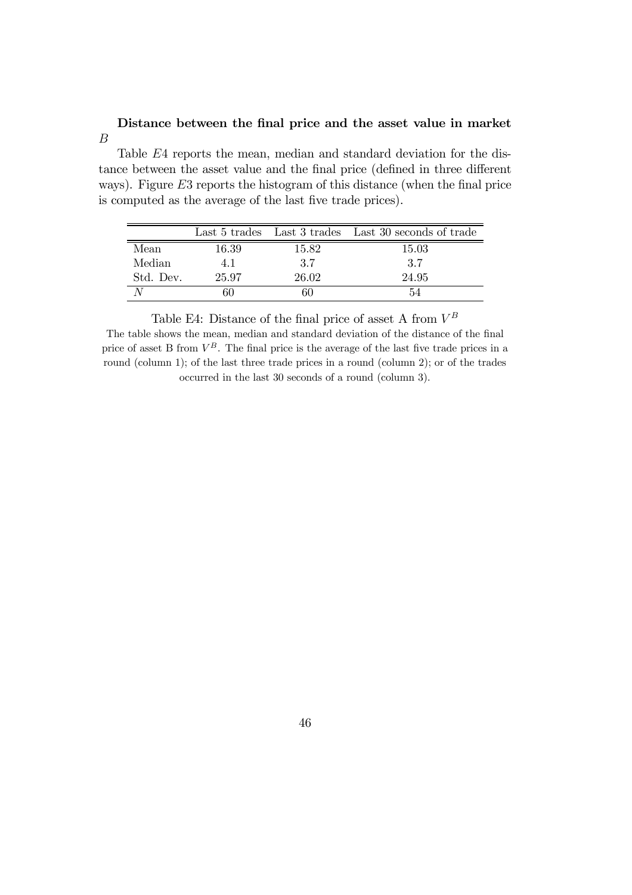**Distance between the final price and the asset value in market $B$**

Table $E4$ reports the mean, median and standard deviation for the distance between the asset value and the final price (defined in three different ways). Figure $E3$ reports the histogram of this distance (when the final price is computed as the average of the last five trade prices).

| | Last 5 trades | Last 3 trades | Last 30 seconds of trade |
|---|---|---|---|
| Mean | 16.39 | 15.82 | 15.03 |
| Median | 4.1 | 3.7 | 3.7 |
| Std. Dev. | 25.97 | 26.02 | 24.95 |
| $N$ | 60 | 60 | 54 |

Table E4: Distance of the final price of asset A from $V^B$

The table shows the mean, median and standard deviation of the distance of the final price of asset B from $V^B$. The final price is the average of the last five trade prices in a round (column 1); of the last three trade prices in a round (column 2); or of the trades occurred in the last 30 seconds of a round (column 3).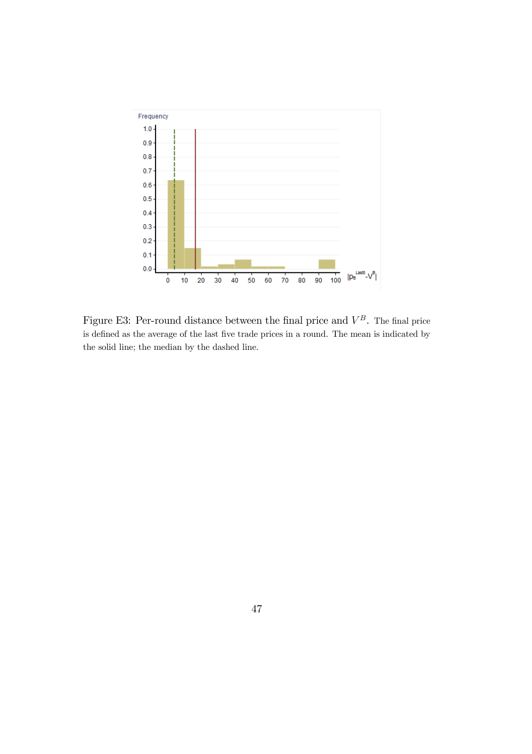Figure E3: Per-round distance between the final price and $V^B$. The final price is defined as the average of the last five trade prices in a round. The mean is indicated by the solid line; the median by the dashed line.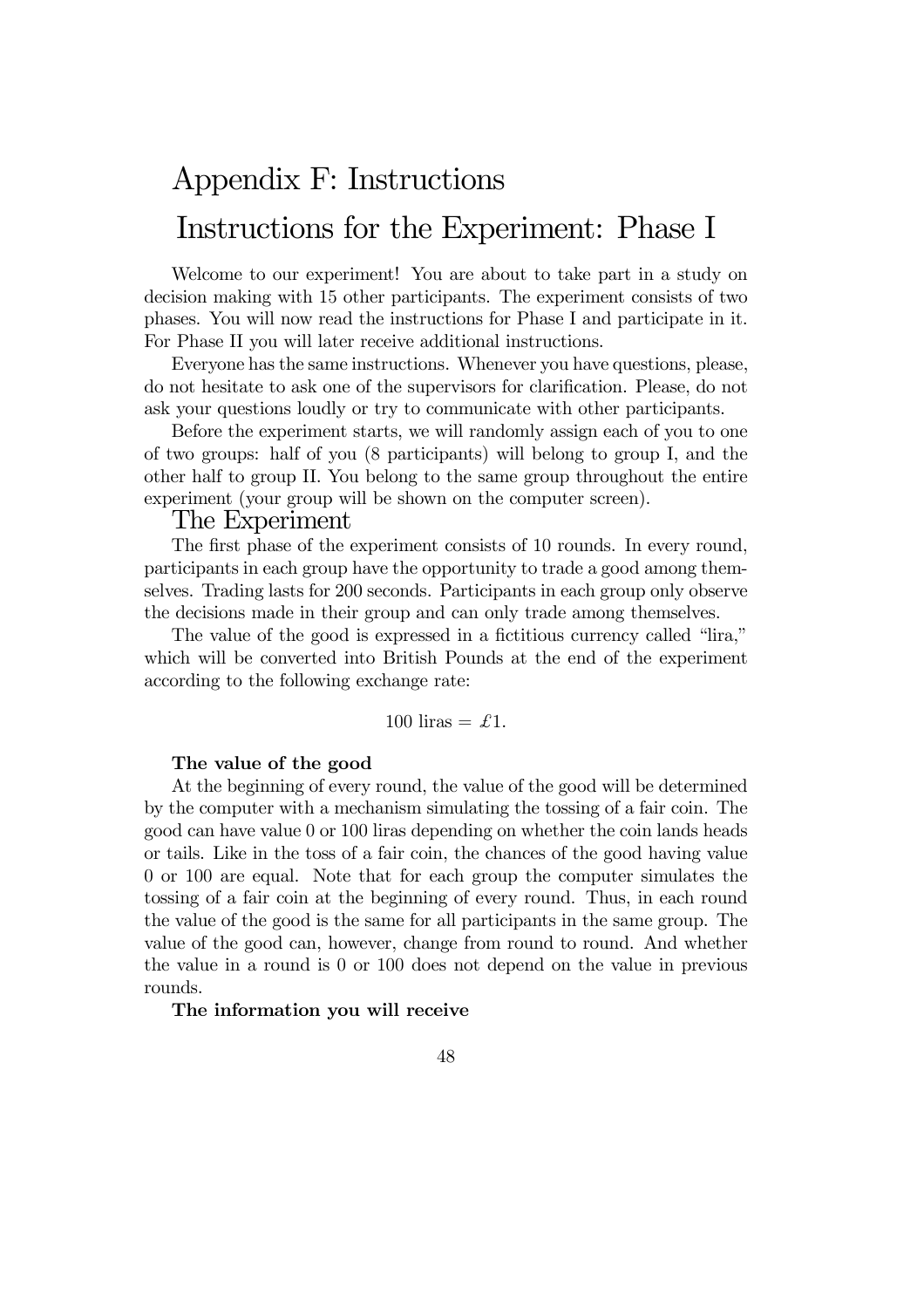# Appendix F: Instructions

## Instructions for the Experiment: Phase I

Welcome to our experiment! You are about to take part in a study on decision making with 15 other participants. The experiment consists of two phases. You will now read the instructions for Phase I and participate in it. For Phase II you will later receive additional instructions.

Everyone has the same instructions. Whenever you have questions, please, do not hesitate to ask one of the supervisors for clarification. Please, do not ask your questions loudly or try to communicate with other participants.

Before the experiment starts, we will randomly assign each of you to one of two groups: half of you (8 participants) will belong to group I, and the other half to group II. You belong to the same group throughout the entire experiment (your group will be shown on the computer screen).

## The Experiment

The first phase of the experiment consists of 10 rounds. In every round, participants in each group have the opportunity to trade a good among themselves. Trading lasts for 200 seconds. Participants in each group only observe the decisions made in their group and can only trade among themselves.

The value of the good is expressed in a fictitious currency called "lira," which will be converted into British Pounds at the end of the experiment according to the following exchange rate:

$$100 \text{ liras} = \pounds 1.$$

**The value of the good**

At the beginning of every round, the value of the good will be determined by the computer with a mechanism simulating the tossing of a fair coin. The good can have value 0 or 100 liras depending on whether the coin lands heads or tails. Like in the toss of a fair coin, the chances of the good having value 0 or 100 are equal. Note that for each group the computer simulates the tossing of a fair coin at the beginning of every round. Thus, in each round the value of the good is the same for all participants in the same group. The value of the good can, however, change from round to round. And whether the value in a round is 0 or 100 does not depend on the value in previous rounds.

**The information you will receive**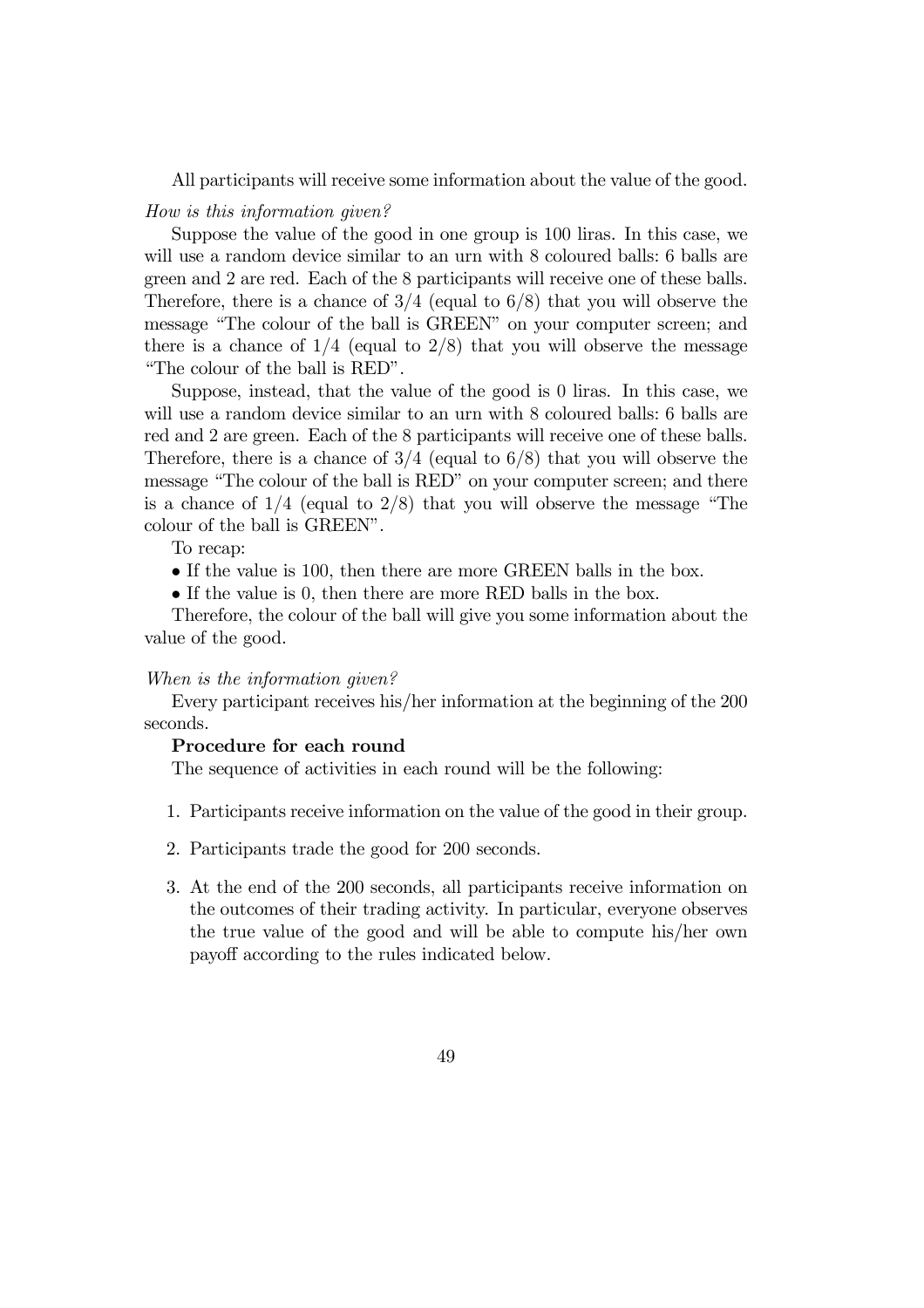All participants will receive some information about the value of the good.

*How is this information given?*

Suppose the value of the good in one group is 100 liras. In this case, we will use a random device similar to an urn with 8 coloured balls: 6 balls are green and 2 are red. Each of the 8 participants will receive one of these balls. Therefore, there is a chance of 3/4 (equal to 6/8) that you will observe the message "The colour of the ball is GREEN" on your computer screen; and there is a chance of 1/4 (equal to 2/8) that you will observe the message "The colour of the ball is RED".

Suppose, instead, that the value of the good is 0 liras. In this case, we will use a random device similar to an urn with 8 coloured balls: 6 balls are red and 2 are green. Each of the 8 participants will receive one of these balls. Therefore, there is a chance of 3/4 (equal to 6/8) that you will observe the message "The colour of the ball is RED" on your computer screen; and there is a chance of 1/4 (equal to 2/8) that you will observe the message "The colour of the ball is GREEN".

To recap:

- If the value is 100, then there are more GREEN balls in the box.
- If the value is 0, then there are more RED balls in the box.

Therefore, the colour of the ball will give you some information about the value of the good.

*When is the information given?*

Every participant receives his/her information at the beginning of the 200 seconds.

**Procedure for each round**

The sequence of activities in each round will be the following:

1. Participants receive information on the value of the good in their group.
2. Participants trade the good for 200 seconds.
3. At the end of the 200 seconds, all participants receive information on the outcomes of their trading activity. In particular, everyone observes the true value of the good and will be able to compute his/her own payoff according to the rules indicated below.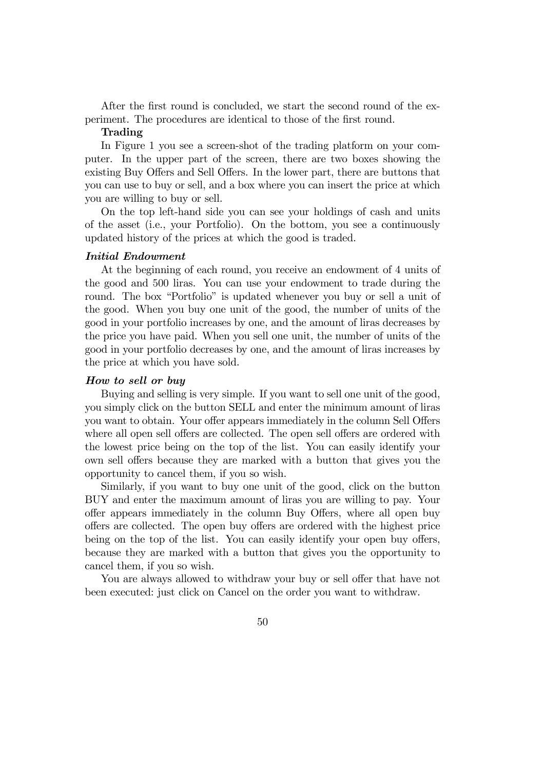After the first round is concluded, we start the second round of the experiment. The procedures are identical to those of the first round.

**Trading**

In Figure 1 you see a screen-shot of the trading platform on your computer. In the upper part of the screen, there are two boxes showing the existing Buy Offers and Sell Offers. In the lower part, there are buttons that you can use to buy or sell, and a box where you can insert the price at which you are willing to buy or sell.

On the top left-hand side you can see your holdings of cash and units of the asset (i.e., your Portfolio). On the bottom, you see a continuously updated history of the prices at which the good is traded.

***Initial Endowment***

At the beginning of each round, you receive an endowment of 4 units of the good and 500 liras. You can use your endowment to trade during the round. The box "Portfolio" is updated whenever you buy or sell a unit of the good. When you buy one unit of the good, the number of units of the good in your portfolio increases by one, and the amount of liras decreases by the price you have paid. When you sell one unit, the number of units of the good in your portfolio decreases by one, and the amount of liras increases by the price at which you have sold.

***How to sell or buy***

Buying and selling is very simple. If you want to sell one unit of the good, you simply click on the button SELL and enter the minimum amount of liras you want to obtain. Your offer appears immediately in the column Sell Offers where all open sell offers are collected. The open sell offers are ordered with the lowest price being on the top of the list. You can easily identify your own sell offers because they are marked with a button that gives you the opportunity to cancel them, if you so wish.

Similarly, if you want to buy one unit of the good, click on the button BUY and enter the maximum amount of liras you are willing to pay. Your offer appears immediately in the column Buy Offers, where all open buy offers are collected. The open buy offers are ordered with the highest price being on the top of the list. You can easily identify your open buy offers, because they are marked with a button that gives you the opportunity to cancel them, if you so wish.

You are always allowed to withdraw your buy or sell offer that have not been executed: just click on Cancel on the order you want to withdraw.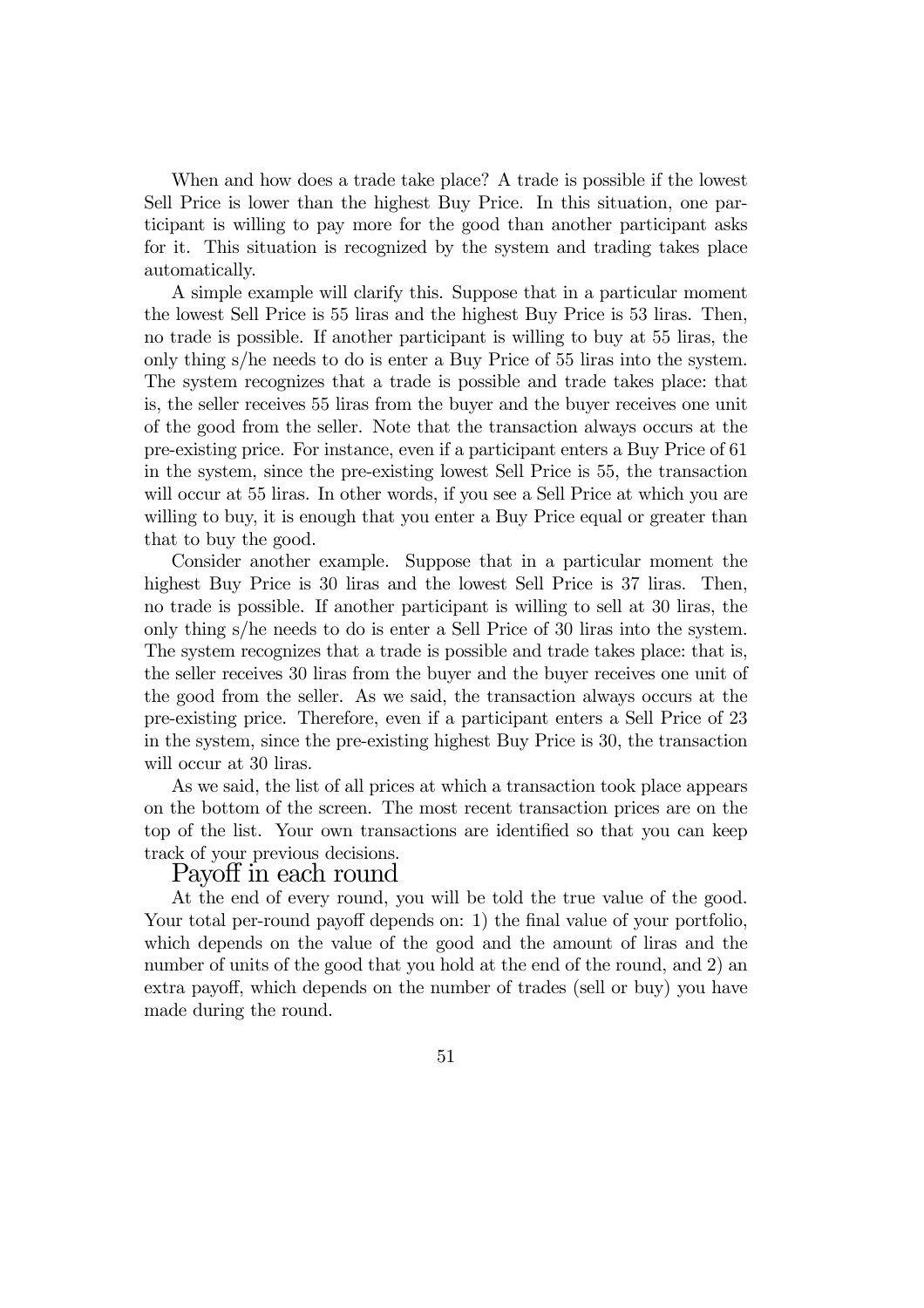When and how does a trade take place? A trade is possible if the lowest Sell Price is lower than the highest Buy Price. In this situation, one participant is willing to pay more for the good than another participant asks for it. This situation is recognized by the system and trading takes place automatically.

A simple example will clarify this. Suppose that in a particular moment the lowest Sell Price is 55 liras and the highest Buy Price is 53 liras. Then, no trade is possible. If another participant is willing to buy at 55 liras, the only thing s/he needs to do is enter a Buy Price of 55 liras into the system. The system recognizes that a trade is possible and trade takes place: that is, the seller receives 55 liras from the buyer and the buyer receives one unit of the good from the seller. Note that the transaction always occurs at the pre-existing price. For instance, even if a participant enters a Buy Price of 61 in the system, since the pre-existing lowest Sell Price is 55, the transaction will occur at 55 liras. In other words, if you see a Sell Price at which you are willing to buy, it is enough that you enter a Buy Price equal or greater than that to buy the good.

Consider another example. Suppose that in a particular moment the highest Buy Price is 30 liras and the lowest Sell Price is 37 liras. Then, no trade is possible. If another participant is willing to sell at 30 liras, the only thing s/he needs to do is enter a Sell Price of 30 liras into the system. The system recognizes that a trade is possible and trade takes place: that is, the seller receives 30 liras from the buyer and the buyer receives one unit of the good from the seller. As we said, the transaction always occurs at the pre-existing price. Therefore, even if a participant enters a Sell Price of 23 in the system, since the pre-existing highest Buy Price is 30, the transaction will occur at 30 liras.

As we said, the list of all prices at which a transaction took place appears on the bottom of the screen. The most recent transaction prices are on the top of the list. Your own transactions are identified so that you can keep track of your previous decisions.

## Payoff in each round

At the end of every round, you will be told the true value of the good. Your total per-round payoff depends on: 1) the final value of your portfolio, which depends on the value of the good and the amount of liras and the number of units of the good that you hold at the end of the round, and 2) an extra payoff, which depends on the number of trades (sell or buy) you have made during the round.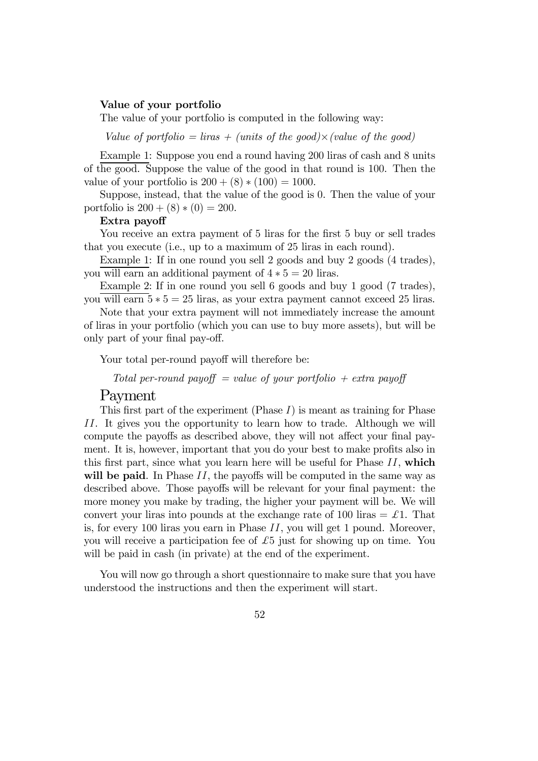**Value of your portfolio**

The value of your portfolio is computed in the following way:

*Value of portfolio = liras + (units of the good)×(value of the good)*

Example 1: Suppose you end a round having 200 liras of cash and 8 units of the good. Suppose the value of the good in that round is 100. Then the value of your portfolio is $200 + (8) * (100) = 1000$.

Suppose, instead, that the value of the good is 0. Then the value of your portfolio is $200 + (8) * (0) = 200$.

**Extra payoff**

You receive an extra payment of 5 liras for the first 5 buy or sell trades that you execute (i.e., up to a maximum of 25 liras in each round).

Example 1: If in one round you sell 2 goods and buy 2 goods (4 trades), you will earn an additional payment of $4 * 5 = 20$ liras.

Example 2: If in one round you sell 6 goods and buy 1 good (7 trades), you will earn $5 * 5 = 25$ liras, as your extra payment cannot exceed 25 liras.

Note that your extra payment will not immediately increase the amount of liras in your portfolio (which you can use to buy more assets), but will be only part of your final pay-off.

Your total per-round payoff will therefore be:

*Total per-round payoff = value of your portfolio + extra payoff*

## Payment

This first part of the experiment (Phase *I*) is meant as training for Phase *II*. It gives you the opportunity to learn how to trade. Although we will compute the payoffs as described above, they will not affect your final payment. It is, however, important that you do your best to make profits also in this first part, since what you learn here will be useful for Phase *II*, **which will be paid**. In Phase *II*, the payoffs will be computed in the same way as described above. Those payoffs will be relevant for your final payment: the more money you make by trading, the higher your payment will be. We will convert your liras into pounds at the exchange rate of 100 liras = £1. That is, for every 100 liras you earn in Phase *II*, you will get 1 pound. Moreover, you will receive a participation fee of £5 just for showing up on time. You will be paid in cash (in private) at the end of the experiment.

You will now go through a short questionnaire to make sure that you have understood the instructions and then the experiment will start.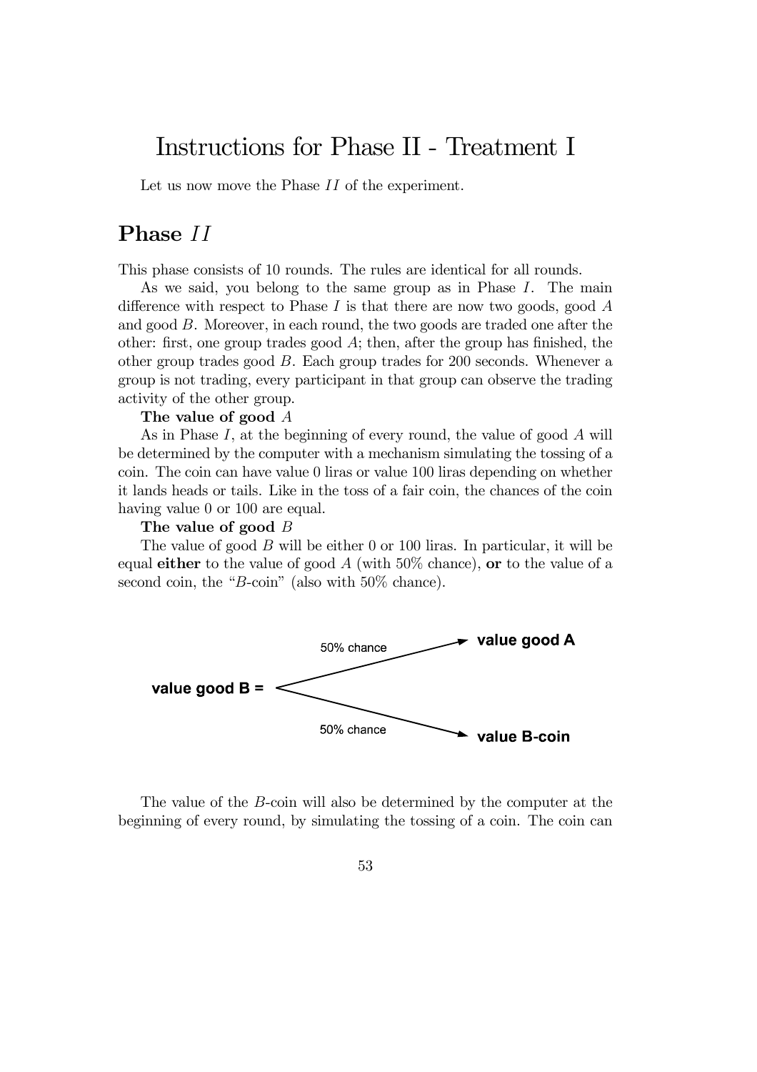# Instructions for Phase II - Treatment I

Let us now move the Phase $II$ of the experiment.

## Phase $II$

This phase consists of 10 rounds. The rules are identical for all rounds.

As we said, you belong to the same group as in Phase $I$. The main difference with respect to Phase $I$ is that there are now two goods, good $A$ and good $B$. Moreover, in each round, the two goods are traded one after the other: first, one group trades good $A$; then, after the group has finished, the other group trades good $B$. Each group trades for 200 seconds. Whenever a group is not trading, every participant in that group can observe the trading activity of the other group.

**The value of good** $A$

As in Phase $I$, at the beginning of every round, the value of good $A$ will be determined by the computer with a mechanism simulating the tossing of a coin. The coin can have value 0 liras or value 100 liras depending on whether it lands heads or tails. Like in the toss of a fair coin, the chances of the coin having value 0 or 100 are equal.

**The value of good** $B$

The value of good $B$ will be either 0 or 100 liras. In particular, it will be equal **either** to the value of good $A$ (with 50% chance), **or** to the value of a second coin, the "$B$-coin" (also with 50% chance).

The value of the $B$-coin will also be determined by the computer at the beginning of every round, by simulating the tossing of a coin. The coin can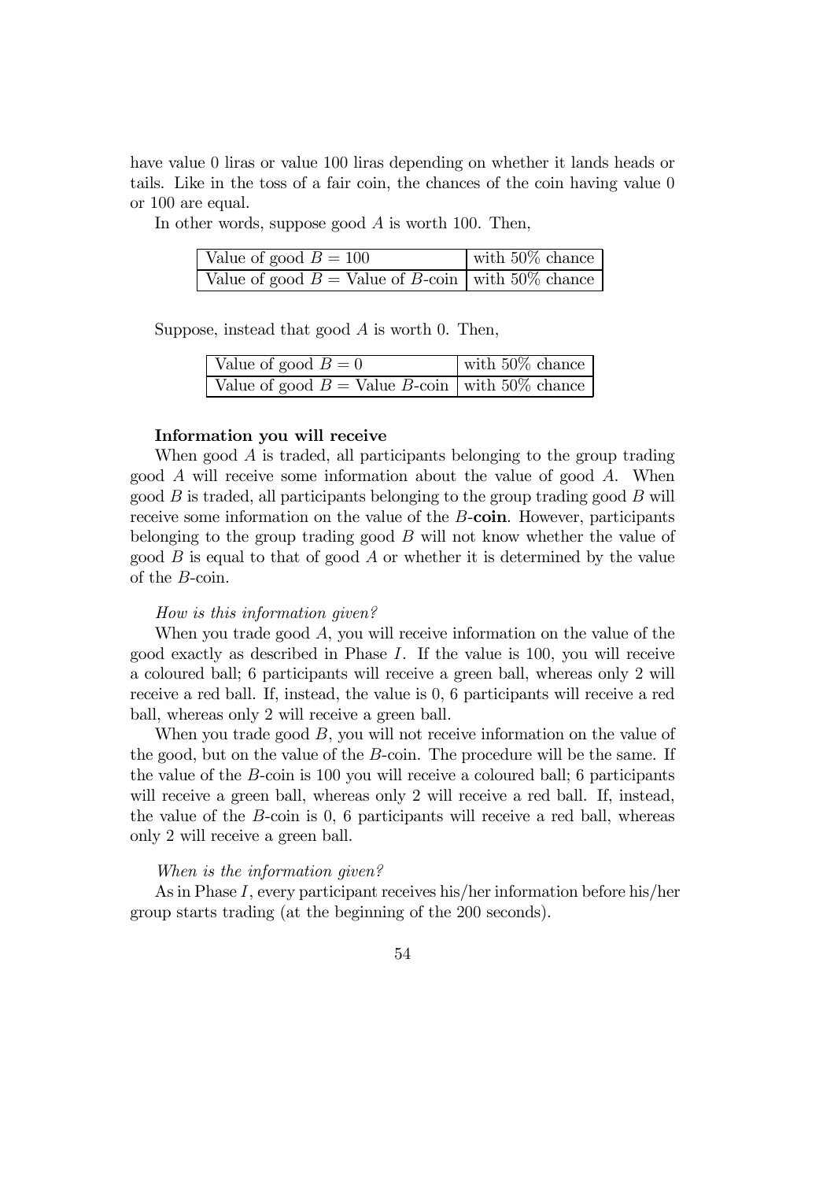have value 0 liras or value 100 liras depending on whether it lands heads or tails. Like in the toss of a fair coin, the chances of the coin having value 0 or 100 are equal.

In other words, suppose good $A$ is worth 100. Then,

| | |
|---|---|
| Value of good $B = 100$ | with 50% chance |
| Value of good $B =$ Value of $B$-coin | with 50% chance |

Suppose, instead that good $A$ is worth 0. Then,

| | |
|---|---|
| Value of good $B = 0$ | with 50% chance |
| Value of good $B =$ Value $B$-coin | with 50% chance |

**Information you will receive**

When good $A$ is traded, all participants belonging to the group trading good $A$ will receive some information about the value of good $A$. When good $B$ is traded, all participants belonging to the group trading good $B$ will receive some information on the value of the $B$-**coin**. However, participants belonging to the group trading good $B$ will not know whether the value of good $B$ is equal to that of good $A$ or whether it is determined by the value of the $B$-coin.

*How is this information given?*

When you trade good $A$, you will receive information on the value of the good exactly as described in Phase $I$. If the value is 100, you will receive a coloured ball; 6 participants will receive a green ball, whereas only 2 will receive a red ball. If, instead, the value is 0, 6 participants will receive a red ball, whereas only 2 will receive a green ball.

When you trade good $B$, you will not receive information on the value of the good, but on the value of the $B$-coin. The procedure will be the same. If the value of the $B$-coin is 100 you will receive a coloured ball; 6 participants will receive a green ball, whereas only 2 will receive a red ball. If, instead, the value of the $B$-coin is 0, 6 participants will receive a red ball, whereas only 2 will receive a green ball.

*When is the information given?*

As in Phase $I$, every participant receives his/her information before his/her group starts trading (at the beginning of the 200 seconds).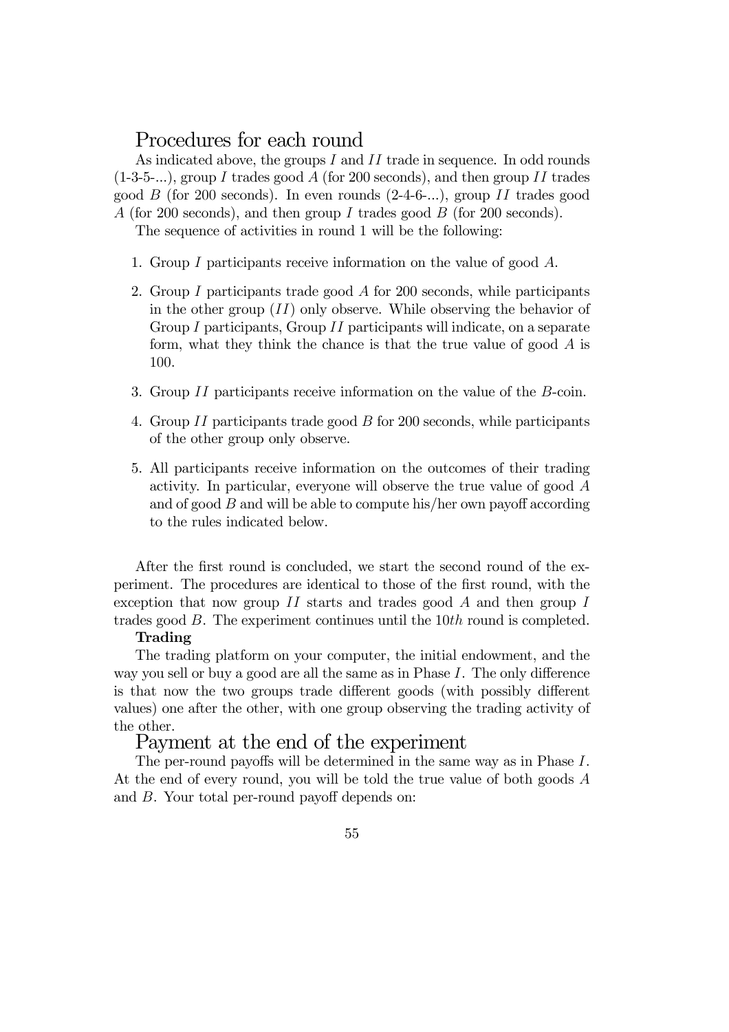## Procedures for each round

As indicated above, the groups $I$ and $II$ trade in sequence. In odd rounds (1-3-5-...), group $I$ trades good $A$ (for 200 seconds), and then group $II$ trades good $B$ (for 200 seconds). In even rounds (2-4-6-...), group $II$ trades good $A$ (for 200 seconds), and then group $I$ trades good $B$ (for 200 seconds).

The sequence of activities in round 1 will be the following:

1. Group $I$ participants receive information on the value of good $A$.
2. Group $I$ participants trade good $A$ for 200 seconds, while participants in the other group ($II$) only observe. While observing the behavior of Group $I$ participants, Group $II$ participants will indicate, on a separate form, what they think the chance is that the true value of good $A$ is 100.
3. Group $II$ participants receive information on the value of the $B$-coin.
4. Group $II$ participants trade good $B$ for 200 seconds, while participants of the other group only observe.
5. All participants receive information on the outcomes of their trading activity. In particular, everyone will observe the true value of good $A$ and of good $B$ and will be able to compute his/her own payoff according to the rules indicated below.

After the first round is concluded, we start the second round of the experiment. The procedures are identical to those of the first round, with the exception that now group $II$ starts and trades good $A$ and then group $I$ trades good $B$. The experiment continues until the $10th$ round is completed.

**Trading**

The trading platform on your computer, the initial endowment, and the way you sell or buy a good are all the same as in Phase $I$. The only difference is that now the two groups trade different goods (with possibly different values) one after the other, with one group observing the trading activity of the other.

## Payment at the end of the experiment

The per-round payoffs will be determined in the same way as in Phase $I$. At the end of every round, you will be told the true value of both goods $A$ and $B$. Your total per-round payoff depends on: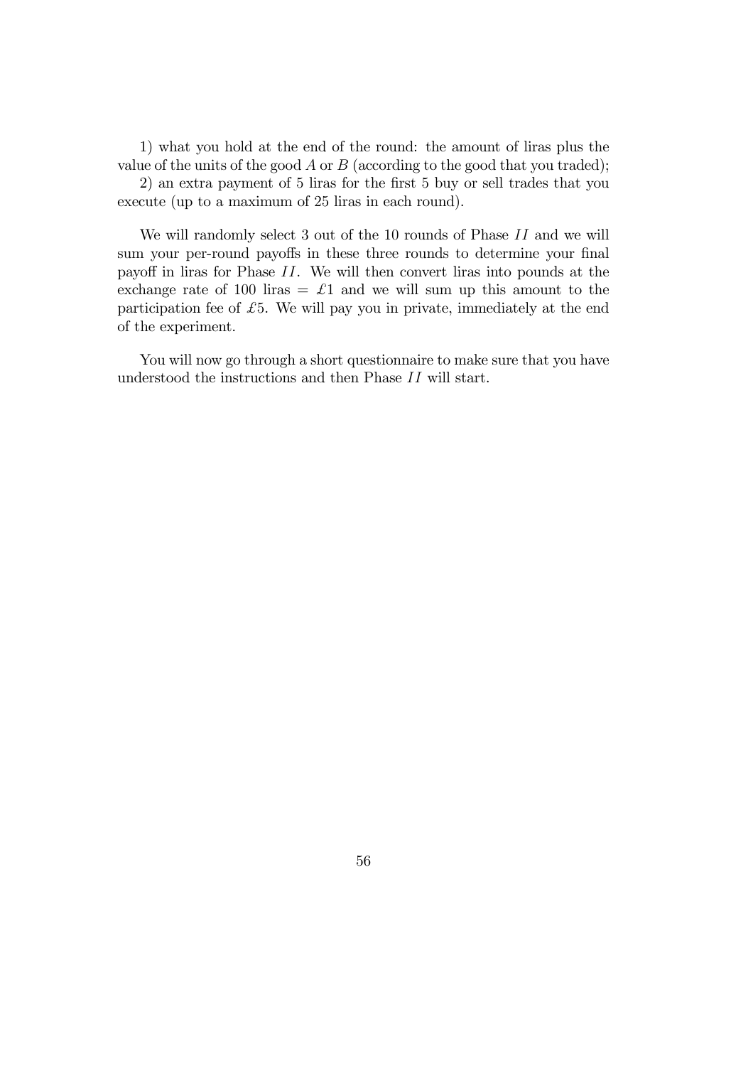1) what you hold at the end of the round: the amount of liras plus the value of the units of the good $A$ or $B$ (according to the good that you traded);

2) an extra payment of 5 liras for the first 5 buy or sell trades that you execute (up to a maximum of 25 liras in each round).

We will randomly select 3 out of the 10 rounds of Phase $II$ and we will sum your per-round payoffs in these three rounds to determine your final payoff in liras for Phase $II$. We will then convert liras into pounds at the exchange rate of 100 liras = £1 and we will sum up this amount to the participation fee of £5. We will pay you in private, immediately at the end of the experiment.

You will now go through a short questionnaire to make sure that you have understood the instructions and then Phase $II$ will start.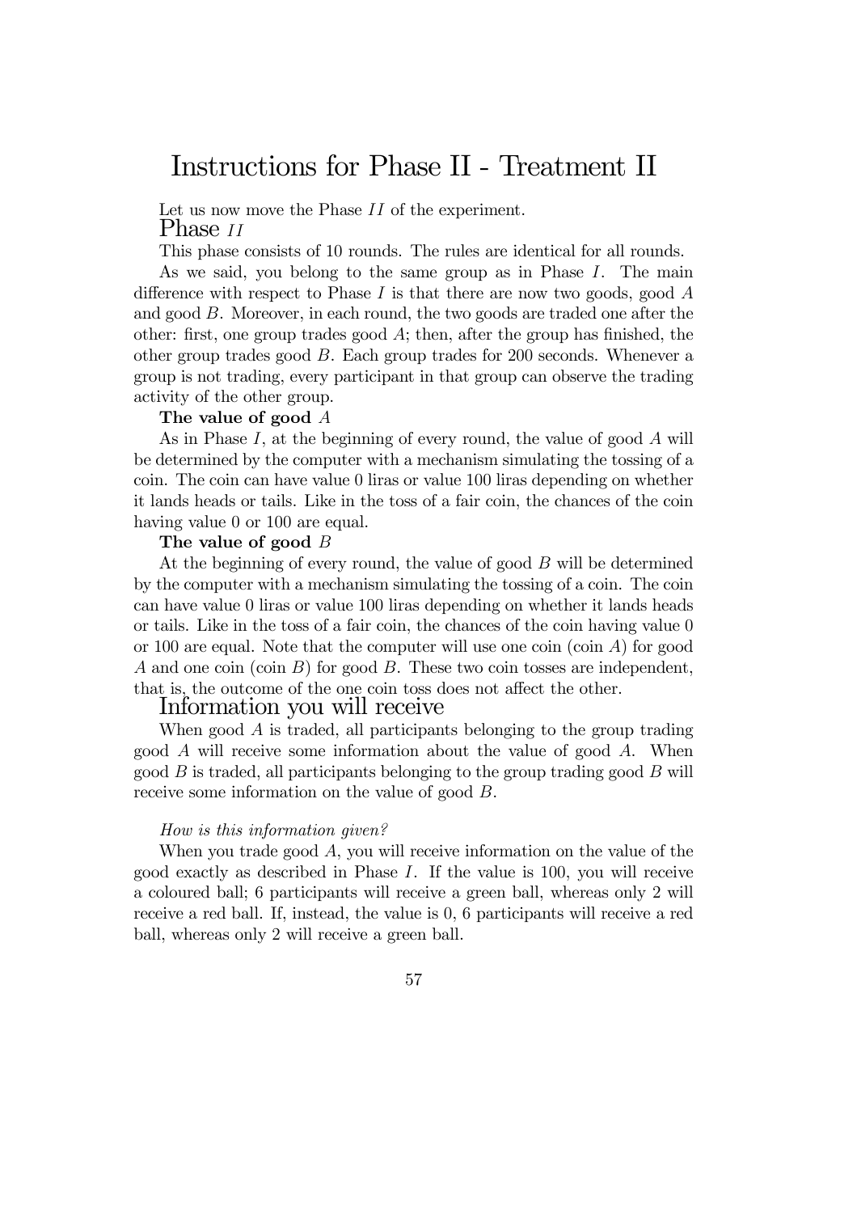# Instructions for Phase II - Treatment II

Let us now move the Phase $II$ of the experiment.

## Phase $II$

This phase consists of 10 rounds. The rules are identical for all rounds.

As we said, you belong to the same group as in Phase $I$. The main difference with respect to Phase $I$ is that there are now two goods, good $A$ and good $B$. Moreover, in each round, the two goods are traded one after the other: first, one group trades good $A$; then, after the group has finished, the other group trades good $B$. Each group trades for 200 seconds. Whenever a group is not trading, every participant in that group can observe the trading activity of the other group.

**The value of good $A$**

As in Phase $I$, at the beginning of every round, the value of good $A$ will be determined by the computer with a mechanism simulating the tossing of a coin. The coin can have value 0 liras or value 100 liras depending on whether it lands heads or tails. Like in the toss of a fair coin, the chances of the coin having value 0 or 100 are equal.

**The value of good $B$**

At the beginning of every round, the value of good $B$ will be determined by the computer with a mechanism simulating the tossing of a coin. The coin can have value 0 liras or value 100 liras depending on whether it lands heads or tails. Like in the toss of a fair coin, the chances of the coin having value 0 or 100 are equal. Note that the computer will use one coin (coin $A$) for good $A$ and one coin (coin $B$) for good $B$. These two coin tosses are independent, that is, the outcome of the one coin toss does not affect the other.

## Information you will receive

When good $A$ is traded, all participants belonging to the group trading good $A$ will receive some information about the value of good $A$. When good $B$ is traded, all participants belonging to the group trading good $B$ will receive some information on the value of good $B$.

*How is this information given?*

When you trade good $A$, you will receive information on the value of the good exactly as described in Phase $I$. If the value is 100, you will receive a coloured ball; 6 participants will receive a green ball, whereas only 2 will receive a red ball. If, instead, the value is 0, 6 participants will receive a red ball, whereas only 2 will receive a green ball.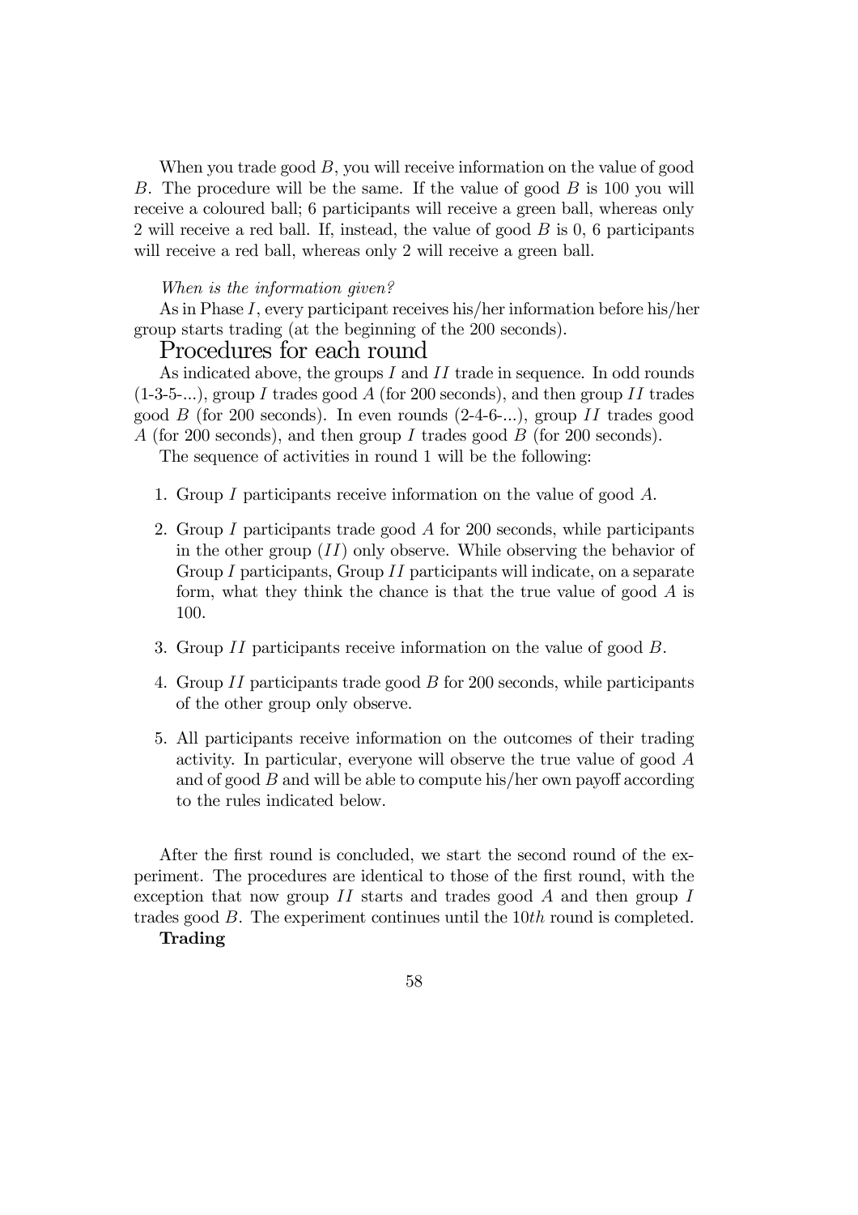When you trade good $B$, you will receive information on the value of good $B$. The procedure will be the same. If the value of good $B$ is 100 you will receive a coloured ball; 6 participants will receive a green ball, whereas only 2 will receive a red ball. If, instead, the value of good $B$ is 0, 6 participants will receive a red ball, whereas only 2 will receive a green ball.

*When is the information given?*

As in Phase $I$, every participant receives his/her information before his/her group starts trading (at the beginning of the 200 seconds).

## Procedures for each round

As indicated above, the groups $I$ and $II$ trade in sequence. In odd rounds (1-3-5-...), group $I$ trades good $A$ (for 200 seconds), and then group $II$ trades good $B$ (for 200 seconds). In even rounds (2-4-6-...), group $II$ trades good $A$ (for 200 seconds), and then group $I$ trades good $B$ (for 200 seconds).

The sequence of activities in round 1 will be the following:

1. Group $I$ participants receive information on the value of good $A$.
2. Group $I$ participants trade good $A$ for 200 seconds, while participants in the other group ($II$) only observe. While observing the behavior of Group $I$ participants, Group $II$ participants will indicate, on a separate form, what they think the chance is that the true value of good $A$ is 100.
3. Group $II$ participants receive information on the value of good $B$.
4. Group $II$ participants trade good $B$ for 200 seconds, while participants of the other group only observe.
5. All participants receive information on the outcomes of their trading activity. In particular, everyone will observe the true value of good $A$ and of good $B$ and will be able to compute his/her own payoff according to the rules indicated below.

After the first round is concluded, we start the second round of the experiment. The procedures are identical to those of the first round, with the exception that now group $II$ starts and trades good $A$ and then group $I$ trades good $B$. The experiment continues until the $10th$ round is completed.

**Trading**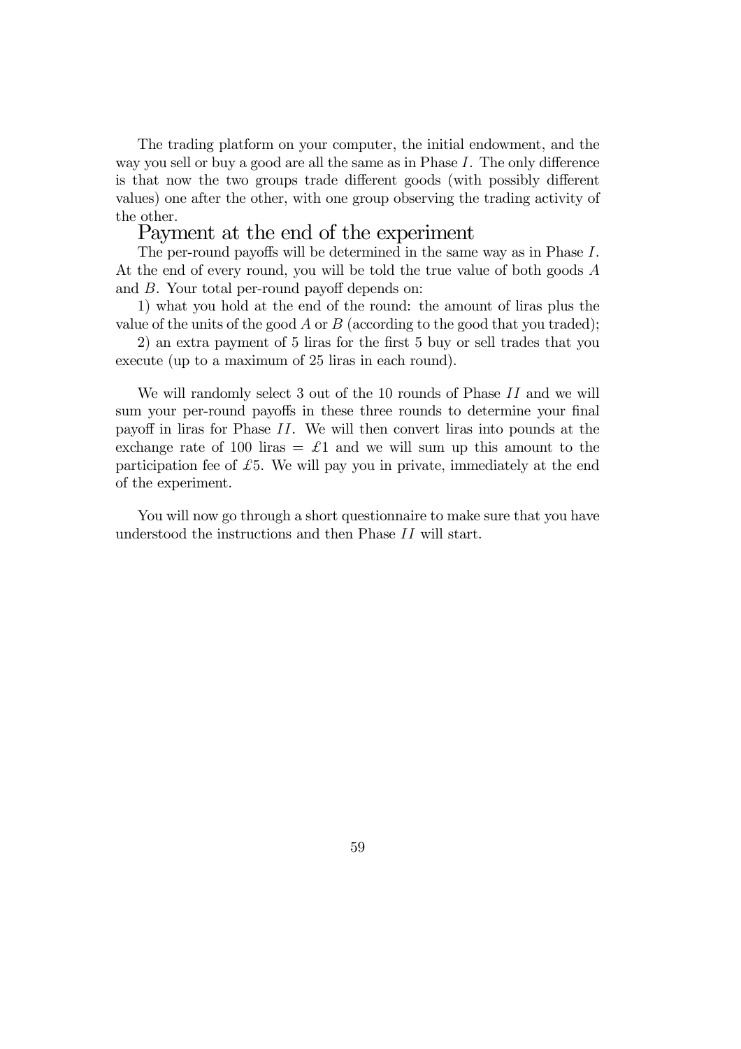The trading platform on your computer, the initial endowment, and the way you sell or buy a good are all the same as in Phase $I$. The only difference is that now the two groups trade different goods (with possibly different values) one after the other, with one group observing the trading activity of the other.

## Payment at the end of the experiment

The per-round payoffs will be determined in the same way as in Phase $I$. At the end of every round, you will be told the true value of both goods $A$ and $B$. Your total per-round payoff depends on:

1) what you hold at the end of the round: the amount of liras plus the value of the units of the good $A$ or $B$ (according to the good that you traded);

2) an extra payment of 5 liras for the first 5 buy or sell trades that you execute (up to a maximum of 25 liras in each round).

We will randomly select 3 out of the 10 rounds of Phase $II$ and we will sum your per-round payoffs in these three rounds to determine your final payoff in liras for Phase $II$. We will then convert liras into pounds at the exchange rate of 100 liras = £1 and we will sum up this amount to the participation fee of £5. We will pay you in private, immediately at the end of the experiment.

You will now go through a short questionnaire to make sure that you have understood the instructions and then Phase $II$ will start.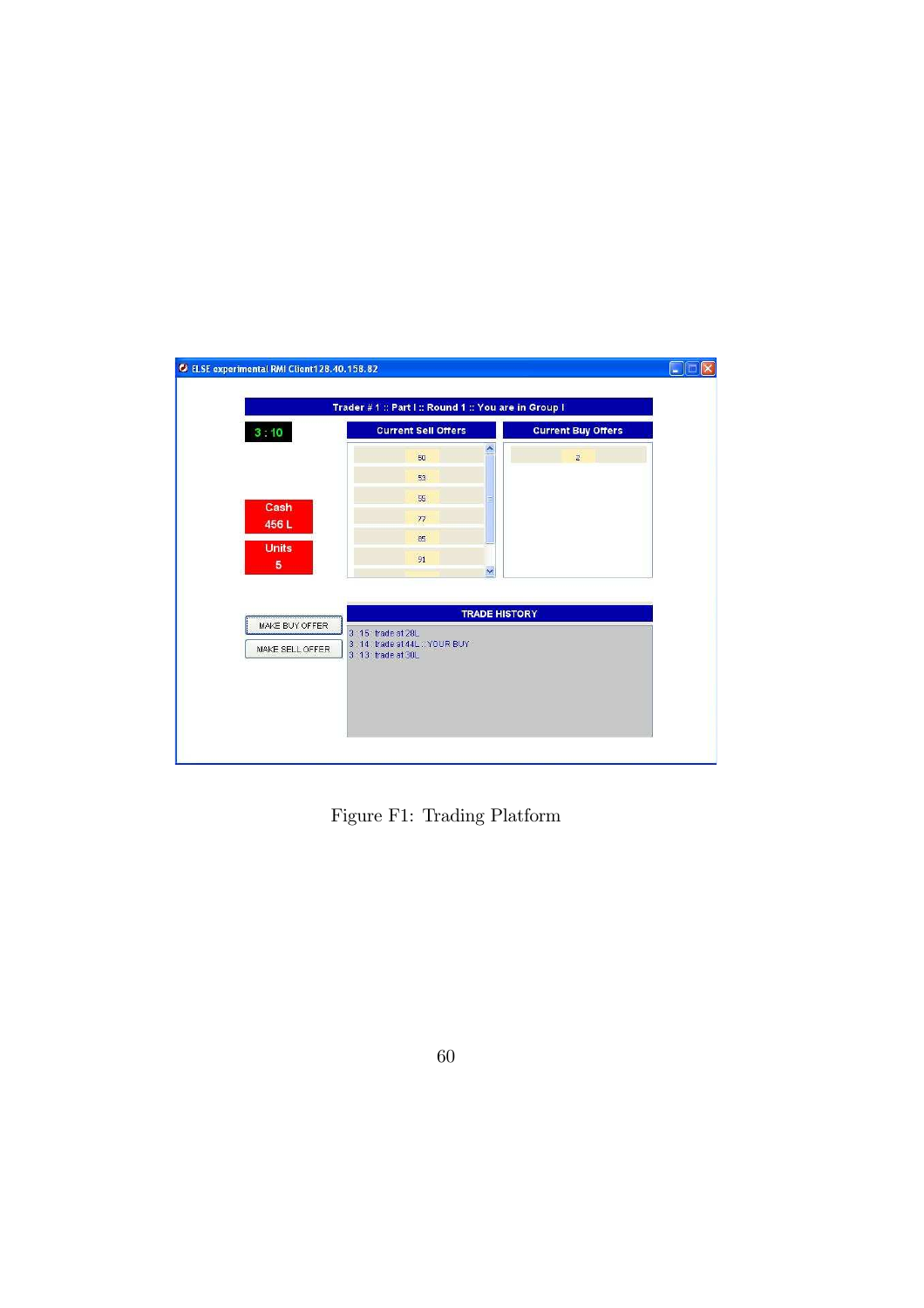ELSE experimental RMI Client128.40.158.82

Trader # 1 :: Part I :: Round 1 :: You are in Group I

3 : 10

Current Sell Offers

50

53

55

77

85

91

Current Buy Offers

2

Cash

456 L

Units

5

MAKE BUY OFFER

MAKE SELL OFFER

TRADE HISTORY

3 : 15 trade at 28L

3 : 14 trade at 44L :: YOUR BUY

3 : 13 trade at 30L

Figure F1: Trading Platform